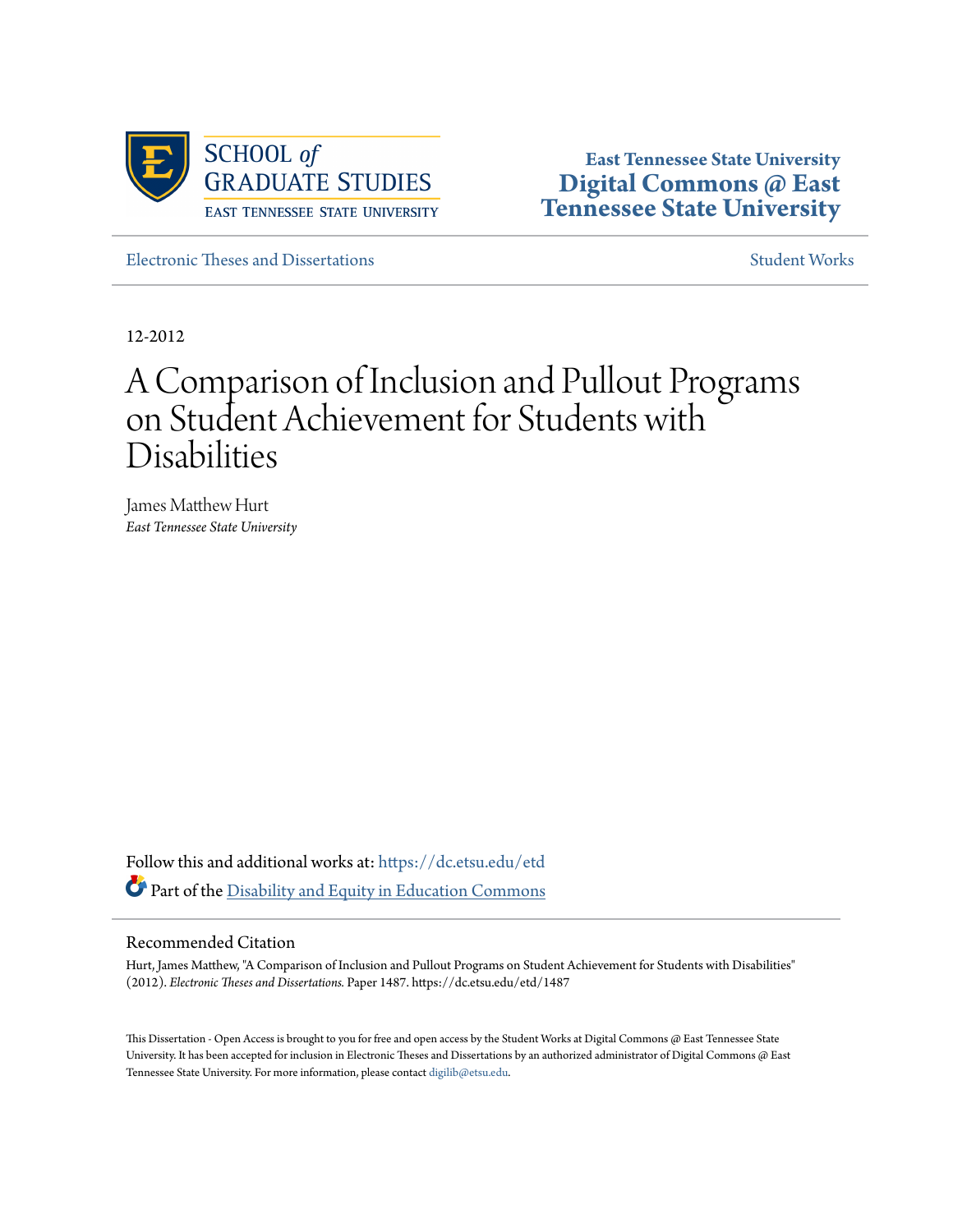SCHOOL *of* GRADUATE STUDIES
EAST TENNESSEE STATE UNIVERSITY

**East Tennessee State University**
**Digital Commons @ East Tennessee State University**

Electronic Theses and Dissertations | Student Works

12-2012

# A Comparison of Inclusion and Pullout Programs on Student Achievement for Students with Disabilities

James Matthew Hurt
*East Tennessee State University*

Follow this and additional works at: https://dc.etsu.edu/etd

Part of the Disability and Equity in Education Commons

## Recommended Citation

Hurt, James Matthew, "A Comparison of Inclusion and Pullout Programs on Student Achievement for Students with Disabilities" (2012). *Electronic Theses and Dissertations.* Paper 1487. https://dc.etsu.edu/etd/1487

This Dissertation - Open Access is brought to you for free and open access by the Student Works at Digital Commons @ East Tennessee State University. It has been accepted for inclusion in Electronic Theses and Dissertations by an authorized administrator of Digital Commons @ East Tennessee State University. For more information, please contact digilib@etsu.edu.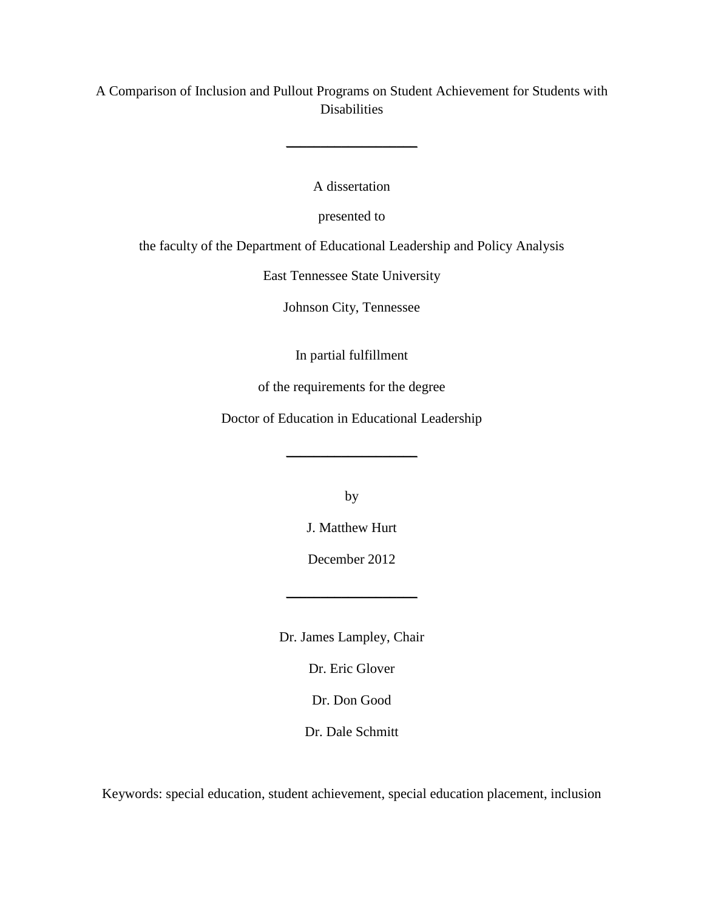# A Comparison of Inclusion and Pullout Programs on Student Achievement for Students with Disabilities

---

A dissertation

presented to

the faculty of the Department of Educational Leadership and Policy Analysis

East Tennessee State University

Johnson City, Tennessee

In partial fulfillment

of the requirements for the degree

Doctor of Education in Educational Leadership

---

by

J. Matthew Hurt

December 2012

---

Dr. James Lampley, Chair

Dr. Eric Glover

Dr. Don Good

Dr. Dale Schmitt

Keywords: special education, student achievement, special education placement, inclusion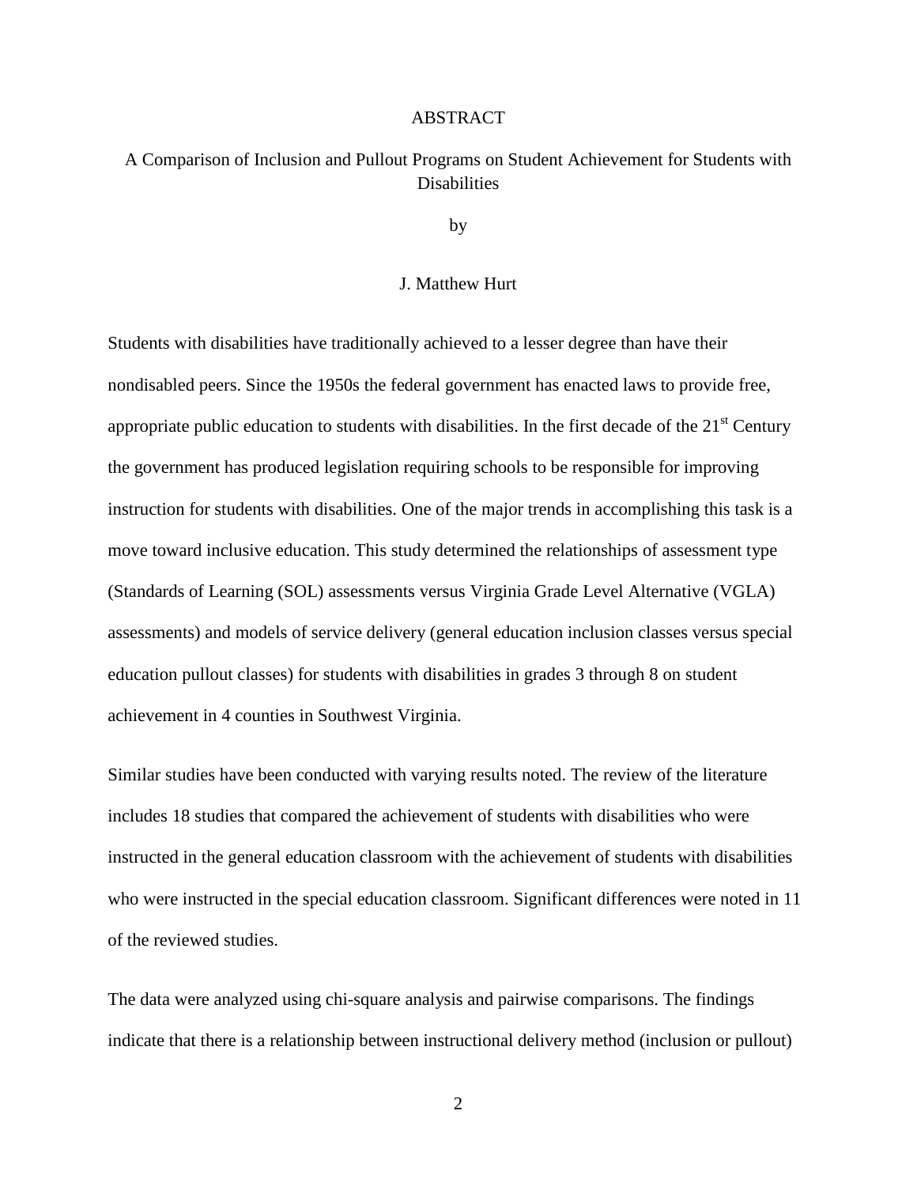# ABSTRACT

## A Comparison of Inclusion and Pullout Programs on Student Achievement for Students with Disabilities

by

J. Matthew Hurt

Students with disabilities have traditionally achieved to a lesser degree than have their nondisabled peers. Since the 1950s the federal government has enacted laws to provide free, appropriate public education to students with disabilities. In the first decade of the 21st Century the government has produced legislation requiring schools to be responsible for improving instruction for students with disabilities. One of the major trends in accomplishing this task is a move toward inclusive education. This study determined the relationships of assessment type (Standards of Learning (SOL) assessments versus Virginia Grade Level Alternative (VGLA) assessments) and models of service delivery (general education inclusion classes versus special education pullout classes) for students with disabilities in grades 3 through 8 on student achievement in 4 counties in Southwest Virginia.

Similar studies have been conducted with varying results noted. The review of the literature includes 18 studies that compared the achievement of students with disabilities who were instructed in the general education classroom with the achievement of students with disabilities who were instructed in the special education classroom. Significant differences were noted in 11 of the reviewed studies.

The data were analyzed using chi-square analysis and pairwise comparisons. The findings indicate that there is a relationship between instructional delivery method (inclusion or pullout)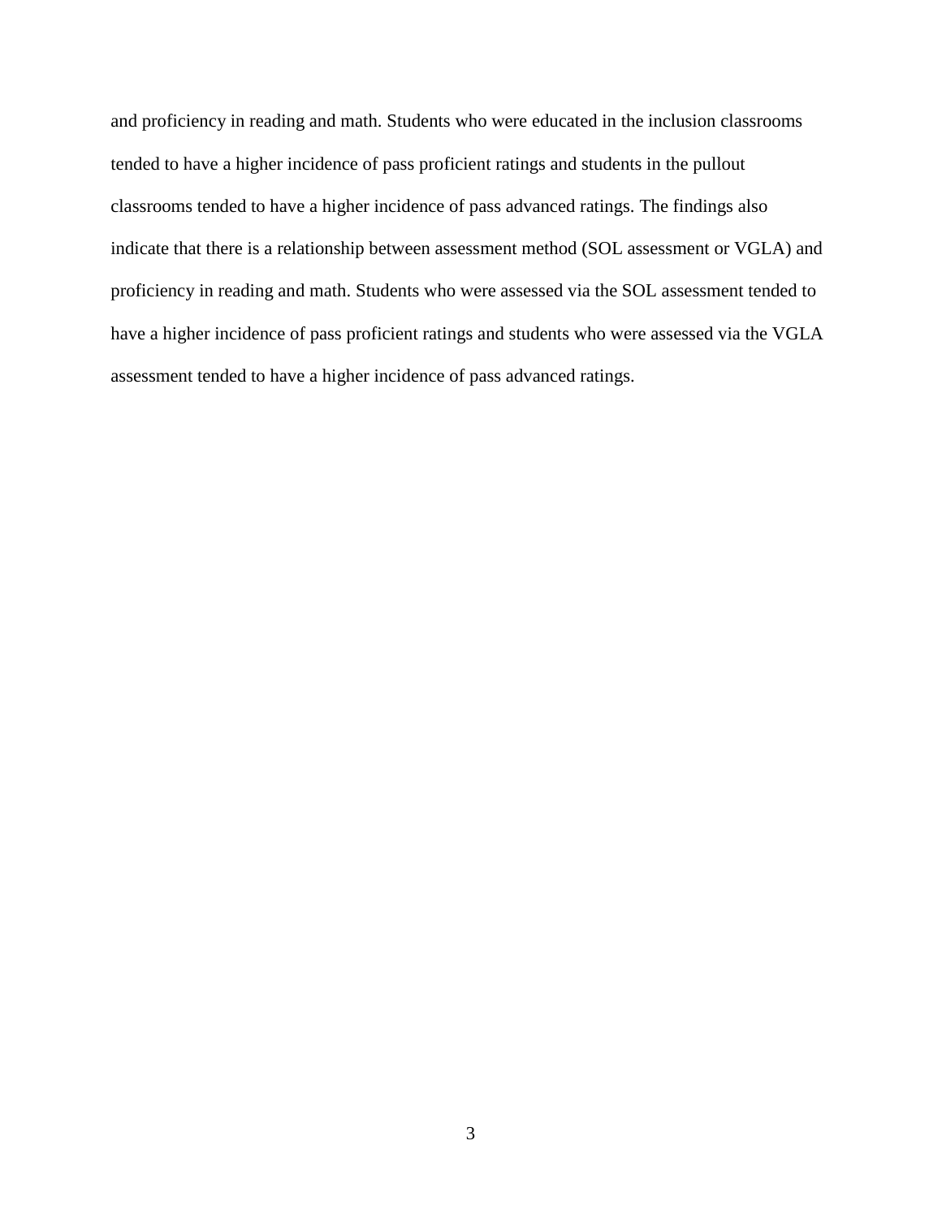and proficiency in reading and math. Students who were educated in the inclusion classrooms tended to have a higher incidence of pass proficient ratings and students in the pullout classrooms tended to have a higher incidence of pass advanced ratings. The findings also indicate that there is a relationship between assessment method (SOL assessment or VGLA) and proficiency in reading and math. Students who were assessed via the SOL assessment tended to have a higher incidence of pass proficient ratings and students who were assessed via the VGLA assessment tended to have a higher incidence of pass advanced ratings.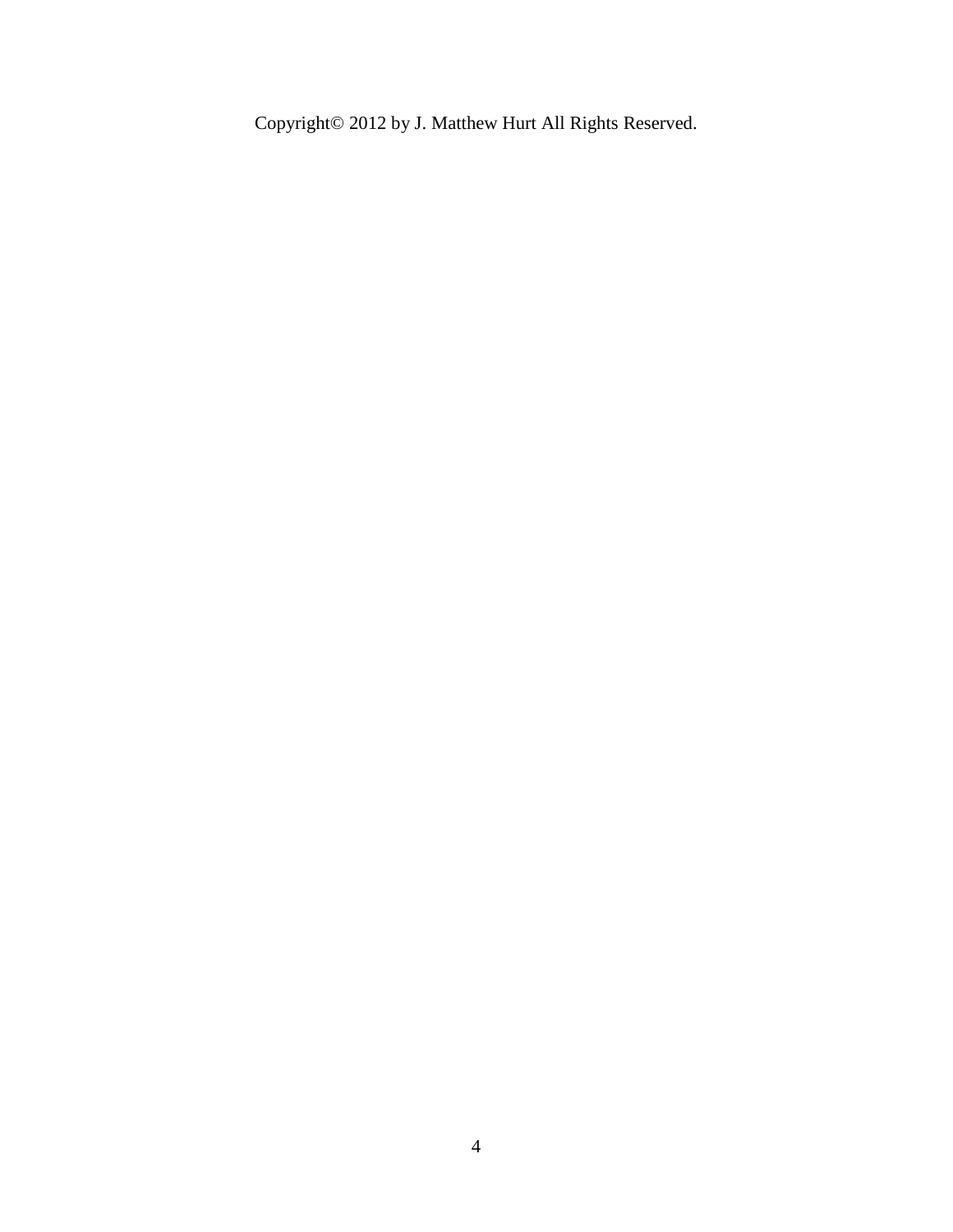Copyright© 2012 by J. Matthew Hurt All Rights Reserved.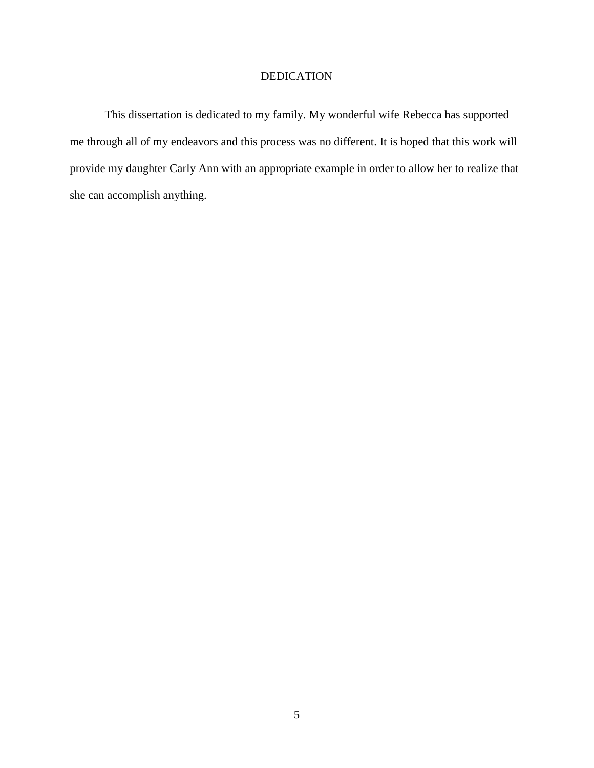# DEDICATION

This dissertation is dedicated to my family. My wonderful wife Rebecca has supported me through all of my endeavors and this process was no different. It is hoped that this work will provide my daughter Carly Ann with an appropriate example in order to allow her to realize that she can accomplish anything.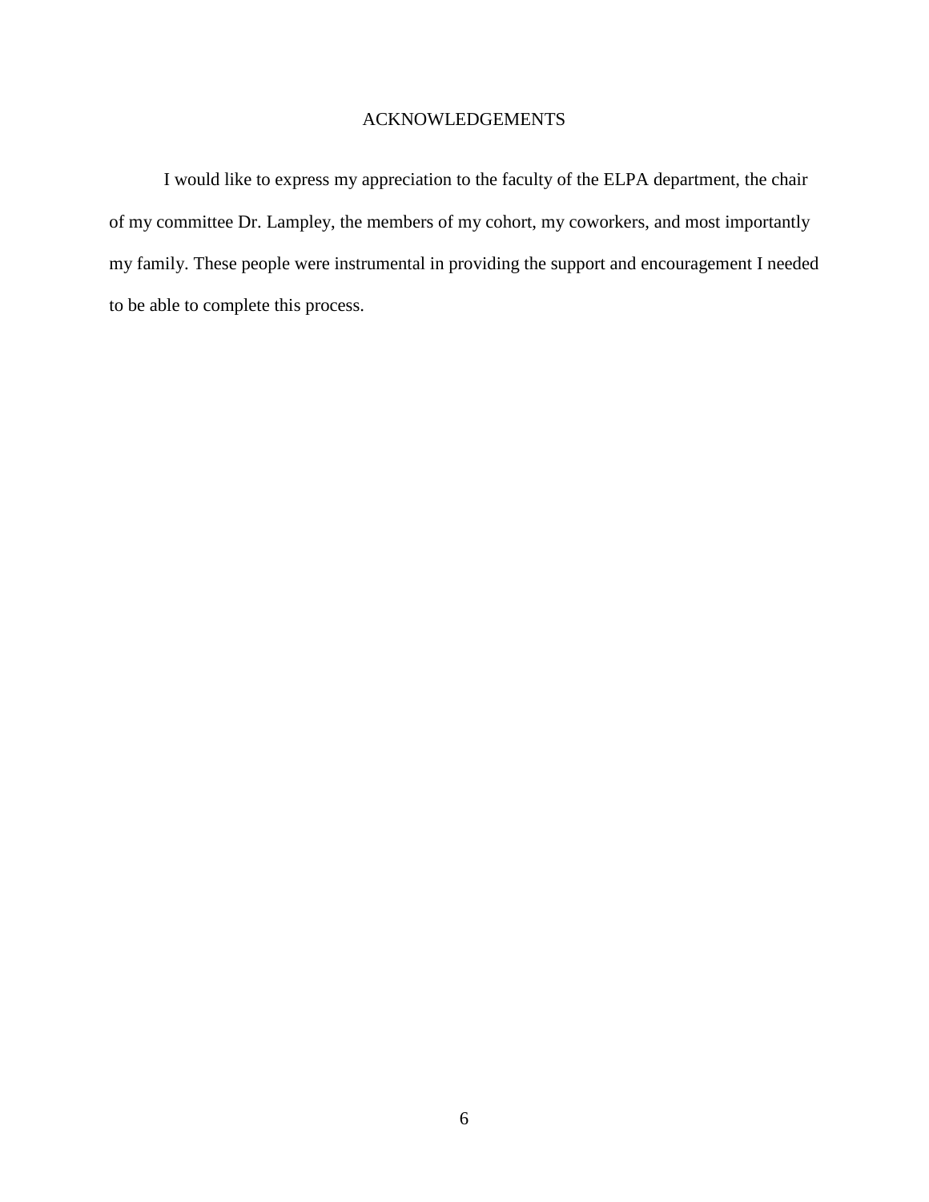# ACKNOWLEDGEMENTS

I would like to express my appreciation to the faculty of the ELPA department, the chair of my committee Dr. Lampley, the members of my cohort, my coworkers, and most importantly my family. These people were instrumental in providing the support and encouragement I needed to be able to complete this process.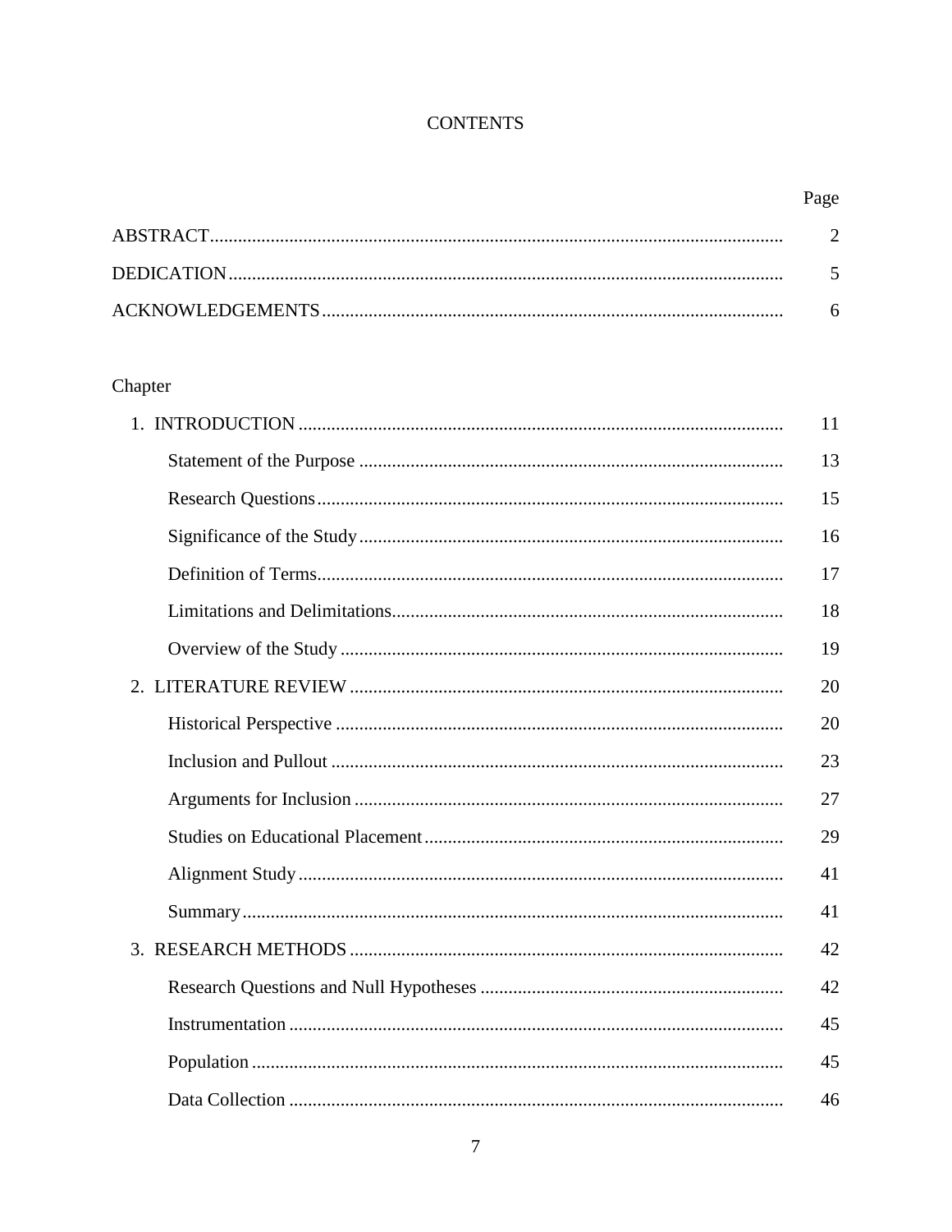# CONTENTS

| | Page |
|---|---|
| ABSTRACT | 2 |
| DEDICATION | 5 |
| ACKNOWLEDGEMENTS | 6 |

Chapter

| | |
|---|---|
| 1. INTRODUCTION | 11 |
| Statement of the Purpose | 13 |
| Research Questions | 15 |
| Significance of the Study | 16 |
| Definition of Terms | 17 |
| Limitations and Delimitations | 18 |
| Overview of the Study | 19 |
| 2. LITERATURE REVIEW | 20 |
| Historical Perspective | 20 |
| Inclusion and Pullout | 23 |
| Arguments for Inclusion | 27 |
| Studies on Educational Placement | 29 |
| Alignment Study | 41 |
| Summary | 41 |
| 3. RESEARCH METHODS | 42 |
| Research Questions and Null Hypotheses | 42 |
| Instrumentation | 45 |
| Population | 45 |
| Data Collection | 46 |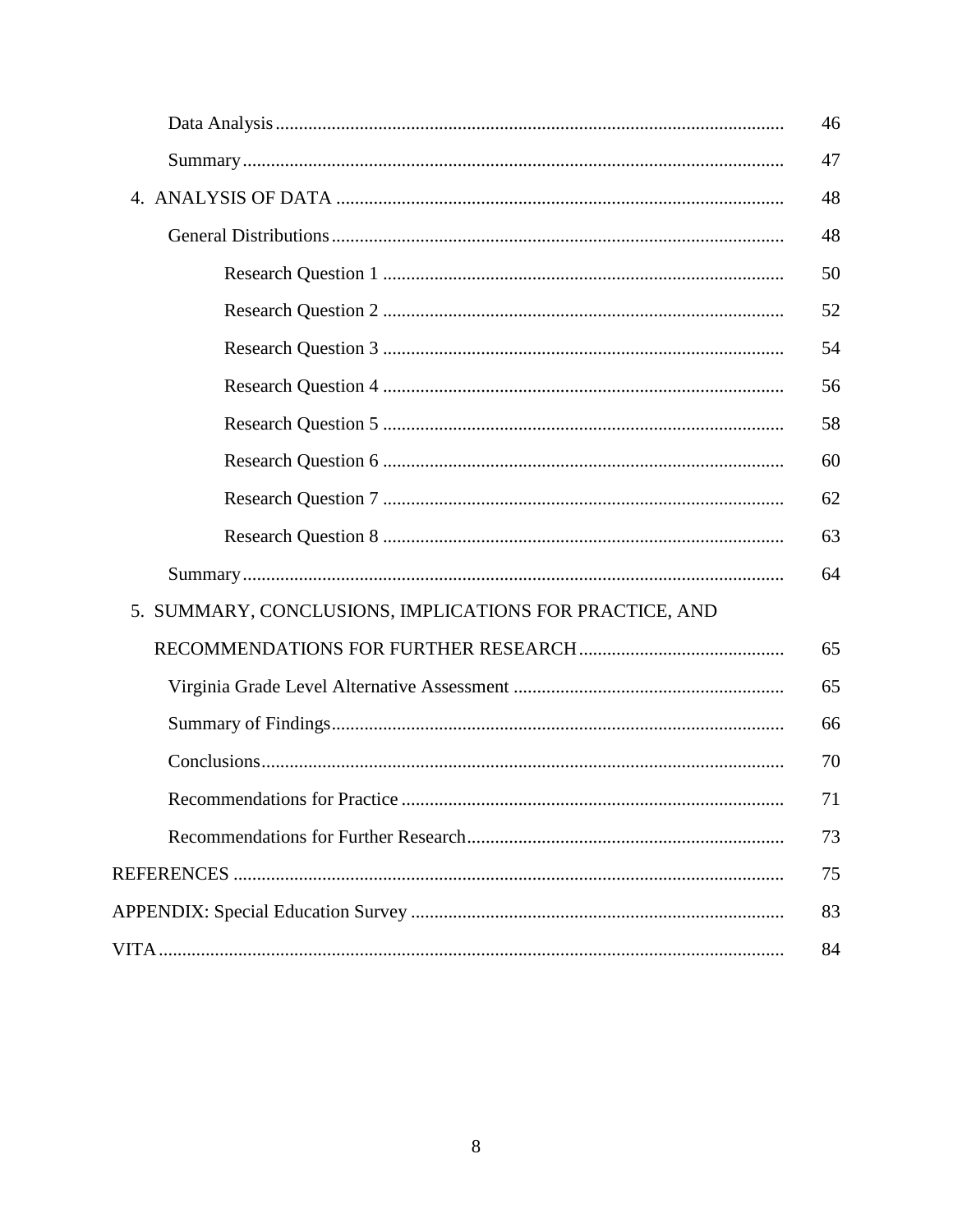| | |
|---|---|
| Data Analysis | 46 |
| Summary | 47 |
| 4. ANALYSIS OF DATA | 48 |
| General Distributions | 48 |
| Research Question 1 | 50 |
| Research Question 2 | 52 |
| Research Question 3 | 54 |
| Research Question 4 | 56 |
| Research Question 5 | 58 |
| Research Question 6 | 60 |
| Research Question 7 | 62 |
| Research Question 8 | 63 |
| Summary | 64 |
| 5. SUMMARY, CONCLUSIONS, IMPLICATIONS FOR PRACTICE, AND RECOMMENDATIONS FOR FURTHER RESEARCH | 65 |
| Virginia Grade Level Alternative Assessment | 65 |
| Summary of Findings | 66 |
| Conclusions | 70 |
| Recommendations for Practice | 71 |
| Recommendations for Further Research | 73 |
| REFERENCES | 75 |
| APPENDIX: Special Education Survey | 83 |
| VITA | 84 |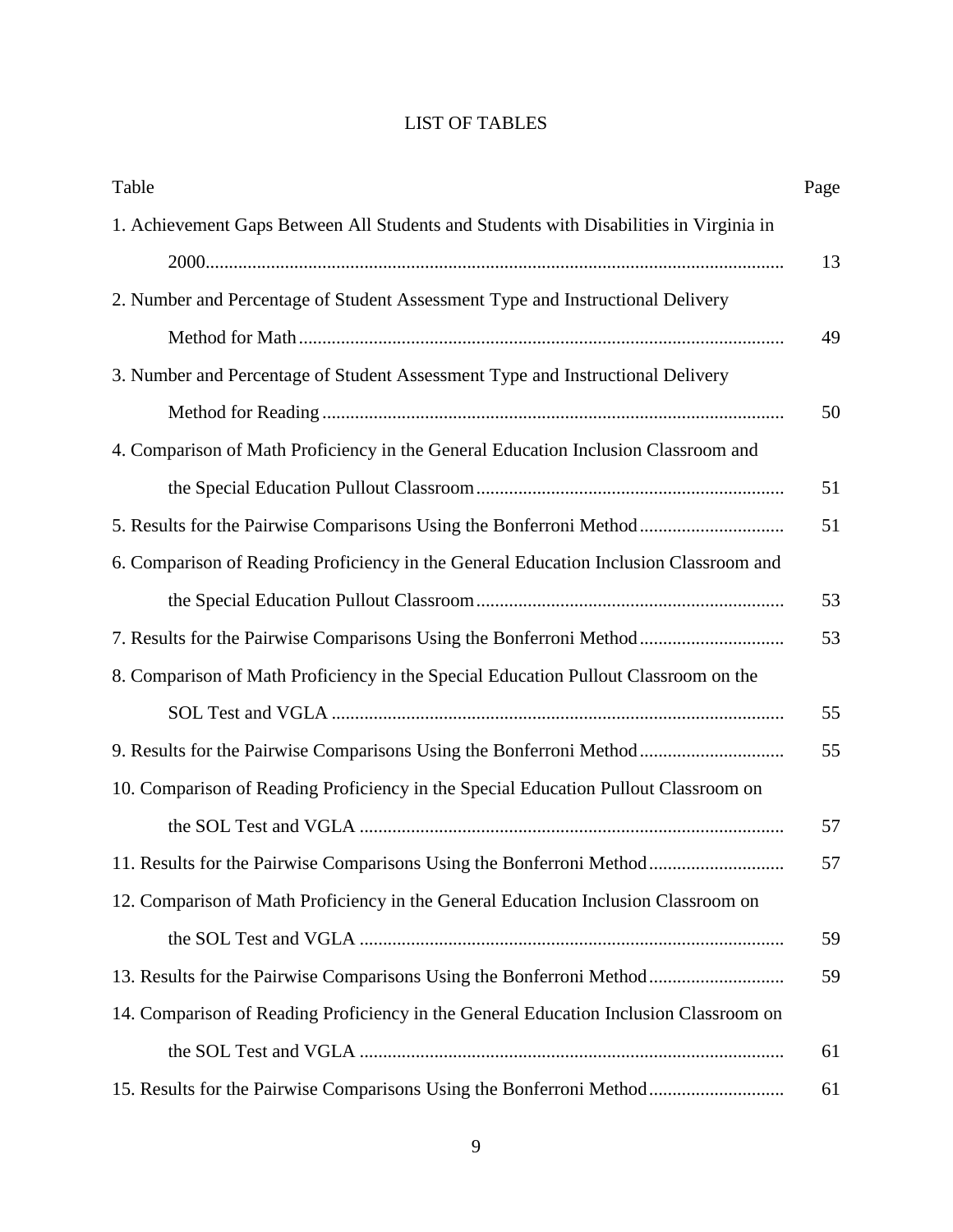# LIST OF TABLES

| Table | Page |
|---|---|
| 1. Achievement Gaps Between All Students and Students with Disabilities in Virginia in 2000 | 13 |
| 2. Number and Percentage of Student Assessment Type and Instructional Delivery Method for Math | 49 |
| 3. Number and Percentage of Student Assessment Type and Instructional Delivery Method for Reading | 50 |
| 4. Comparison of Math Proficiency in the General Education Inclusion Classroom and the Special Education Pullout Classroom | 51 |
| 5. Results for the Pairwise Comparisons Using the Bonferroni Method | 51 |
| 6. Comparison of Reading Proficiency in the General Education Inclusion Classroom and the Special Education Pullout Classroom | 53 |
| 7. Results for the Pairwise Comparisons Using the Bonferroni Method | 53 |
| 8. Comparison of Math Proficiency in the Special Education Pullout Classroom on the SOL Test and VGLA | 55 |
| 9. Results for the Pairwise Comparisons Using the Bonferroni Method | 55 |
| 10. Comparison of Reading Proficiency in the Special Education Pullout Classroom on the SOL Test and VGLA | 57 |
| 11. Results for the Pairwise Comparisons Using the Bonferroni Method | 57 |
| 12. Comparison of Math Proficiency in the General Education Inclusion Classroom on the SOL Test and VGLA | 59 |
| 13. Results for the Pairwise Comparisons Using the Bonferroni Method | 59 |
| 14. Comparison of Reading Proficiency in the General Education Inclusion Classroom on the SOL Test and VGLA | 61 |
| 15. Results for the Pairwise Comparisons Using the Bonferroni Method | 61 |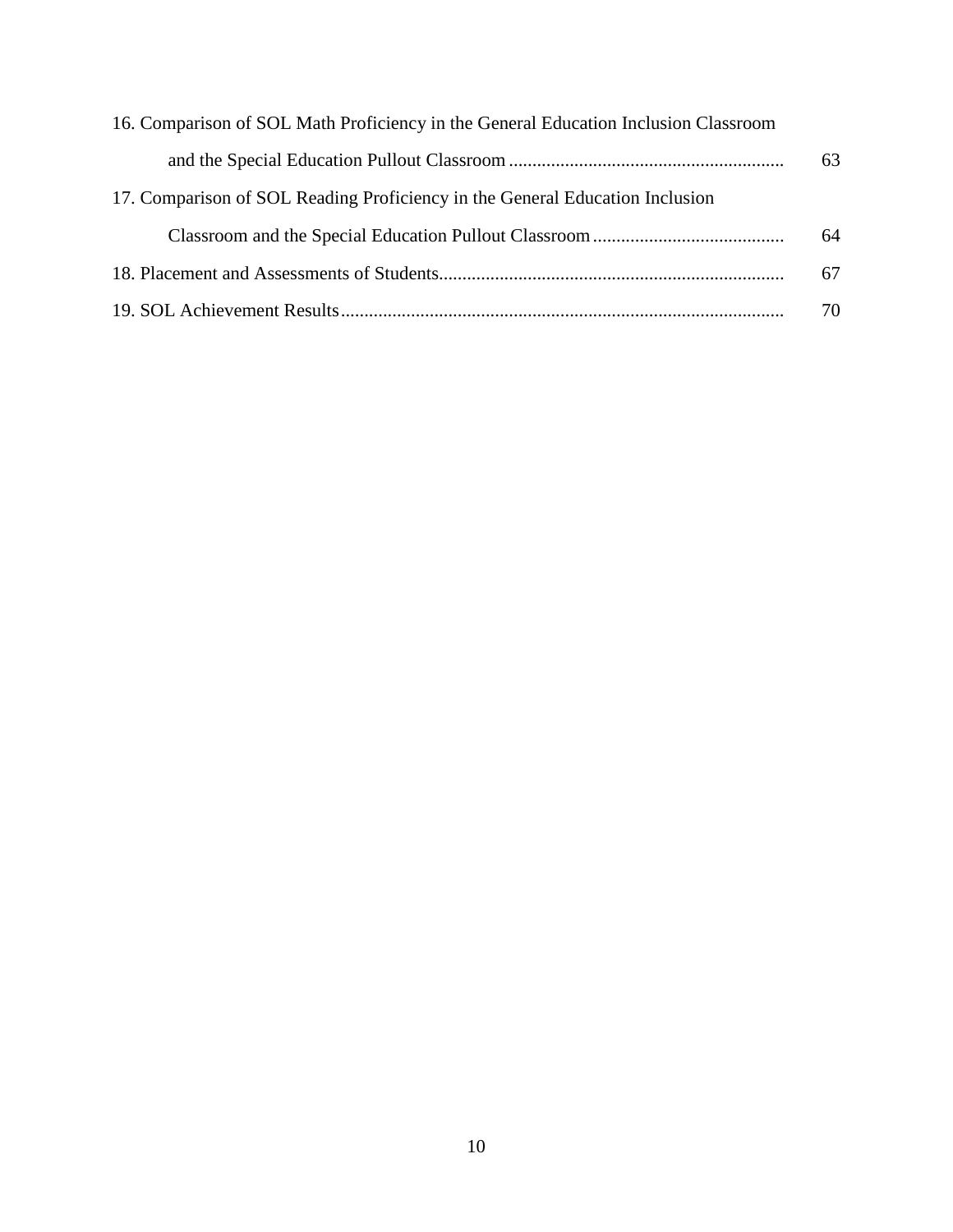16. Comparison of SOL Math Proficiency in the General Education Inclusion Classroom and the Special Education Pullout Classroom ........................................................... 63
17. Comparison of SOL Reading Proficiency in the General Education Inclusion Classroom and the Special Education Pullout Classroom ......................................... 64
18. Placement and Assessments of Students.......................................................................... 67
19. SOL Achievement Results.............................................................................................. 70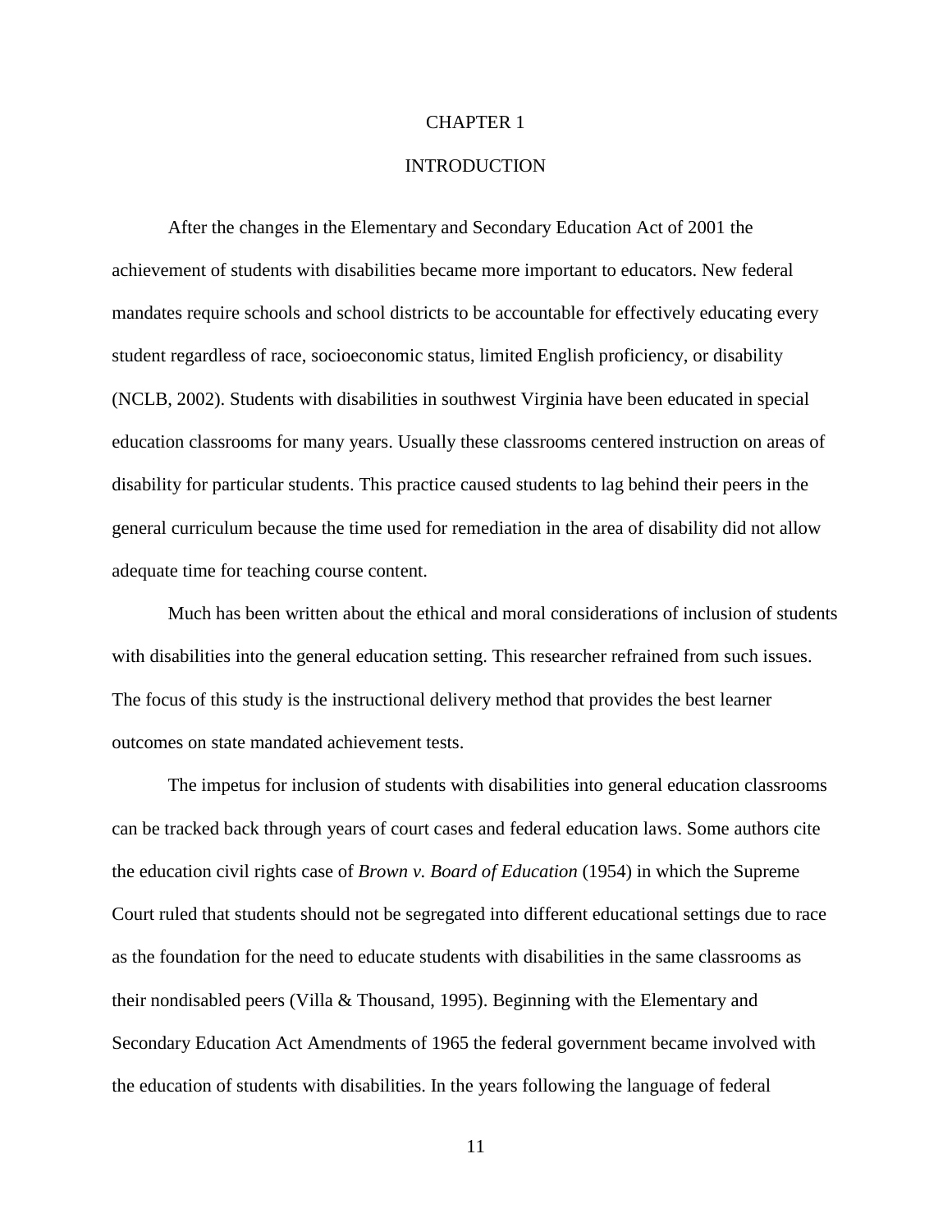# CHAPTER 1

# INTRODUCTION

After the changes in the Elementary and Secondary Education Act of 2001 the achievement of students with disabilities became more important to educators. New federal mandates require schools and school districts to be accountable for effectively educating every student regardless of race, socioeconomic status, limited English proficiency, or disability (NCLB, 2002). Students with disabilities in southwest Virginia have been educated in special education classrooms for many years. Usually these classrooms centered instruction on areas of disability for particular students. This practice caused students to lag behind their peers in the general curriculum because the time used for remediation in the area of disability did not allow adequate time for teaching course content.

Much has been written about the ethical and moral considerations of inclusion of students with disabilities into the general education setting. This researcher refrained from such issues. The focus of this study is the instructional delivery method that provides the best learner outcomes on state mandated achievement tests.

The impetus for inclusion of students with disabilities into general education classrooms can be tracked back through years of court cases and federal education laws. Some authors cite the education civil rights case of *Brown v. Board of Education* (1954) in which the Supreme Court ruled that students should not be segregated into different educational settings due to race as the foundation for the need to educate students with disabilities in the same classrooms as their nondisabled peers (Villa & Thousand, 1995). Beginning with the Elementary and Secondary Education Act Amendments of 1965 the federal government became involved with the education of students with disabilities. In the years following the language of federal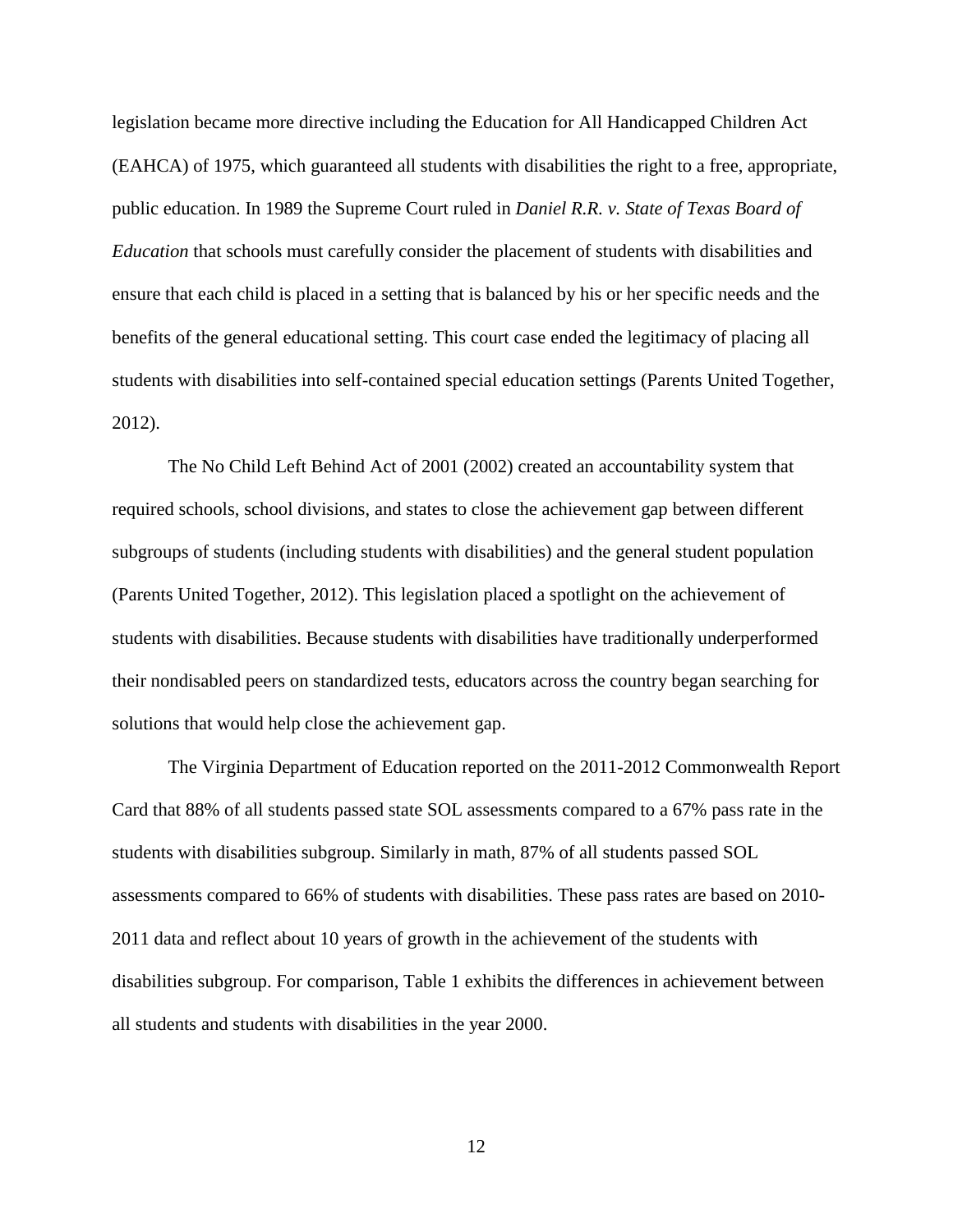legislation became more directive including the Education for All Handicapped Children Act (EAHCA) of 1975, which guaranteed all students with disabilities the right to a free, appropriate, public education. In 1989 the Supreme Court ruled in *Daniel R.R. v. State of Texas Board of Education* that schools must carefully consider the placement of students with disabilities and ensure that each child is placed in a setting that is balanced by his or her specific needs and the benefits of the general educational setting. This court case ended the legitimacy of placing all students with disabilities into self-contained special education settings (Parents United Together, 2012).

The No Child Left Behind Act of 2001 (2002) created an accountability system that required schools, school divisions, and states to close the achievement gap between different subgroups of students (including students with disabilities) and the general student population (Parents United Together, 2012). This legislation placed a spotlight on the achievement of students with disabilities. Because students with disabilities have traditionally underperformed their nondisabled peers on standardized tests, educators across the country began searching for solutions that would help close the achievement gap.

The Virginia Department of Education reported on the 2011-2012 Commonwealth Report Card that 88% of all students passed state SOL assessments compared to a 67% pass rate in the students with disabilities subgroup. Similarly in math, 87% of all students passed SOL assessments compared to 66% of students with disabilities. These pass rates are based on 2010-2011 data and reflect about 10 years of growth in the achievement of the students with disabilities subgroup. For comparison, Table 1 exhibits the differences in achievement between all students and students with disabilities in the year 2000.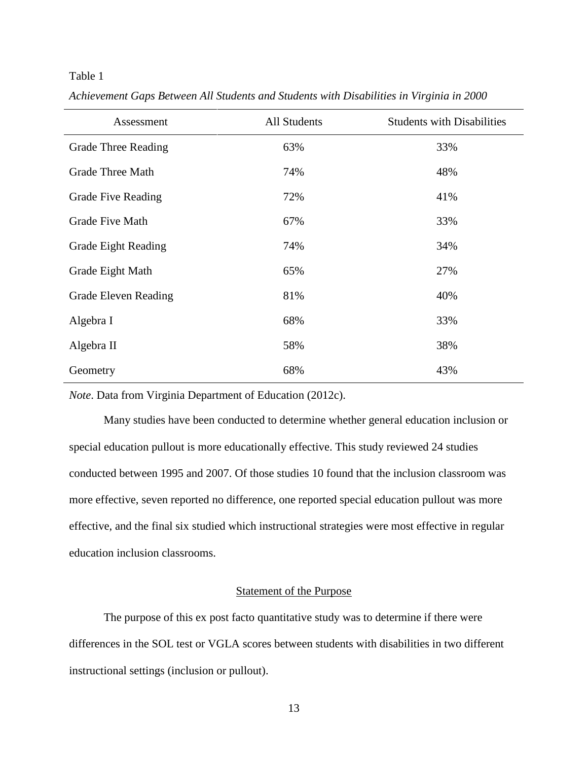Table 1

*Achievement Gaps Between All Students and Students with Disabilities in Virginia in 2000*

| Assessment | All Students | Students with Disabilities |
|---|---|---|
| Grade Three Reading | 63% | 33% |
| Grade Three Math | 74% | 48% |
| Grade Five Reading | 72% | 41% |
| Grade Five Math | 67% | 33% |
| Grade Eight Reading | 74% | 34% |
| Grade Eight Math | 65% | 27% |
| Grade Eleven Reading | 81% | 40% |
| Algebra I | 68% | 33% |
| Algebra II | 58% | 38% |
| Geometry | 68% | 43% |

*Note*. Data from Virginia Department of Education (2012c).

Many studies have been conducted to determine whether general education inclusion or special education pullout is more educationally effective. This study reviewed 24 studies conducted between 1995 and 2007. Of those studies 10 found that the inclusion classroom was more effective, seven reported no difference, one reported special education pullout was more effective, and the final six studied which instructional strategies were most effective in regular education inclusion classrooms.

## Statement of the Purpose

The purpose of this ex post facto quantitative study was to determine if there were differences in the SOL test or VGLA scores between students with disabilities in two different instructional settings (inclusion or pullout).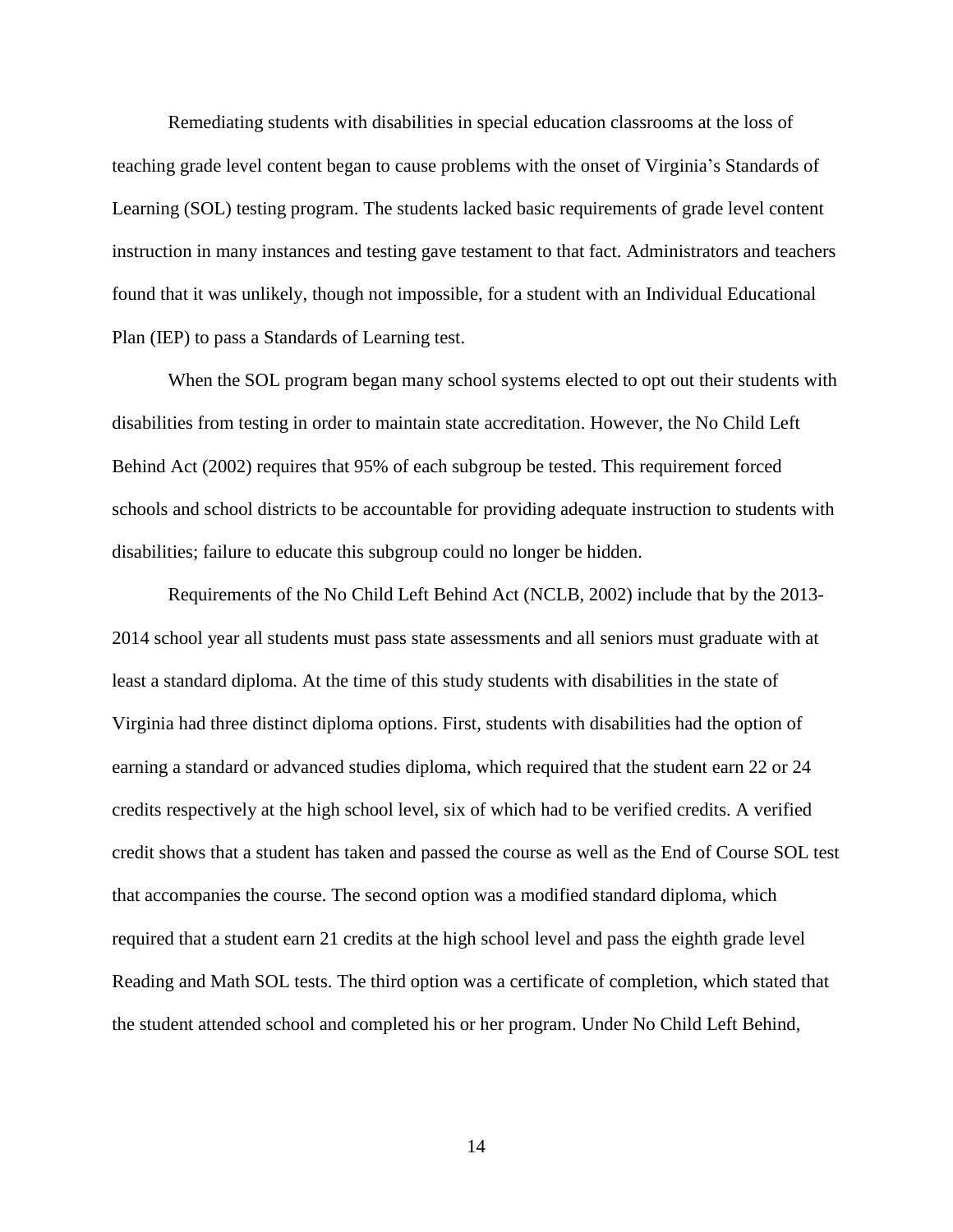Remediating students with disabilities in special education classrooms at the loss of teaching grade level content began to cause problems with the onset of Virginia's Standards of Learning (SOL) testing program. The students lacked basic requirements of grade level content instruction in many instances and testing gave testament to that fact. Administrators and teachers found that it was unlikely, though not impossible, for a student with an Individual Educational Plan (IEP) to pass a Standards of Learning test.

When the SOL program began many school systems elected to opt out their students with disabilities from testing in order to maintain state accreditation. However, the No Child Left Behind Act (2002) requires that 95% of each subgroup be tested. This requirement forced schools and school districts to be accountable for providing adequate instruction to students with disabilities; failure to educate this subgroup could no longer be hidden.

Requirements of the No Child Left Behind Act (NCLB, 2002) include that by the 2013-2014 school year all students must pass state assessments and all seniors must graduate with at least a standard diploma. At the time of this study students with disabilities in the state of Virginia had three distinct diploma options. First, students with disabilities had the option of earning a standard or advanced studies diploma, which required that the student earn 22 or 24 credits respectively at the high school level, six of which had to be verified credits. A verified credit shows that a student has taken and passed the course as well as the End of Course SOL test that accompanies the course. The second option was a modified standard diploma, which required that a student earn 21 credits at the high school level and pass the eighth grade level Reading and Math SOL tests. The third option was a certificate of completion, which stated that the student attended school and completed his or her program. Under No Child Left Behind,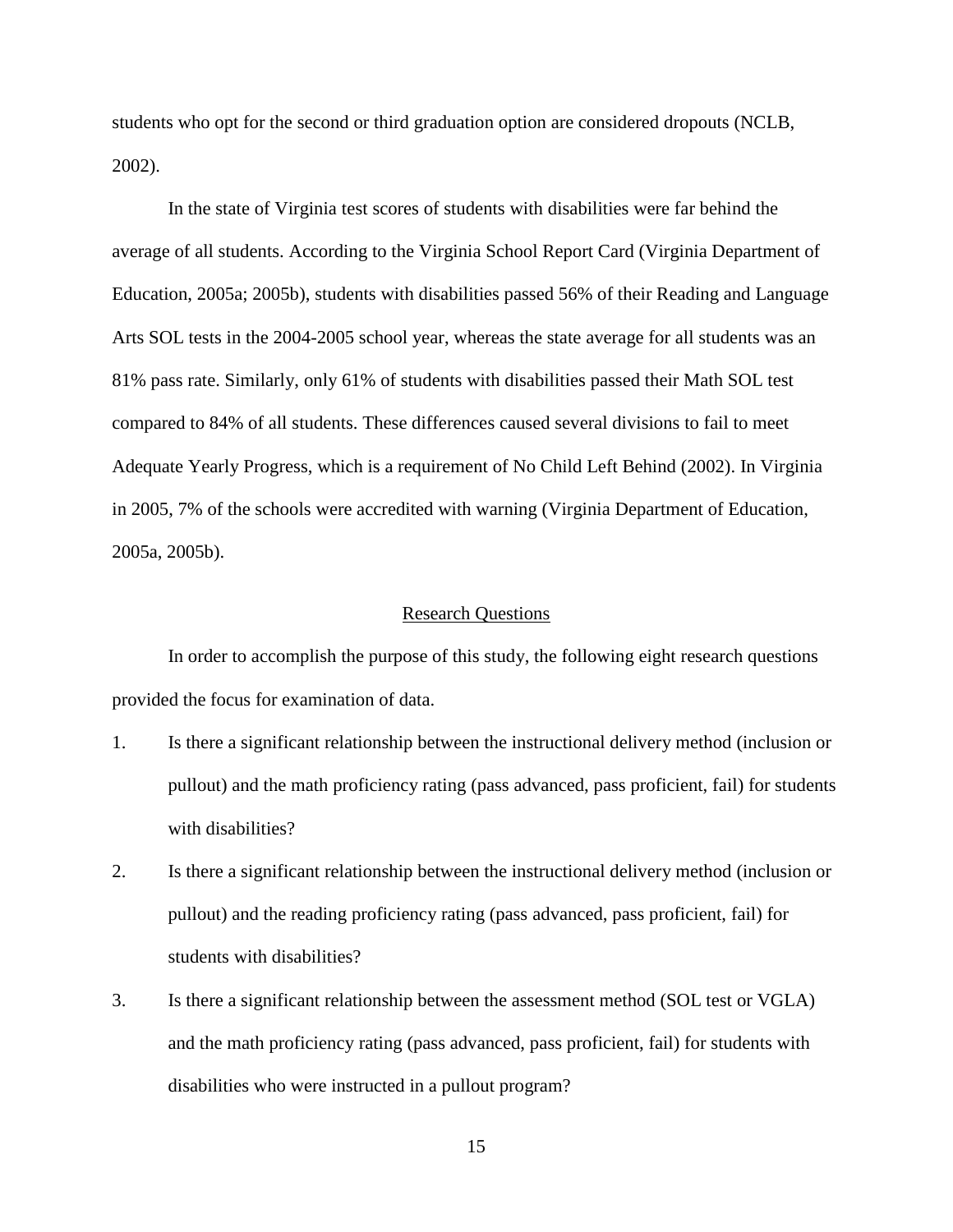students who opt for the second or third graduation option are considered dropouts (NCLB, 2002).

In the state of Virginia test scores of students with disabilities were far behind the average of all students. According to the Virginia School Report Card (Virginia Department of Education, 2005a; 2005b), students with disabilities passed 56% of their Reading and Language Arts SOL tests in the 2004-2005 school year, whereas the state average for all students was an 81% pass rate. Similarly, only 61% of students with disabilities passed their Math SOL test compared to 84% of all students. These differences caused several divisions to fail to meet Adequate Yearly Progress, which is a requirement of No Child Left Behind (2002). In Virginia in 2005, 7% of the schools were accredited with warning (Virginia Department of Education, 2005a, 2005b).

## Research Questions

In order to accomplish the purpose of this study, the following eight research questions provided the focus for examination of data.

1. Is there a significant relationship between the instructional delivery method (inclusion or pullout) and the math proficiency rating (pass advanced, pass proficient, fail) for students with disabilities?
2. Is there a significant relationship between the instructional delivery method (inclusion or pullout) and the reading proficiency rating (pass advanced, pass proficient, fail) for students with disabilities?
3. Is there a significant relationship between the assessment method (SOL test or VGLA) and the math proficiency rating (pass advanced, pass proficient, fail) for students with disabilities who were instructed in a pullout program?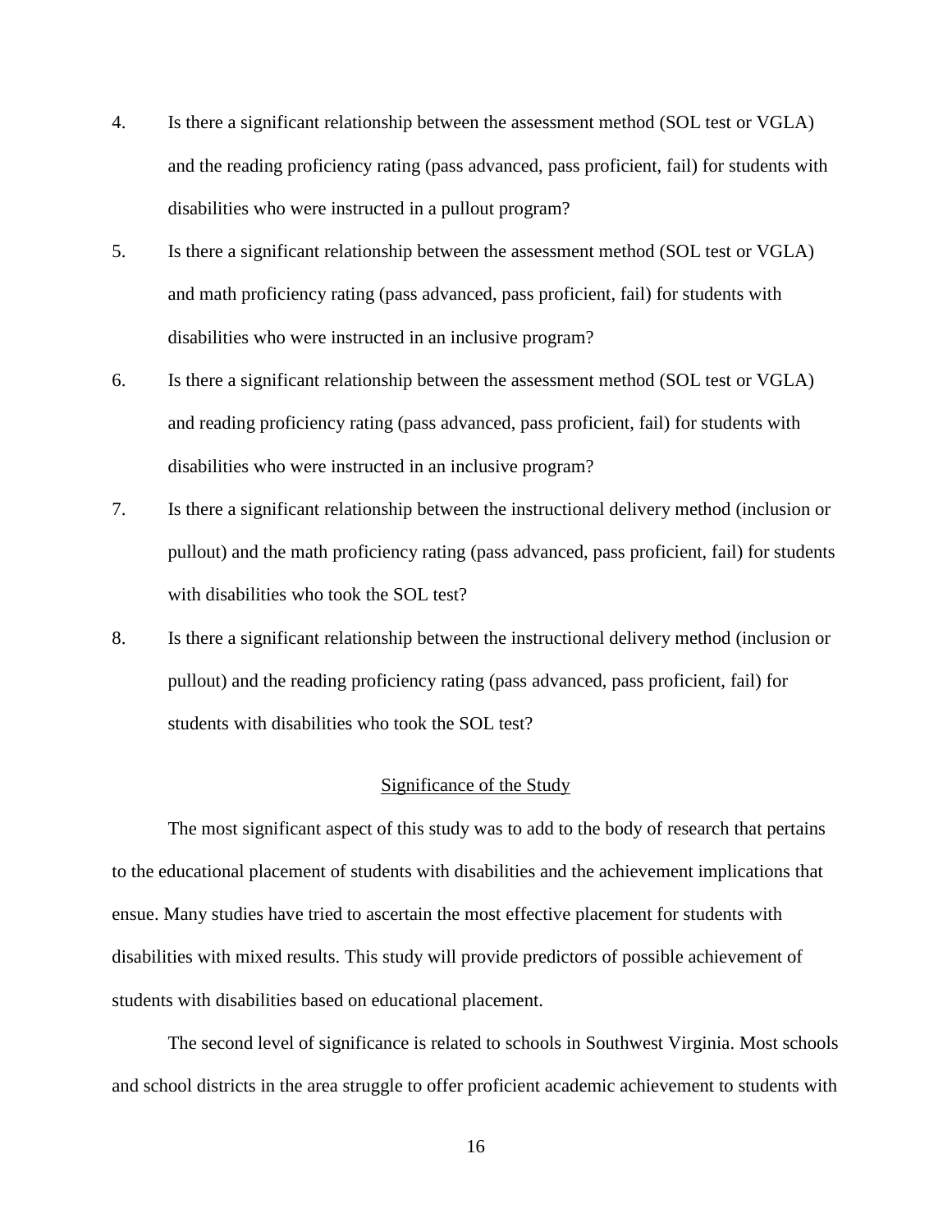4. Is there a significant relationship between the assessment method (SOL test or VGLA) and the reading proficiency rating (pass advanced, pass proficient, fail) for students with disabilities who were instructed in a pullout program?
5. Is there a significant relationship between the assessment method (SOL test or VGLA) and math proficiency rating (pass advanced, pass proficient, fail) for students with disabilities who were instructed in an inclusive program?
6. Is there a significant relationship between the assessment method (SOL test or VGLA) and reading proficiency rating (pass advanced, pass proficient, fail) for students with disabilities who were instructed in an inclusive program?
7. Is there a significant relationship between the instructional delivery method (inclusion or pullout) and the math proficiency rating (pass advanced, pass proficient, fail) for students with disabilities who took the SOL test?
8. Is there a significant relationship between the instructional delivery method (inclusion or pullout) and the reading proficiency rating (pass advanced, pass proficient, fail) for students with disabilities who took the SOL test?

## Significance of the Study

The most significant aspect of this study was to add to the body of research that pertains to the educational placement of students with disabilities and the achievement implications that ensue. Many studies have tried to ascertain the most effective placement for students with disabilities with mixed results. This study will provide predictors of possible achievement of students with disabilities based on educational placement.

The second level of significance is related to schools in Southwest Virginia. Most schools and school districts in the area struggle to offer proficient academic achievement to students with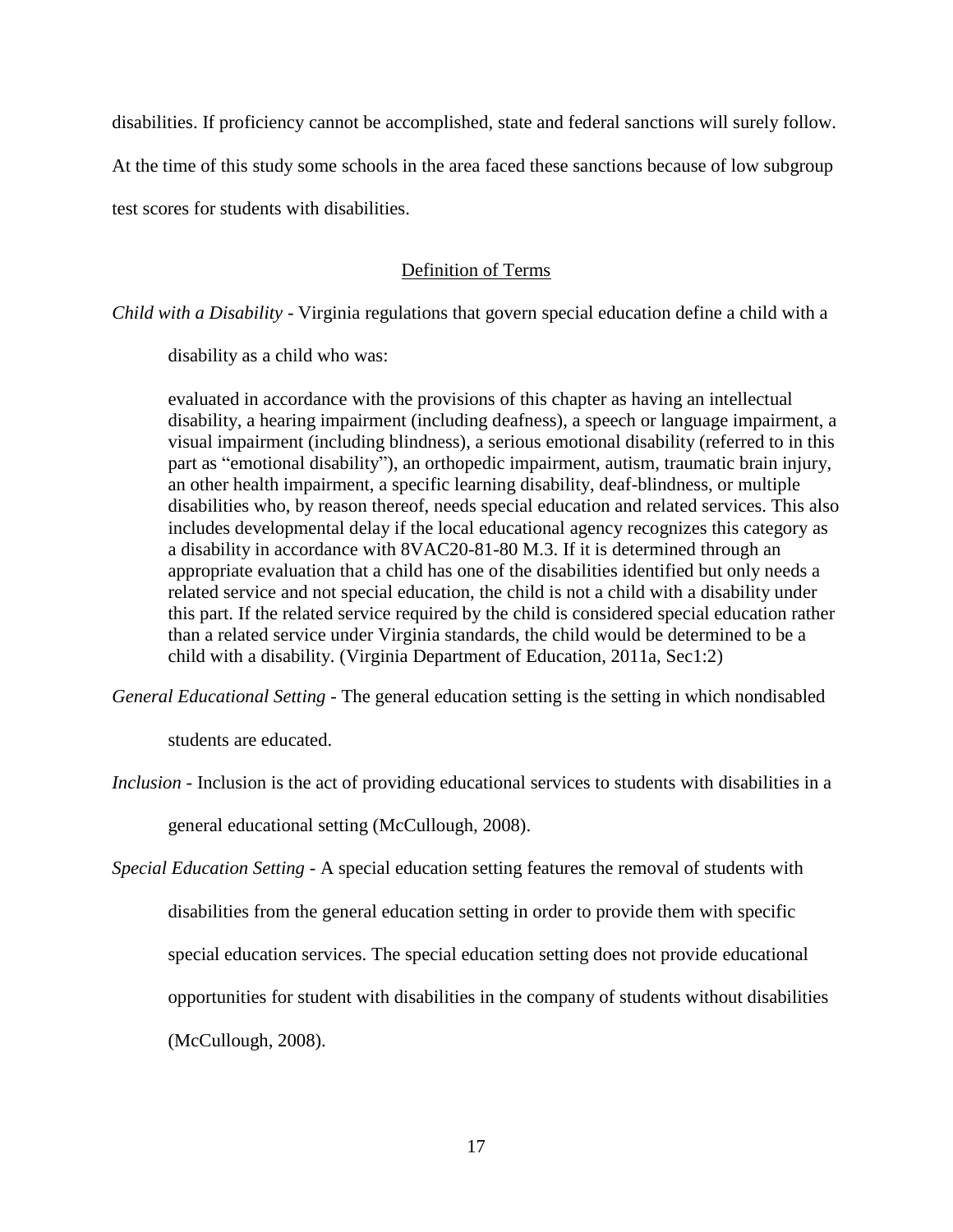disabilities. If proficiency cannot be accomplished, state and federal sanctions will surely follow. At the time of this study some schools in the area faced these sanctions because of low subgroup test scores for students with disabilities.

## Definition of Terms

*Child with a Disability* - Virginia regulations that govern special education define a child with a disability as a child who was:

> evaluated in accordance with the provisions of this chapter as having an intellectual disability, a hearing impairment (including deafness), a speech or language impairment, a visual impairment (including blindness), a serious emotional disability (referred to in this part as "emotional disability"), an orthopedic impairment, autism, traumatic brain injury, an other health impairment, a specific learning disability, deaf-blindness, or multiple disabilities who, by reason thereof, needs special education and related services. This also includes developmental delay if the local educational agency recognizes this category as a disability in accordance with 8VAC20-81-80 M.3. If it is determined through an appropriate evaluation that a child has one of the disabilities identified but only needs a related service and not special education, the child is not a child with a disability under this part. If the related service required by the child is considered special education rather than a related service under Virginia standards, the child would be determined to be a child with a disability. (Virginia Department of Education, 2011a, Sec1:2)

*General Educational Setting* - The general education setting is the setting in which nondisabled students are educated.

*Inclusion* - Inclusion is the act of providing educational services to students with disabilities in a general educational setting (McCullough, 2008).

*Special Education Setting* - A special education setting features the removal of students with disabilities from the general education setting in order to provide them with specific special education services. The special education setting does not provide educational opportunities for student with disabilities in the company of students without disabilities (McCullough, 2008).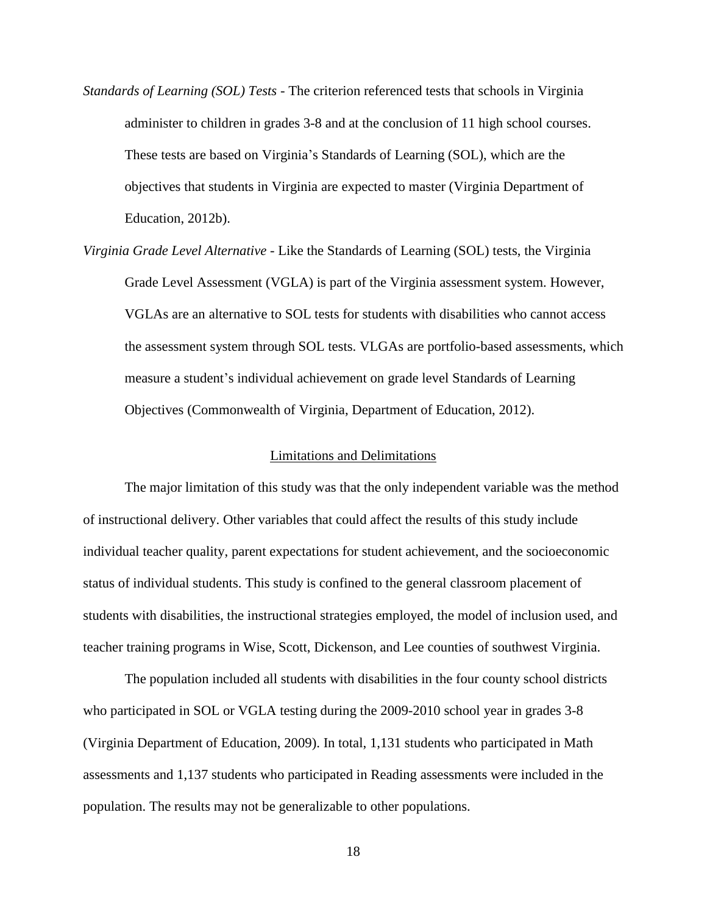*Standards of Learning (SOL) Tests* - The criterion referenced tests that schools in Virginia administer to children in grades 3-8 and at the conclusion of 11 high school courses. These tests are based on Virginia's Standards of Learning (SOL), which are the objectives that students in Virginia are expected to master (Virginia Department of Education, 2012b).

*Virginia Grade Level Alternative* - Like the Standards of Learning (SOL) tests, the Virginia Grade Level Assessment (VGLA) is part of the Virginia assessment system. However, VGLAs are an alternative to SOL tests for students with disabilities who cannot access the assessment system through SOL tests. VLGAs are portfolio-based assessments, which measure a student's individual achievement on grade level Standards of Learning Objectives (Commonwealth of Virginia, Department of Education, 2012).

## Limitations and Delimitations

The major limitation of this study was that the only independent variable was the method of instructional delivery. Other variables that could affect the results of this study include individual teacher quality, parent expectations for student achievement, and the socioeconomic status of individual students. This study is confined to the general classroom placement of students with disabilities, the instructional strategies employed, the model of inclusion used, and teacher training programs in Wise, Scott, Dickenson, and Lee counties of southwest Virginia.

The population included all students with disabilities in the four county school districts who participated in SOL or VGLA testing during the 2009-2010 school year in grades 3-8 (Virginia Department of Education, 2009). In total, 1,131 students who participated in Math assessments and 1,137 students who participated in Reading assessments were included in the population. The results may not be generalizable to other populations.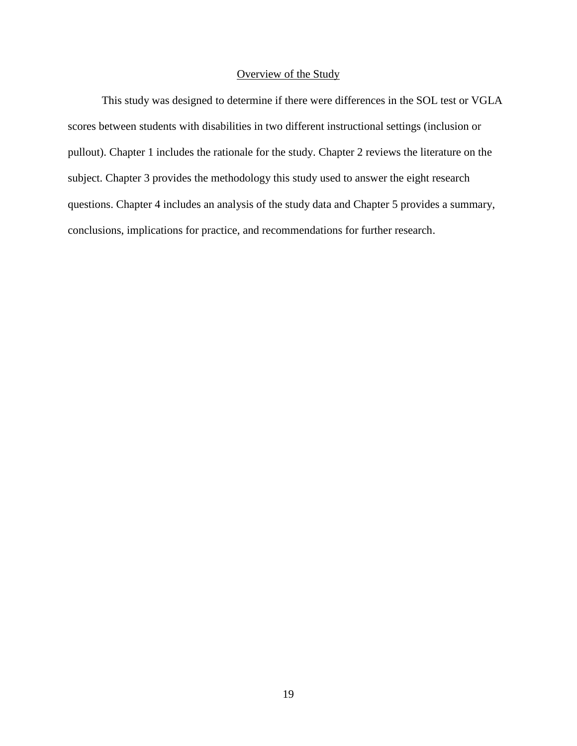## Overview of the Study

This study was designed to determine if there were differences in the SOL test or VGLA scores between students with disabilities in two different instructional settings (inclusion or pullout). Chapter 1 includes the rationale for the study. Chapter 2 reviews the literature on the subject. Chapter 3 provides the methodology this study used to answer the eight research questions. Chapter 4 includes an analysis of the study data and Chapter 5 provides a summary, conclusions, implications for practice, and recommendations for further research.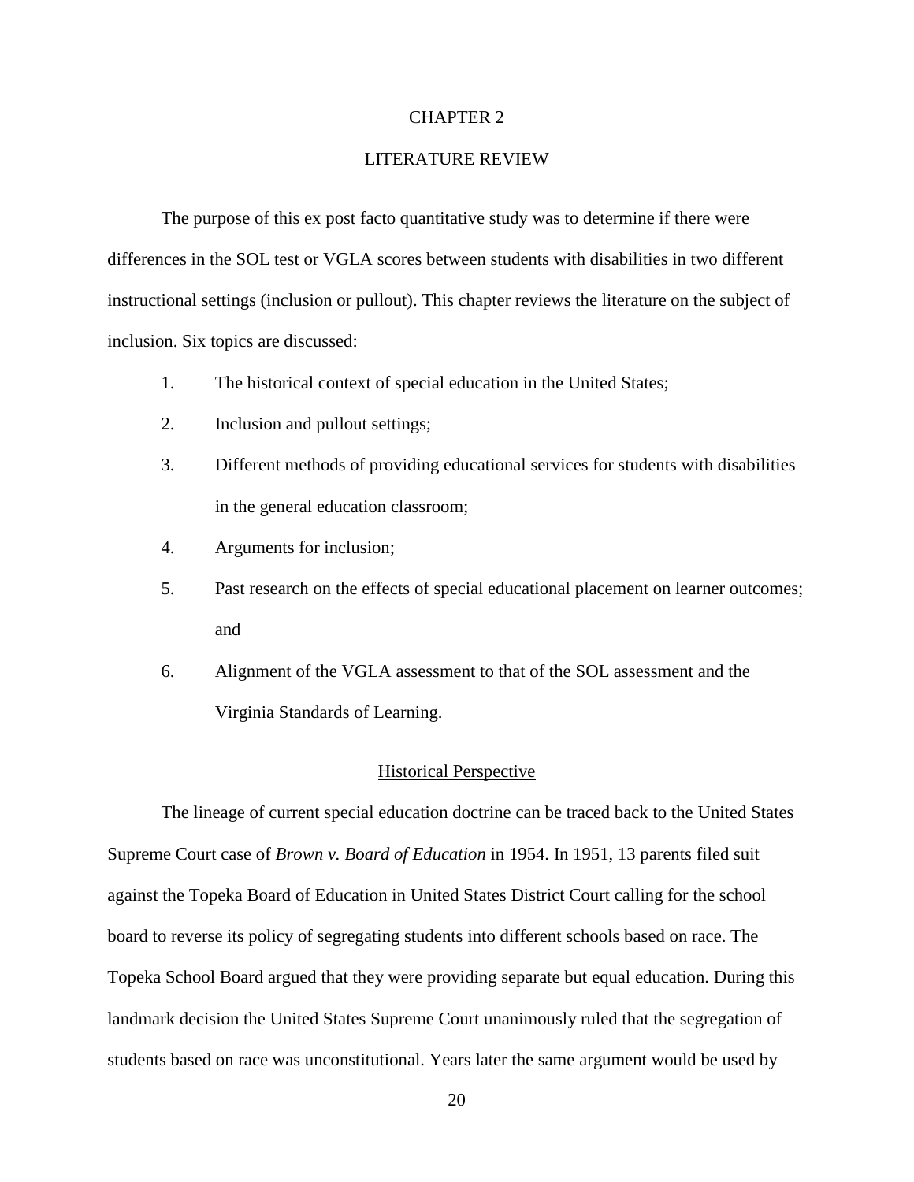# CHAPTER 2

# LITERATURE REVIEW

The purpose of this ex post facto quantitative study was to determine if there were differences in the SOL test or VGLA scores between students with disabilities in two different instructional settings (inclusion or pullout). This chapter reviews the literature on the subject of inclusion. Six topics are discussed:

1. The historical context of special education in the United States;
2. Inclusion and pullout settings;
3. Different methods of providing educational services for students with disabilities in the general education classroom;
4. Arguments for inclusion;
5. Past research on the effects of special educational placement on learner outcomes; and
6. Alignment of the VGLA assessment to that of the SOL assessment and the Virginia Standards of Learning.

## Historical Perspective

The lineage of current special education doctrine can be traced back to the United States Supreme Court case of *Brown v. Board of Education* in 1954. In 1951, 13 parents filed suit against the Topeka Board of Education in United States District Court calling for the school board to reverse its policy of segregating students into different schools based on race. The Topeka School Board argued that they were providing separate but equal education. During this landmark decision the United States Supreme Court unanimously ruled that the segregation of students based on race was unconstitutional. Years later the same argument would be used by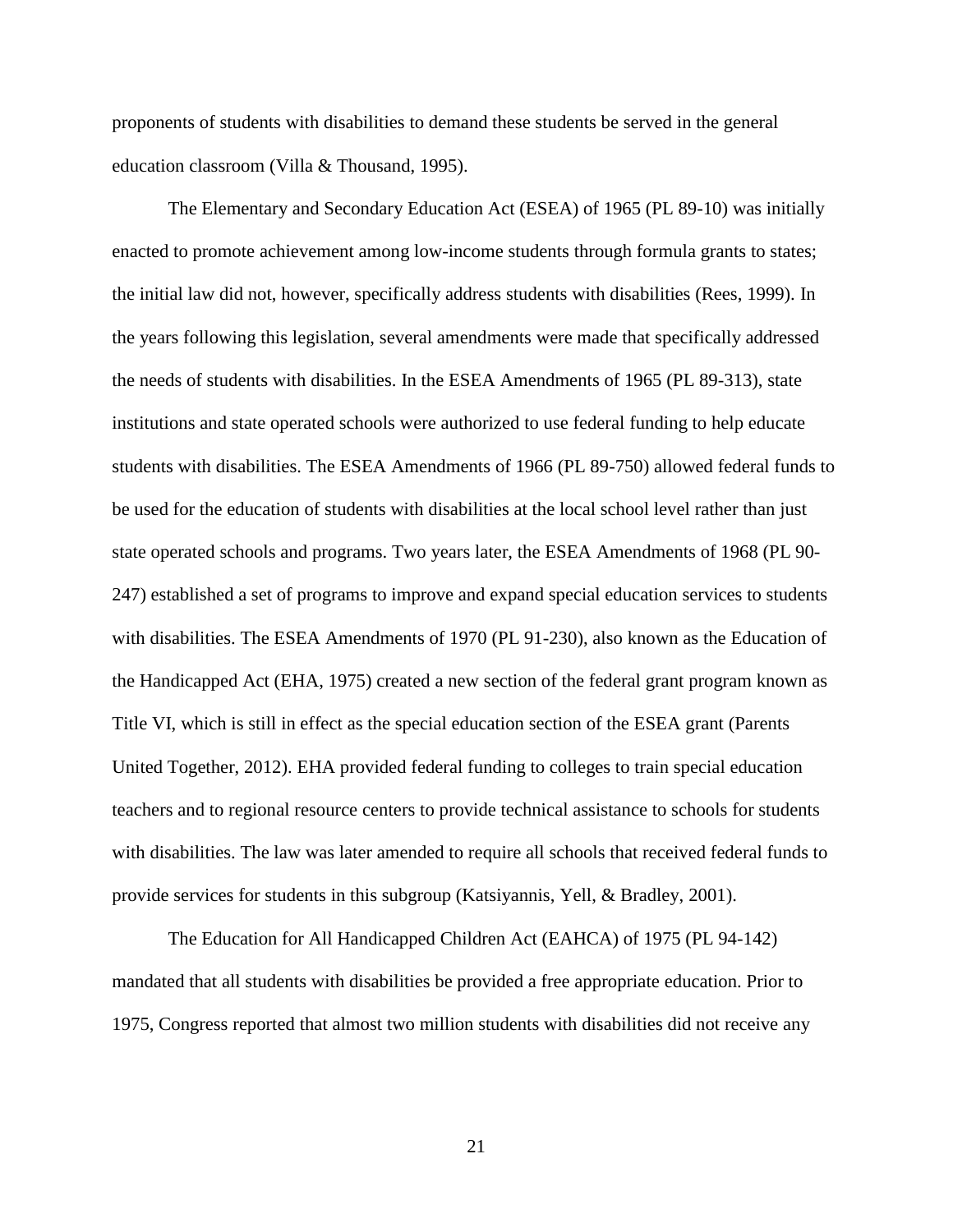proponents of students with disabilities to demand these students be served in the general education classroom (Villa & Thousand, 1995).

The Elementary and Secondary Education Act (ESEA) of 1965 (PL 89-10) was initially enacted to promote achievement among low-income students through formula grants to states; the initial law did not, however, specifically address students with disabilities (Rees, 1999). In the years following this legislation, several amendments were made that specifically addressed the needs of students with disabilities. In the ESEA Amendments of 1965 (PL 89-313), state institutions and state operated schools were authorized to use federal funding to help educate students with disabilities. The ESEA Amendments of 1966 (PL 89-750) allowed federal funds to be used for the education of students with disabilities at the local school level rather than just state operated schools and programs. Two years later, the ESEA Amendments of 1968 (PL 90-247) established a set of programs to improve and expand special education services to students with disabilities. The ESEA Amendments of 1970 (PL 91-230), also known as the Education of the Handicapped Act (EHA, 1975) created a new section of the federal grant program known as Title VI, which is still in effect as the special education section of the ESEA grant (Parents United Together, 2012). EHA provided federal funding to colleges to train special education teachers and to regional resource centers to provide technical assistance to schools for students with disabilities. The law was later amended to require all schools that received federal funds to provide services for students in this subgroup (Katsiyannis, Yell, & Bradley, 2001).

The Education for All Handicapped Children Act (EAHCA) of 1975 (PL 94-142) mandated that all students with disabilities be provided a free appropriate education. Prior to 1975, Congress reported that almost two million students with disabilities did not receive any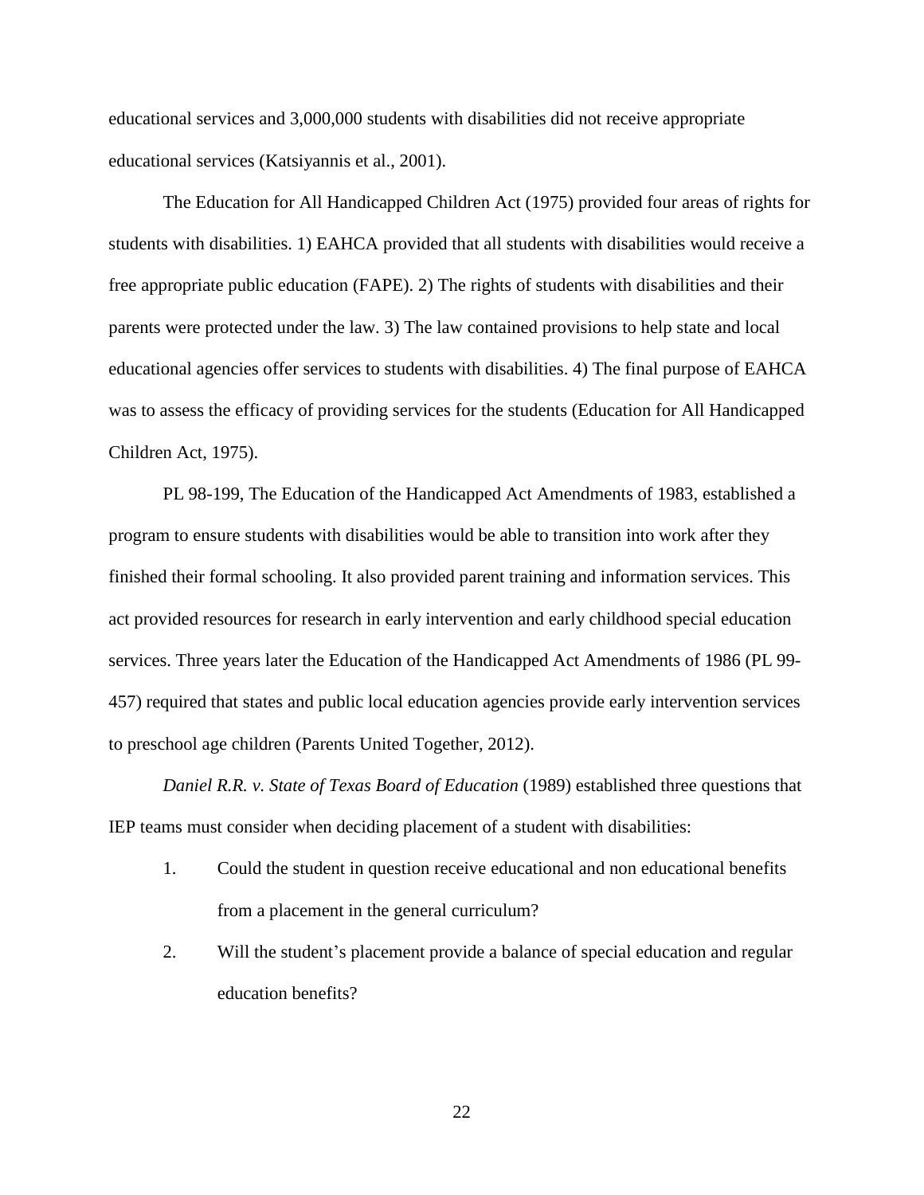educational services and 3,000,000 students with disabilities did not receive appropriate educational services (Katsiyannis et al., 2001).

The Education for All Handicapped Children Act (1975) provided four areas of rights for students with disabilities. 1) EAHCA provided that all students with disabilities would receive a free appropriate public education (FAPE). 2) The rights of students with disabilities and their parents were protected under the law. 3) The law contained provisions to help state and local educational agencies offer services to students with disabilities. 4) The final purpose of EAHCA was to assess the efficacy of providing services for the students (Education for All Handicapped Children Act, 1975).

PL 98-199, The Education of the Handicapped Act Amendments of 1983, established a program to ensure students with disabilities would be able to transition into work after they finished their formal schooling. It also provided parent training and information services. This act provided resources for research in early intervention and early childhood special education services. Three years later the Education of the Handicapped Act Amendments of 1986 (PL 99-457) required that states and public local education agencies provide early intervention services to preschool age children (Parents United Together, 2012).

*Daniel R.R. v. State of Texas Board of Education* (1989) established three questions that IEP teams must consider when deciding placement of a student with disabilities:

1. Could the student in question receive educational and non educational benefits from a placement in the general curriculum?
2. Will the student's placement provide a balance of special education and regular education benefits?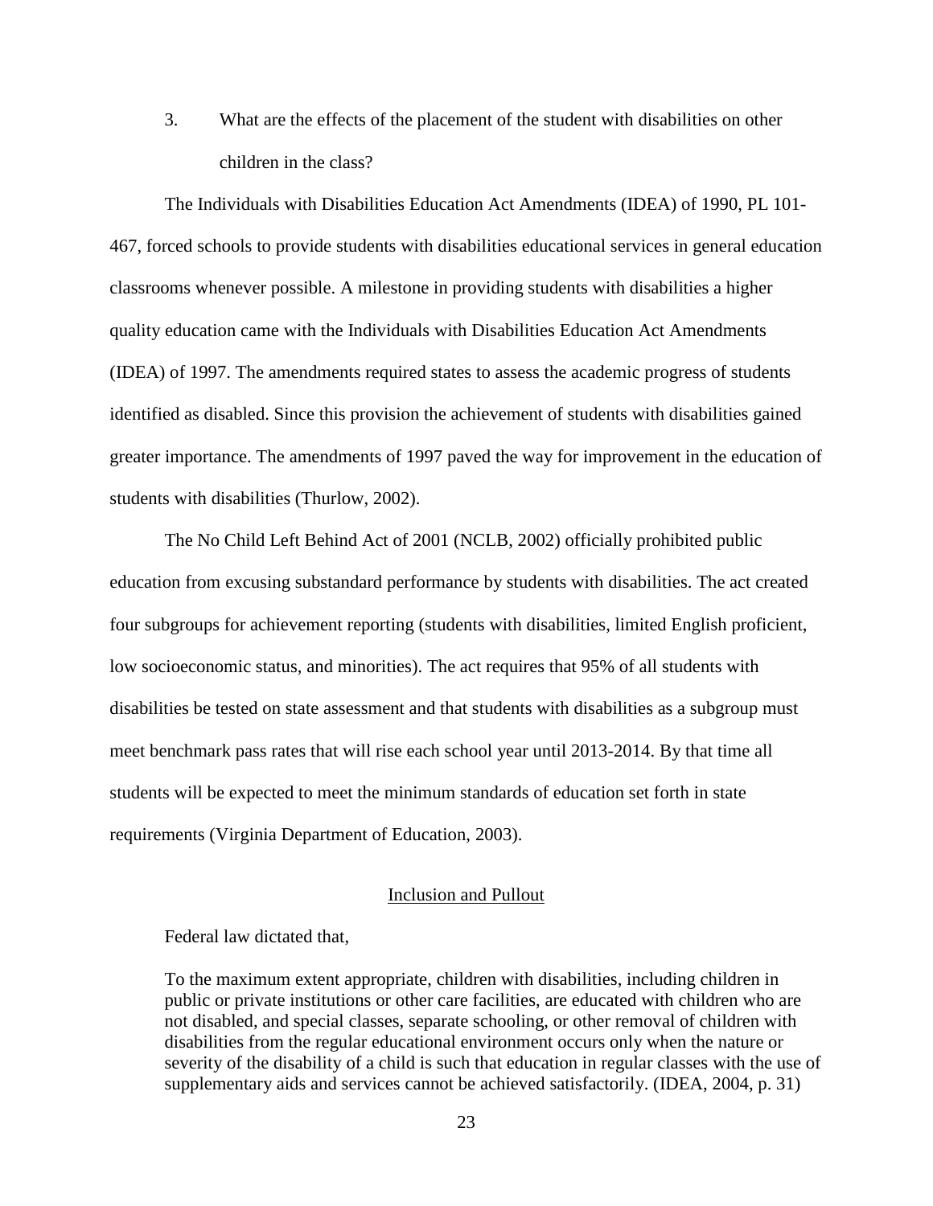3. What are the effects of the placement of the student with disabilities on other children in the class?

The Individuals with Disabilities Education Act Amendments (IDEA) of 1990, PL 101-467, forced schools to provide students with disabilities educational services in general education classrooms whenever possible. A milestone in providing students with disabilities a higher quality education came with the Individuals with Disabilities Education Act Amendments (IDEA) of 1997. The amendments required states to assess the academic progress of students identified as disabled. Since this provision the achievement of students with disabilities gained greater importance. The amendments of 1997 paved the way for improvement in the education of students with disabilities (Thurlow, 2002).

The No Child Left Behind Act of 2001 (NCLB, 2002) officially prohibited public education from excusing substandard performance by students with disabilities. The act created four subgroups for achievement reporting (students with disabilities, limited English proficient, low socioeconomic status, and minorities). The act requires that 95% of all students with disabilities be tested on state assessment and that students with disabilities as a subgroup must meet benchmark pass rates that will rise each school year until 2013-2014. By that time all students will be expected to meet the minimum standards of education set forth in state requirements (Virginia Department of Education, 2003).

## Inclusion and Pullout

Federal law dictated that,

> To the maximum extent appropriate, children with disabilities, including children in public or private institutions or other care facilities, are educated with children who are not disabled, and special classes, separate schooling, or other removal of children with disabilities from the regular educational environment occurs only when the nature or severity of the disability of a child is such that education in regular classes with the use of supplementary aids and services cannot be achieved satisfactorily. (IDEA, 2004, p. 31)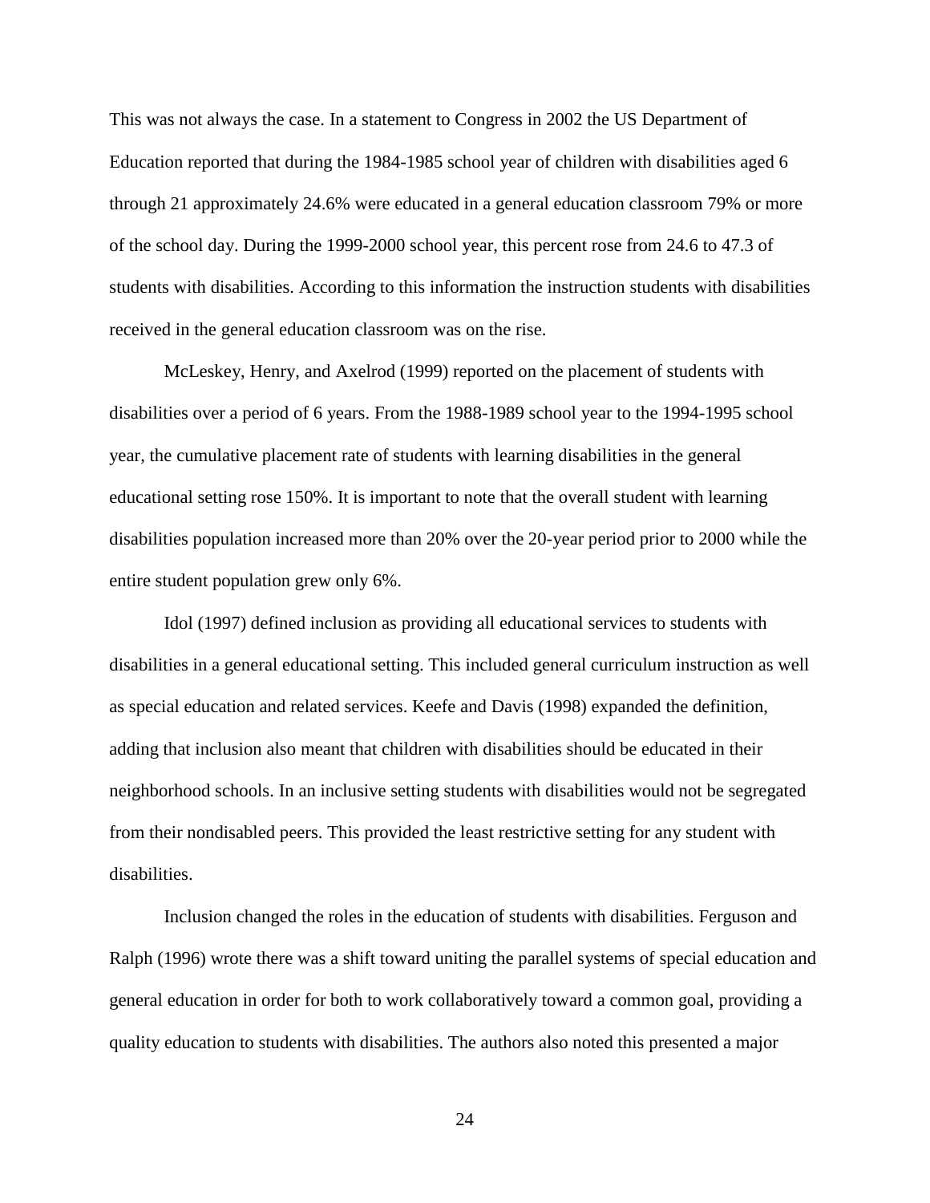This was not always the case. In a statement to Congress in 2002 the US Department of Education reported that during the 1984-1985 school year of children with disabilities aged 6 through 21 approximately 24.6% were educated in a general education classroom 79% or more of the school day. During the 1999-2000 school year, this percent rose from 24.6 to 47.3 of students with disabilities. According to this information the instruction students with disabilities received in the general education classroom was on the rise.

McLeskey, Henry, and Axelrod (1999) reported on the placement of students with disabilities over a period of 6 years. From the 1988-1989 school year to the 1994-1995 school year, the cumulative placement rate of students with learning disabilities in the general educational setting rose 150%. It is important to note that the overall student with learning disabilities population increased more than 20% over the 20-year period prior to 2000 while the entire student population grew only 6%.

Idol (1997) defined inclusion as providing all educational services to students with disabilities in a general educational setting. This included general curriculum instruction as well as special education and related services. Keefe and Davis (1998) expanded the definition, adding that inclusion also meant that children with disabilities should be educated in their neighborhood schools. In an inclusive setting students with disabilities would not be segregated from their nondisabled peers. This provided the least restrictive setting for any student with disabilities.

Inclusion changed the roles in the education of students with disabilities. Ferguson and Ralph (1996) wrote there was a shift toward uniting the parallel systems of special education and general education in order for both to work collaboratively toward a common goal, providing a quality education to students with disabilities. The authors also noted this presented a major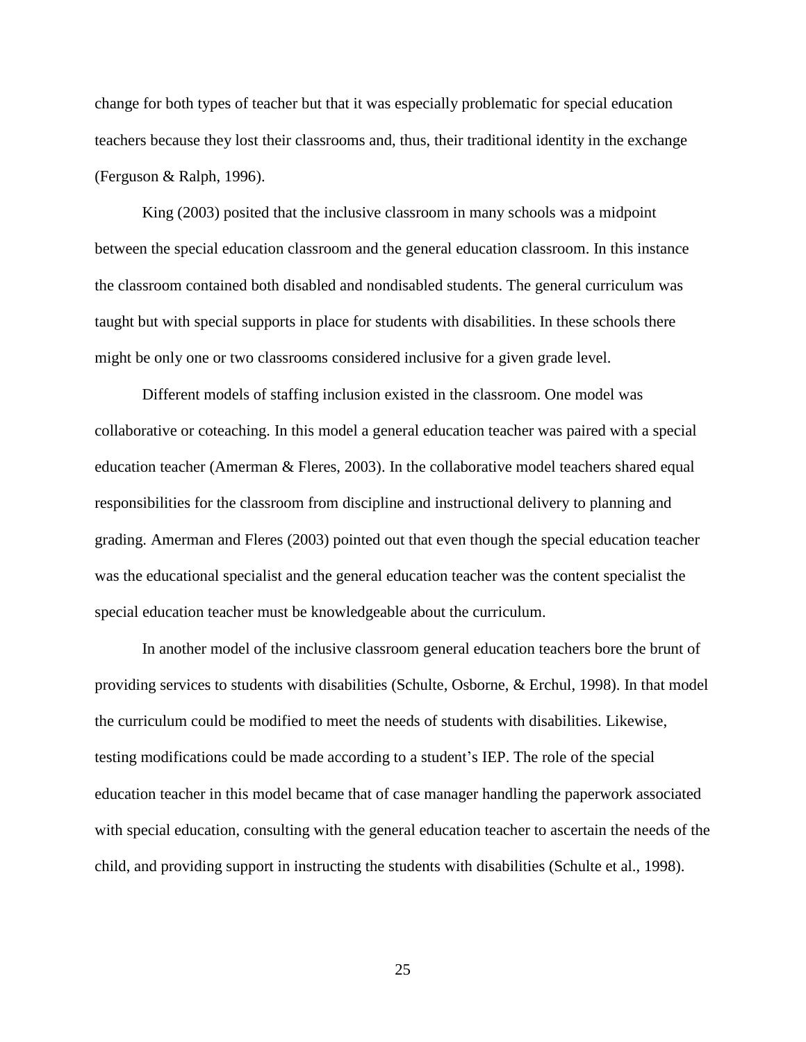change for both types of teacher but that it was especially problematic for special education teachers because they lost their classrooms and, thus, their traditional identity in the exchange (Ferguson & Ralph, 1996).

King (2003) posited that the inclusive classroom in many schools was a midpoint between the special education classroom and the general education classroom. In this instance the classroom contained both disabled and nondisabled students. The general curriculum was taught but with special supports in place for students with disabilities. In these schools there might be only one or two classrooms considered inclusive for a given grade level.

Different models of staffing inclusion existed in the classroom. One model was collaborative or coteaching. In this model a general education teacher was paired with a special education teacher (Amerman & Fleres, 2003). In the collaborative model teachers shared equal responsibilities for the classroom from discipline and instructional delivery to planning and grading. Amerman and Fleres (2003) pointed out that even though the special education teacher was the educational specialist and the general education teacher was the content specialist the special education teacher must be knowledgeable about the curriculum.

In another model of the inclusive classroom general education teachers bore the brunt of providing services to students with disabilities (Schulte, Osborne, & Erchul, 1998). In that model the curriculum could be modified to meet the needs of students with disabilities. Likewise, testing modifications could be made according to a student's IEP. The role of the special education teacher in this model became that of case manager handling the paperwork associated with special education, consulting with the general education teacher to ascertain the needs of the child, and providing support in instructing the students with disabilities (Schulte et al., 1998).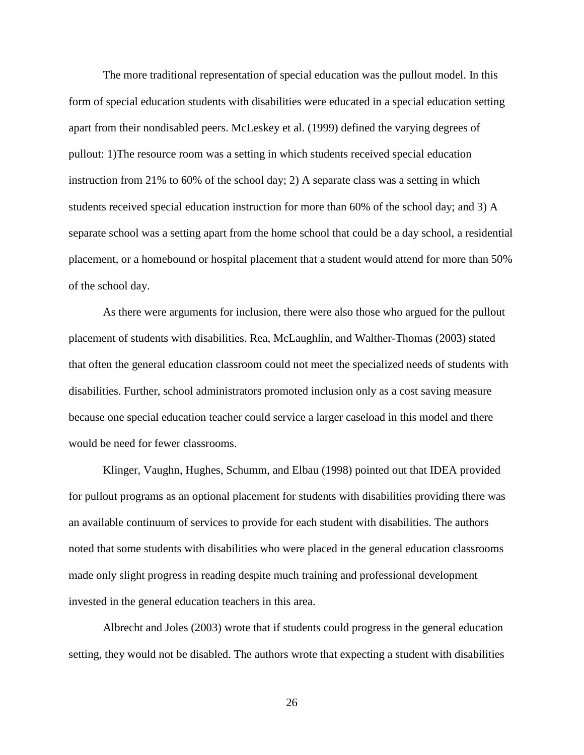The more traditional representation of special education was the pullout model. In this form of special education students with disabilities were educated in a special education setting apart from their nondisabled peers. McLeskey et al. (1999) defined the varying degrees of pullout: 1)The resource room was a setting in which students received special education instruction from 21% to 60% of the school day; 2) A separate class was a setting in which students received special education instruction for more than 60% of the school day; and 3) A separate school was a setting apart from the home school that could be a day school, a residential placement, or a homebound or hospital placement that a student would attend for more than 50% of the school day.

As there were arguments for inclusion, there were also those who argued for the pullout placement of students with disabilities. Rea, McLaughlin, and Walther-Thomas (2003) stated that often the general education classroom could not meet the specialized needs of students with disabilities. Further, school administrators promoted inclusion only as a cost saving measure because one special education teacher could service a larger caseload in this model and there would be need for fewer classrooms.

Klinger, Vaughn, Hughes, Schumm, and Elbau (1998) pointed out that IDEA provided for pullout programs as an optional placement for students with disabilities providing there was an available continuum of services to provide for each student with disabilities. The authors noted that some students with disabilities who were placed in the general education classrooms made only slight progress in reading despite much training and professional development invested in the general education teachers in this area.

Albrecht and Joles (2003) wrote that if students could progress in the general education setting, they would not be disabled. The authors wrote that expecting a student with disabilities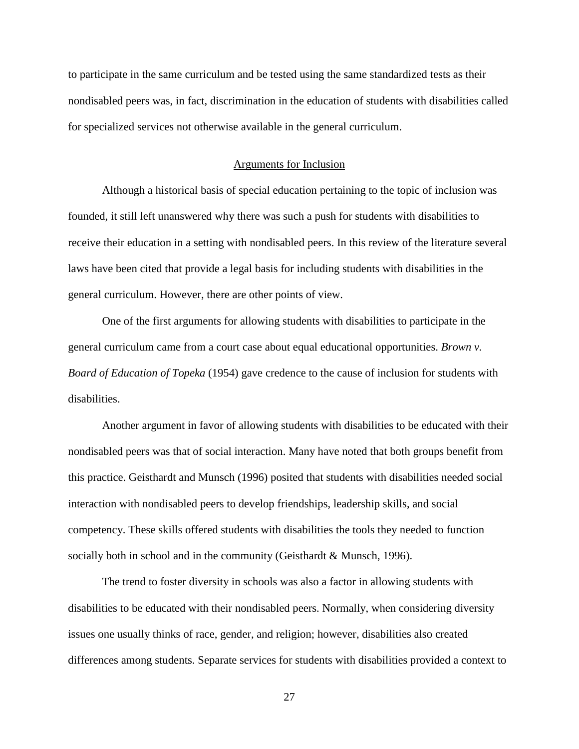to participate in the same curriculum and be tested using the same standardized tests as their nondisabled peers was, in fact, discrimination in the education of students with disabilities called for specialized services not otherwise available in the general curriculum.

## Arguments for Inclusion

Although a historical basis of special education pertaining to the topic of inclusion was founded, it still left unanswered why there was such a push for students with disabilities to receive their education in a setting with nondisabled peers. In this review of the literature several laws have been cited that provide a legal basis for including students with disabilities in the general curriculum. However, there are other points of view.

One of the first arguments for allowing students with disabilities to participate in the general curriculum came from a court case about equal educational opportunities. *Brown v. Board of Education of Topeka* (1954) gave credence to the cause of inclusion for students with disabilities.

Another argument in favor of allowing students with disabilities to be educated with their nondisabled peers was that of social interaction. Many have noted that both groups benefit from this practice. Geisthardt and Munsch (1996) posited that students with disabilities needed social interaction with nondisabled peers to develop friendships, leadership skills, and social competency. These skills offered students with disabilities the tools they needed to function socially both in school and in the community (Geisthardt & Munsch, 1996).

The trend to foster diversity in schools was also a factor in allowing students with disabilities to be educated with their nondisabled peers. Normally, when considering diversity issues one usually thinks of race, gender, and religion; however, disabilities also created differences among students. Separate services for students with disabilities provided a context to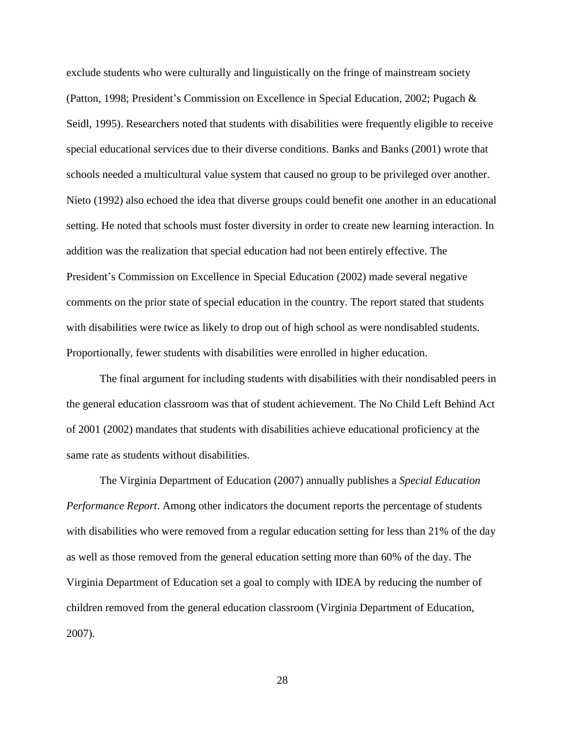exclude students who were culturally and linguistically on the fringe of mainstream society (Patton, 1998; President's Commission on Excellence in Special Education, 2002; Pugach & Seidl, 1995). Researchers noted that students with disabilities were frequently eligible to receive special educational services due to their diverse conditions. Banks and Banks (2001) wrote that schools needed a multicultural value system that caused no group to be privileged over another. Nieto (1992) also echoed the idea that diverse groups could benefit one another in an educational setting. He noted that schools must foster diversity in order to create new learning interaction. In addition was the realization that special education had not been entirely effective. The President's Commission on Excellence in Special Education (2002) made several negative comments on the prior state of special education in the country. The report stated that students with disabilities were twice as likely to drop out of high school as were nondisabled students. Proportionally, fewer students with disabilities were enrolled in higher education.

The final argument for including students with disabilities with their nondisabled peers in the general education classroom was that of student achievement. The No Child Left Behind Act of 2001 (2002) mandates that students with disabilities achieve educational proficiency at the same rate as students without disabilities.

The Virginia Department of Education (2007) annually publishes a *Special Education Performance Report*. Among other indicators the document reports the percentage of students with disabilities who were removed from a regular education setting for less than 21% of the day as well as those removed from the general education setting more than 60% of the day. The Virginia Department of Education set a goal to comply with IDEA by reducing the number of children removed from the general education classroom (Virginia Department of Education, 2007).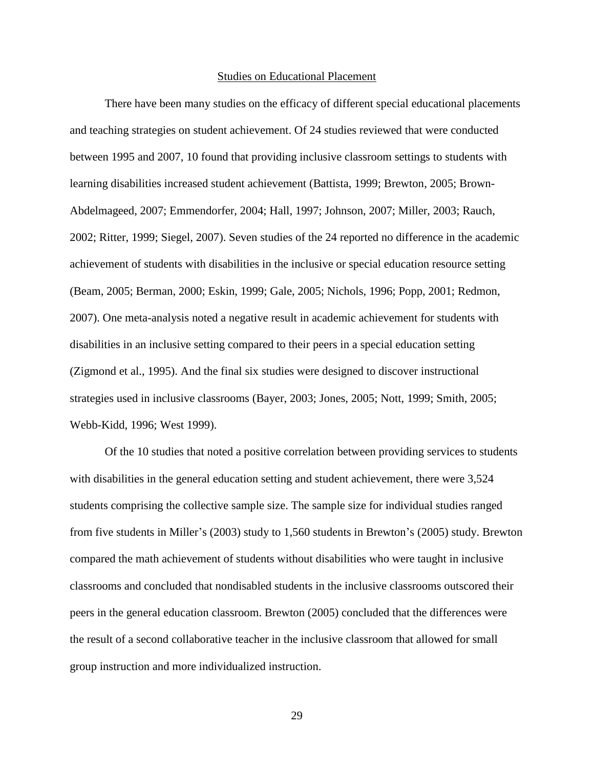## Studies on Educational Placement

There have been many studies on the efficacy of different special educational placements and teaching strategies on student achievement. Of 24 studies reviewed that were conducted between 1995 and 2007, 10 found that providing inclusive classroom settings to students with learning disabilities increased student achievement (Battista, 1999; Brewton, 2005; Brown-Abdelmageed, 2007; Emmendorfer, 2004; Hall, 1997; Johnson, 2007; Miller, 2003; Rauch, 2002; Ritter, 1999; Siegel, 2007). Seven studies of the 24 reported no difference in the academic achievement of students with disabilities in the inclusive or special education resource setting (Beam, 2005; Berman, 2000; Eskin, 1999; Gale, 2005; Nichols, 1996; Popp, 2001; Redmon, 2007). One meta-analysis noted a negative result in academic achievement for students with disabilities in an inclusive setting compared to their peers in a special education setting (Zigmond et al., 1995). And the final six studies were designed to discover instructional strategies used in inclusive classrooms (Bayer, 2003; Jones, 2005; Nott, 1999; Smith, 2005; Webb-Kidd, 1996; West 1999).

Of the 10 studies that noted a positive correlation between providing services to students with disabilities in the general education setting and student achievement, there were 3,524 students comprising the collective sample size. The sample size for individual studies ranged from five students in Miller's (2003) study to 1,560 students in Brewton's (2005) study. Brewton compared the math achievement of students without disabilities who were taught in inclusive classrooms and concluded that nondisabled students in the inclusive classrooms outscored their peers in the general education classroom. Brewton (2005) concluded that the differences were the result of a second collaborative teacher in the inclusive classroom that allowed for small group instruction and more individualized instruction.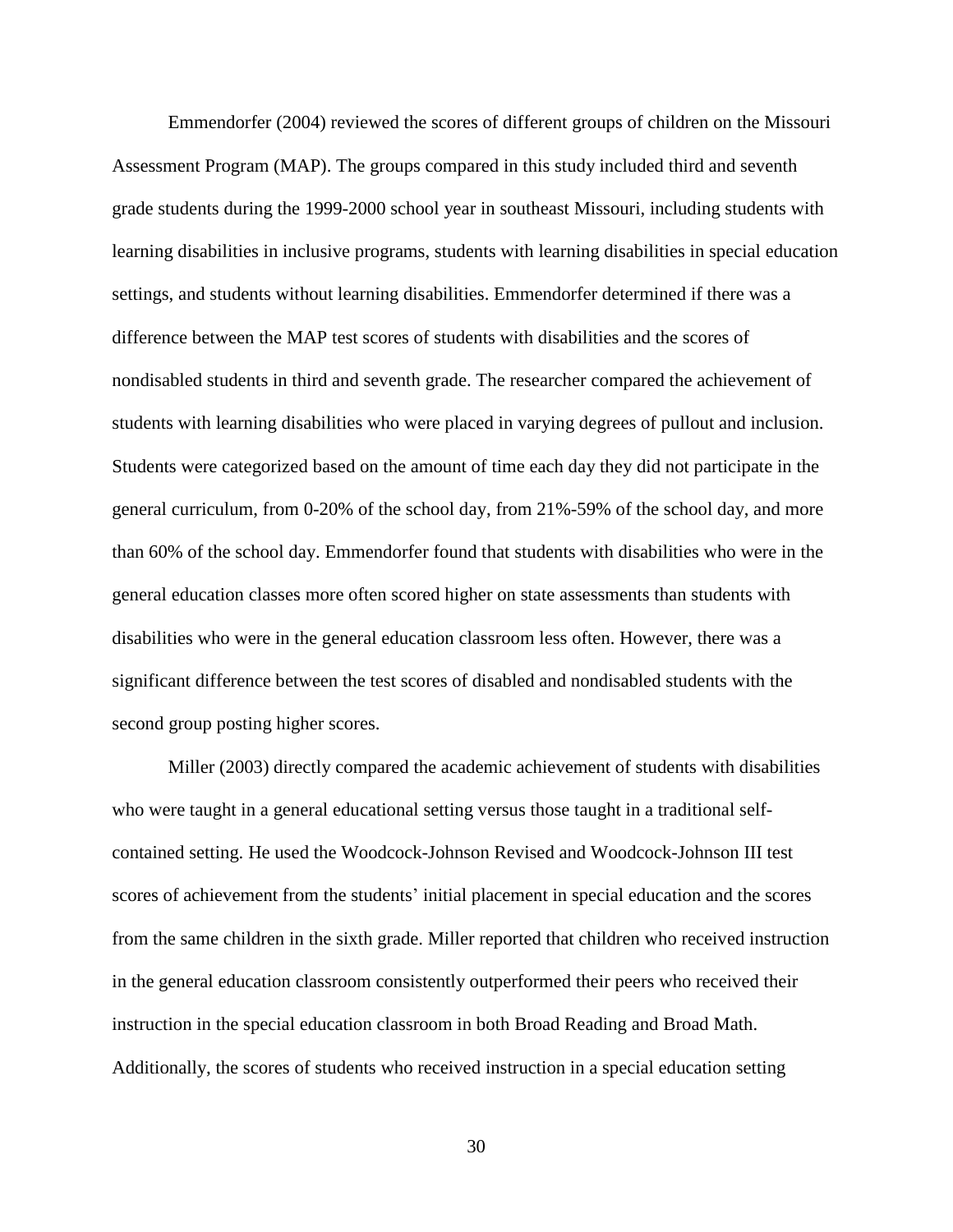Emmendorfer (2004) reviewed the scores of different groups of children on the Missouri Assessment Program (MAP). The groups compared in this study included third and seventh grade students during the 1999-2000 school year in southeast Missouri, including students with learning disabilities in inclusive programs, students with learning disabilities in special education settings, and students without learning disabilities. Emmendorfer determined if there was a difference between the MAP test scores of students with disabilities and the scores of nondisabled students in third and seventh grade. The researcher compared the achievement of students with learning disabilities who were placed in varying degrees of pullout and inclusion. Students were categorized based on the amount of time each day they did not participate in the general curriculum, from 0-20% of the school day, from 21%-59% of the school day, and more than 60% of the school day. Emmendorfer found that students with disabilities who were in the general education classes more often scored higher on state assessments than students with disabilities who were in the general education classroom less often. However, there was a significant difference between the test scores of disabled and nondisabled students with the second group posting higher scores.

Miller (2003) directly compared the academic achievement of students with disabilities who were taught in a general educational setting versus those taught in a traditional self-contained setting. He used the Woodcock-Johnson Revised and Woodcock-Johnson III test scores of achievement from the students' initial placement in special education and the scores from the same children in the sixth grade. Miller reported that children who received instruction in the general education classroom consistently outperformed their peers who received their instruction in the special education classroom in both Broad Reading and Broad Math. Additionally, the scores of students who received instruction in a special education setting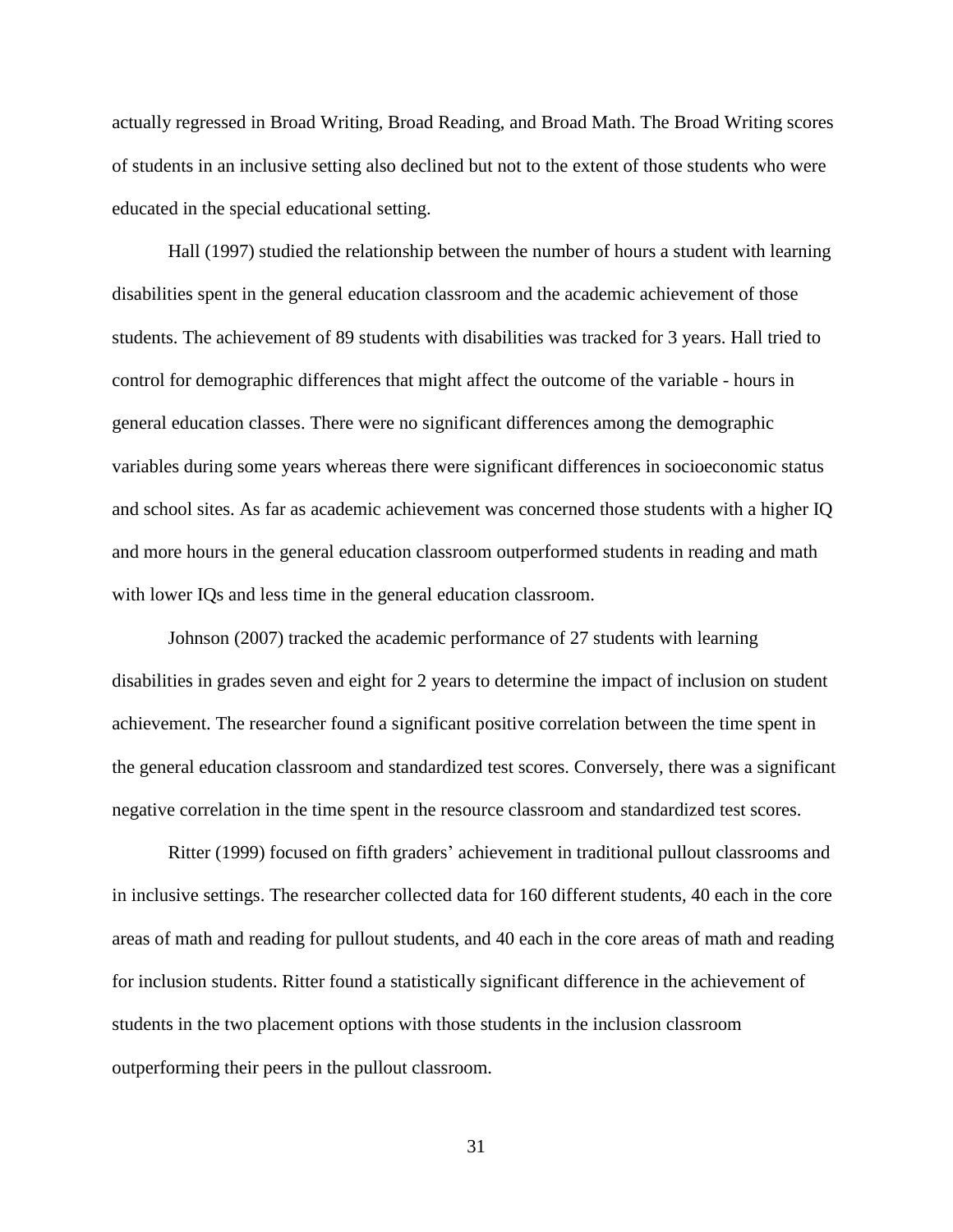actually regressed in Broad Writing, Broad Reading, and Broad Math. The Broad Writing scores of students in an inclusive setting also declined but not to the extent of those students who were educated in the special educational setting.

Hall (1997) studied the relationship between the number of hours a student with learning disabilities spent in the general education classroom and the academic achievement of those students. The achievement of 89 students with disabilities was tracked for 3 years. Hall tried to control for demographic differences that might affect the outcome of the variable - hours in general education classes. There were no significant differences among the demographic variables during some years whereas there were significant differences in socioeconomic status and school sites. As far as academic achievement was concerned those students with a higher IQ and more hours in the general education classroom outperformed students in reading and math with lower IQs and less time in the general education classroom.

Johnson (2007) tracked the academic performance of 27 students with learning disabilities in grades seven and eight for 2 years to determine the impact of inclusion on student achievement. The researcher found a significant positive correlation between the time spent in the general education classroom and standardized test scores. Conversely, there was a significant negative correlation in the time spent in the resource classroom and standardized test scores.

Ritter (1999) focused on fifth graders' achievement in traditional pullout classrooms and in inclusive settings. The researcher collected data for 160 different students, 40 each in the core areas of math and reading for pullout students, and 40 each in the core areas of math and reading for inclusion students. Ritter found a statistically significant difference in the achievement of students in the two placement options with those students in the inclusion classroom outperforming their peers in the pullout classroom.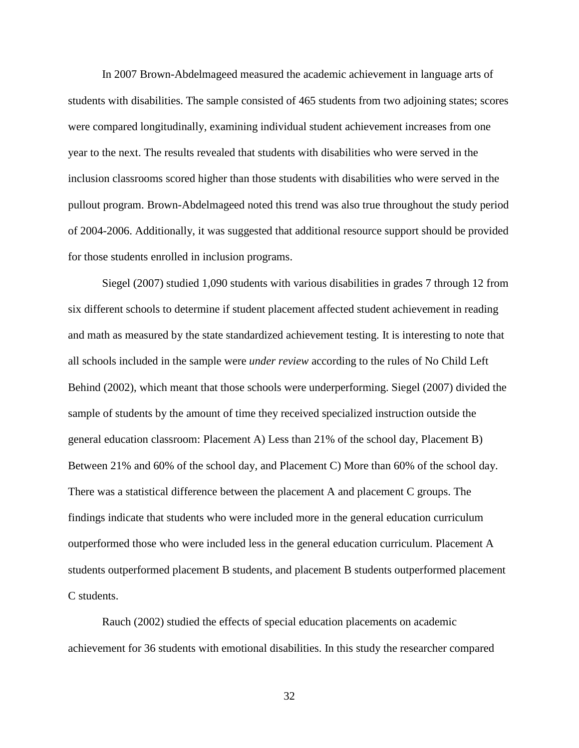In 2007 Brown-Abdelmageed measured the academic achievement in language arts of students with disabilities. The sample consisted of 465 students from two adjoining states; scores were compared longitudinally, examining individual student achievement increases from one year to the next. The results revealed that students with disabilities who were served in the inclusion classrooms scored higher than those students with disabilities who were served in the pullout program. Brown-Abdelmageed noted this trend was also true throughout the study period of 2004-2006. Additionally, it was suggested that additional resource support should be provided for those students enrolled in inclusion programs.

Siegel (2007) studied 1,090 students with various disabilities in grades 7 through 12 from six different schools to determine if student placement affected student achievement in reading and math as measured by the state standardized achievement testing. It is interesting to note that all schools included in the sample were *under review* according to the rules of No Child Left Behind (2002), which meant that those schools were underperforming. Siegel (2007) divided the sample of students by the amount of time they received specialized instruction outside the general education classroom: Placement A) Less than 21% of the school day, Placement B) Between 21% and 60% of the school day, and Placement C) More than 60% of the school day. There was a statistical difference between the placement A and placement C groups. The findings indicate that students who were included more in the general education curriculum outperformed those who were included less in the general education curriculum. Placement A students outperformed placement B students, and placement B students outperformed placement C students.

Rauch (2002) studied the effects of special education placements on academic achievement for 36 students with emotional disabilities. In this study the researcher compared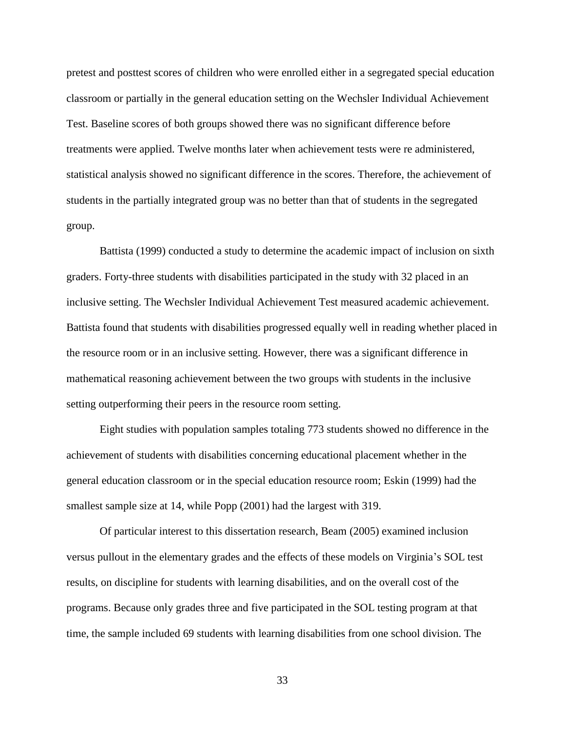pretest and posttest scores of children who were enrolled either in a segregated special education classroom or partially in the general education setting on the Wechsler Individual Achievement Test. Baseline scores of both groups showed there was no significant difference before treatments were applied. Twelve months later when achievement tests were re administered, statistical analysis showed no significant difference in the scores. Therefore, the achievement of students in the partially integrated group was no better than that of students in the segregated group.

Battista (1999) conducted a study to determine the academic impact of inclusion on sixth graders. Forty-three students with disabilities participated in the study with 32 placed in an inclusive setting. The Wechsler Individual Achievement Test measured academic achievement. Battista found that students with disabilities progressed equally well in reading whether placed in the resource room or in an inclusive setting. However, there was a significant difference in mathematical reasoning achievement between the two groups with students in the inclusive setting outperforming their peers in the resource room setting.

Eight studies with population samples totaling 773 students showed no difference in the achievement of students with disabilities concerning educational placement whether in the general education classroom or in the special education resource room; Eskin (1999) had the smallest sample size at 14, while Popp (2001) had the largest with 319.

Of particular interest to this dissertation research, Beam (2005) examined inclusion versus pullout in the elementary grades and the effects of these models on Virginia's SOL test results, on discipline for students with learning disabilities, and on the overall cost of the programs. Because only grades three and five participated in the SOL testing program at that time, the sample included 69 students with learning disabilities from one school division. The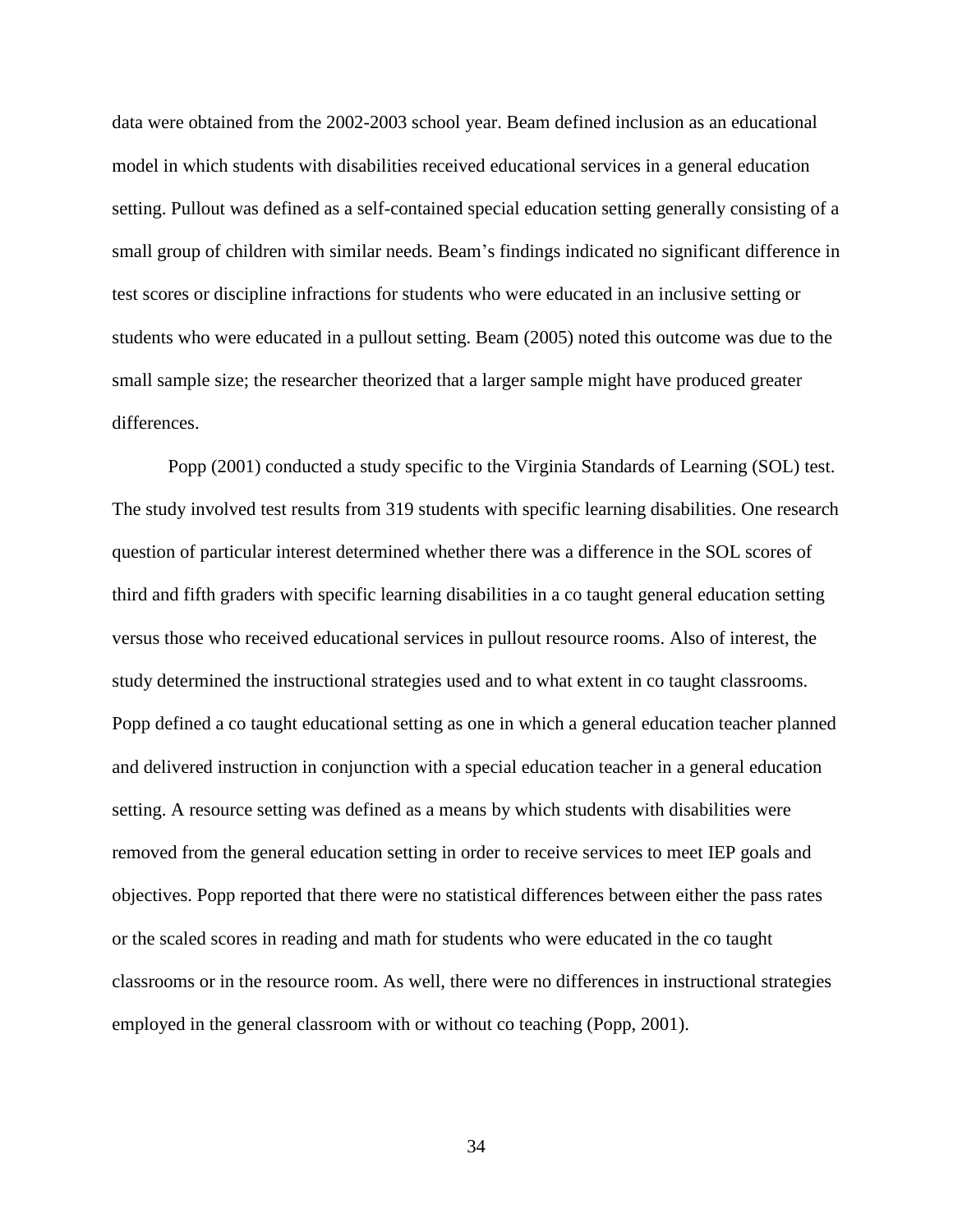data were obtained from the 2002-2003 school year. Beam defined inclusion as an educational model in which students with disabilities received educational services in a general education setting. Pullout was defined as a self-contained special education setting generally consisting of a small group of children with similar needs. Beam's findings indicated no significant difference in test scores or discipline infractions for students who were educated in an inclusive setting or students who were educated in a pullout setting. Beam (2005) noted this outcome was due to the small sample size; the researcher theorized that a larger sample might have produced greater differences.

Popp (2001) conducted a study specific to the Virginia Standards of Learning (SOL) test. The study involved test results from 319 students with specific learning disabilities. One research question of particular interest determined whether there was a difference in the SOL scores of third and fifth graders with specific learning disabilities in a co taught general education setting versus those who received educational services in pullout resource rooms. Also of interest, the study determined the instructional strategies used and to what extent in co taught classrooms. Popp defined a co taught educational setting as one in which a general education teacher planned and delivered instruction in conjunction with a special education teacher in a general education setting. A resource setting was defined as a means by which students with disabilities were removed from the general education setting in order to receive services to meet IEP goals and objectives. Popp reported that there were no statistical differences between either the pass rates or the scaled scores in reading and math for students who were educated in the co taught classrooms or in the resource room. As well, there were no differences in instructional strategies employed in the general classroom with or without co teaching (Popp, 2001).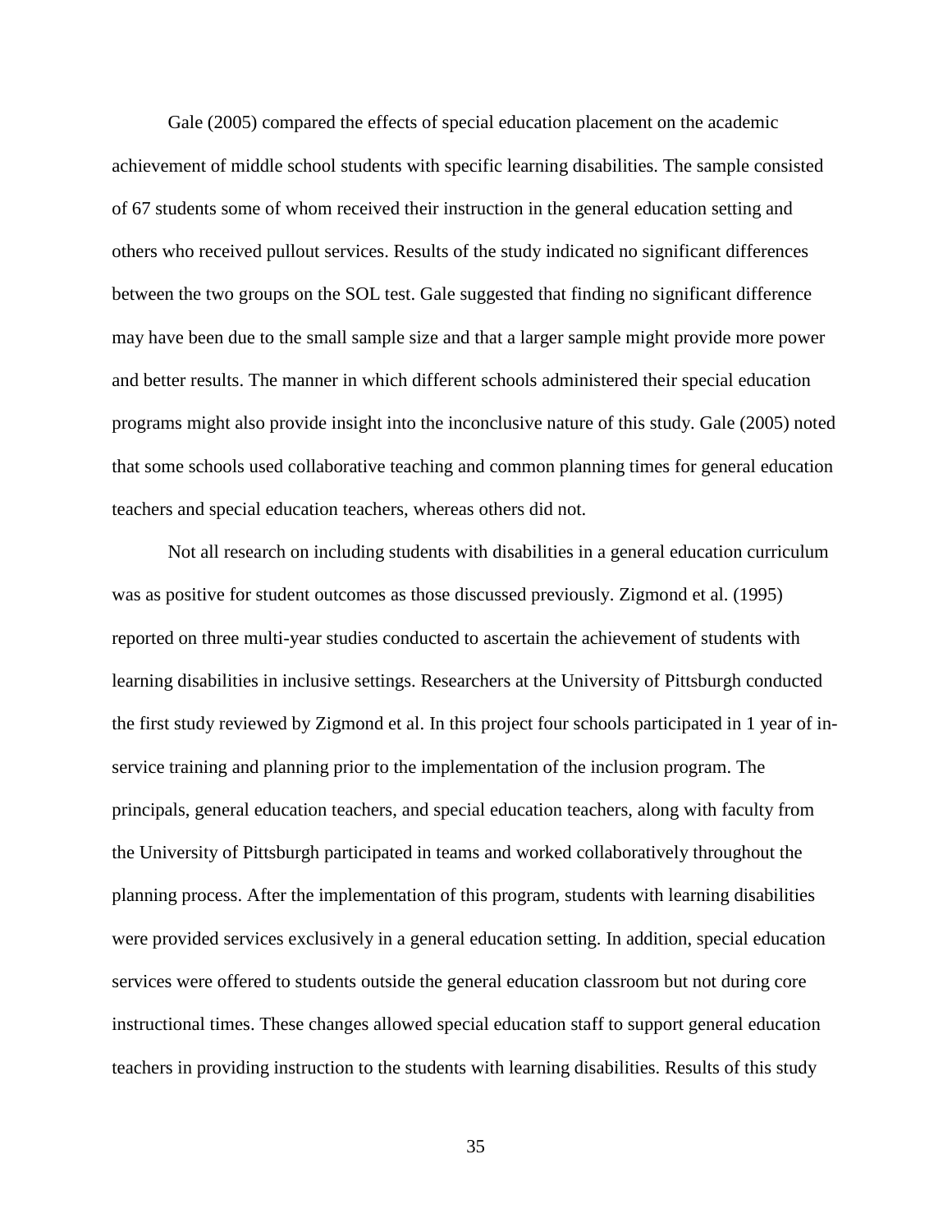Gale (2005) compared the effects of special education placement on the academic achievement of middle school students with specific learning disabilities. The sample consisted of 67 students some of whom received their instruction in the general education setting and others who received pullout services. Results of the study indicated no significant differences between the two groups on the SOL test. Gale suggested that finding no significant difference may have been due to the small sample size and that a larger sample might provide more power and better results. The manner in which different schools administered their special education programs might also provide insight into the inconclusive nature of this study. Gale (2005) noted that some schools used collaborative teaching and common planning times for general education teachers and special education teachers, whereas others did not.

Not all research on including students with disabilities in a general education curriculum was as positive for student outcomes as those discussed previously. Zigmond et al. (1995) reported on three multi-year studies conducted to ascertain the achievement of students with learning disabilities in inclusive settings. Researchers at the University of Pittsburgh conducted the first study reviewed by Zigmond et al. In this project four schools participated in 1 year of in-service training and planning prior to the implementation of the inclusion program. The principals, general education teachers, and special education teachers, along with faculty from the University of Pittsburgh participated in teams and worked collaboratively throughout the planning process. After the implementation of this program, students with learning disabilities were provided services exclusively in a general education setting. In addition, special education services were offered to students outside the general education classroom but not during core instructional times. These changes allowed special education staff to support general education teachers in providing instruction to the students with learning disabilities. Results of this study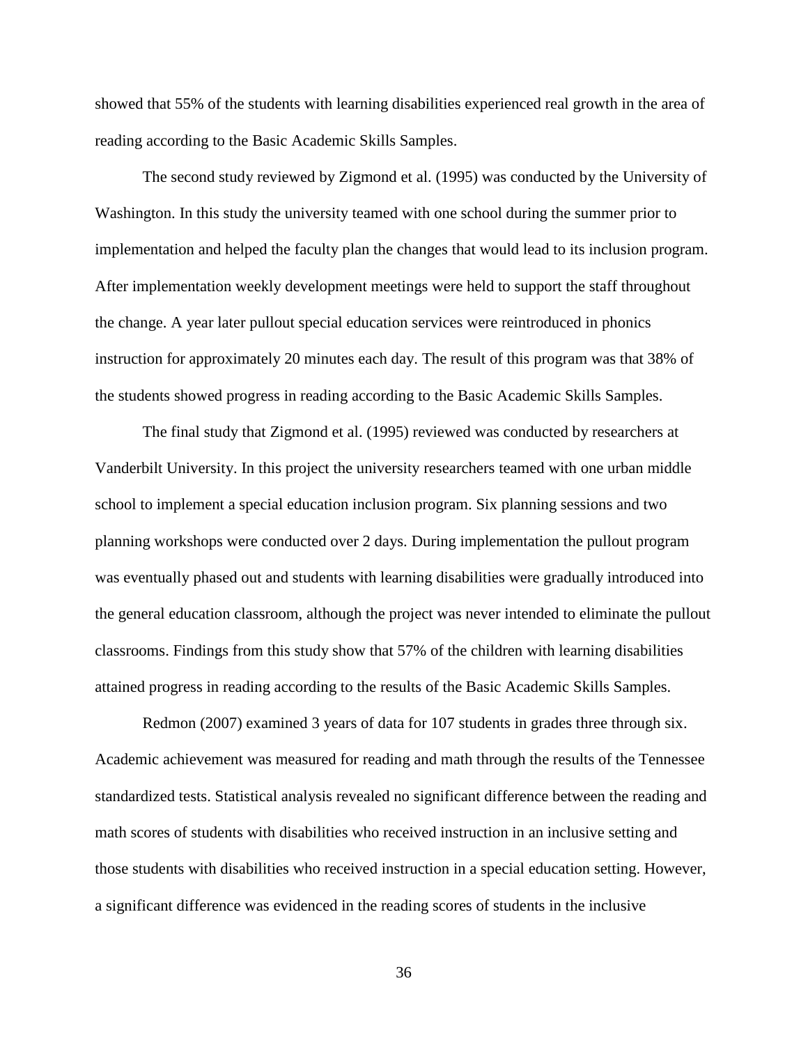showed that 55% of the students with learning disabilities experienced real growth in the area of reading according to the Basic Academic Skills Samples.

The second study reviewed by Zigmond et al. (1995) was conducted by the University of Washington. In this study the university teamed with one school during the summer prior to implementation and helped the faculty plan the changes that would lead to its inclusion program. After implementation weekly development meetings were held to support the staff throughout the change. A year later pullout special education services were reintroduced in phonics instruction for approximately 20 minutes each day. The result of this program was that 38% of the students showed progress in reading according to the Basic Academic Skills Samples.

The final study that Zigmond et al. (1995) reviewed was conducted by researchers at Vanderbilt University. In this project the university researchers teamed with one urban middle school to implement a special education inclusion program. Six planning sessions and two planning workshops were conducted over 2 days. During implementation the pullout program was eventually phased out and students with learning disabilities were gradually introduced into the general education classroom, although the project was never intended to eliminate the pullout classrooms. Findings from this study show that 57% of the children with learning disabilities attained progress in reading according to the results of the Basic Academic Skills Samples.

Redmon (2007) examined 3 years of data for 107 students in grades three through six. Academic achievement was measured for reading and math through the results of the Tennessee standardized tests. Statistical analysis revealed no significant difference between the reading and math scores of students with disabilities who received instruction in an inclusive setting and those students with disabilities who received instruction in a special education setting. However, a significant difference was evidenced in the reading scores of students in the inclusive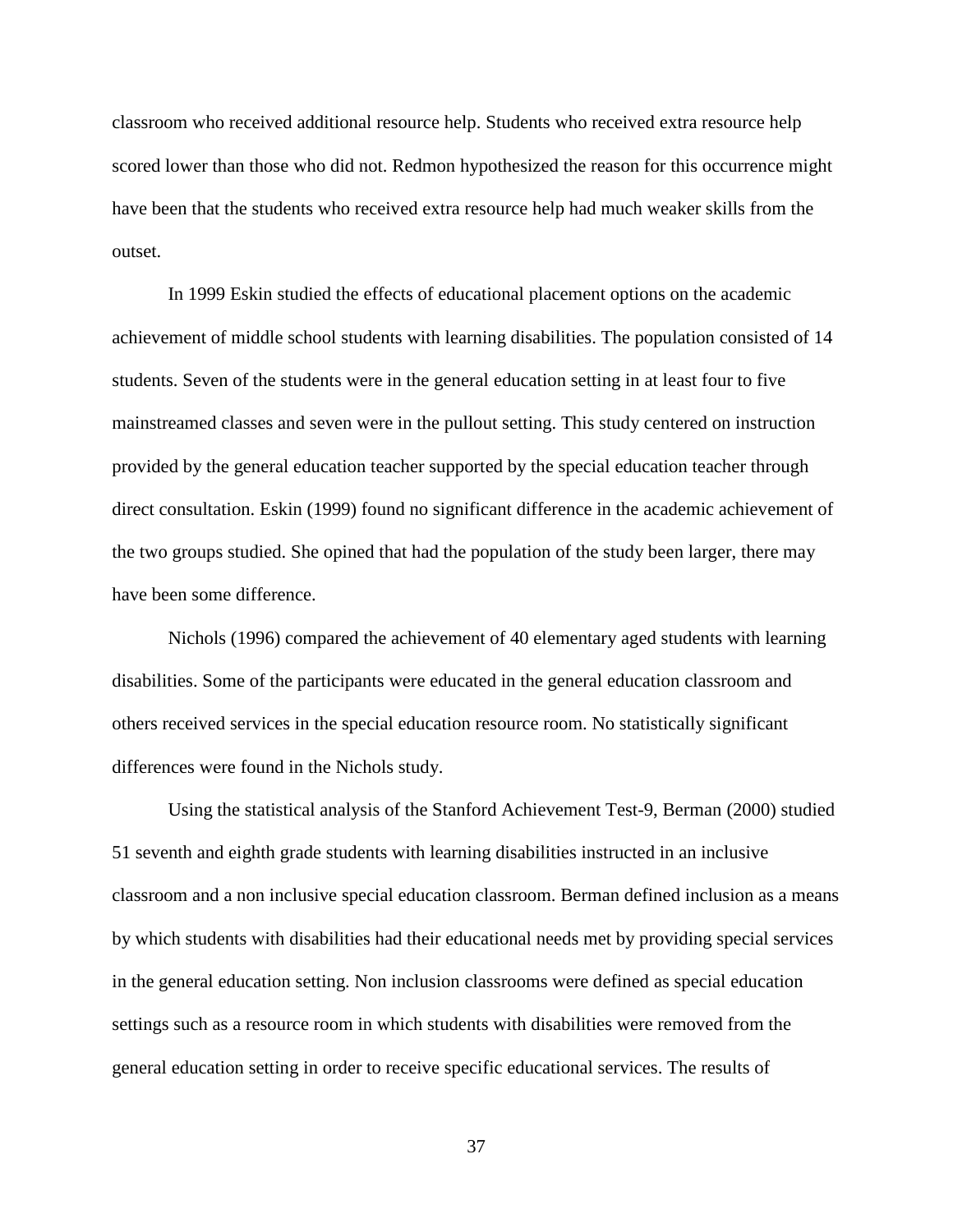classroom who received additional resource help. Students who received extra resource help scored lower than those who did not. Redmon hypothesized the reason for this occurrence might have been that the students who received extra resource help had much weaker skills from the outset.

In 1999 Eskin studied the effects of educational placement options on the academic achievement of middle school students with learning disabilities. The population consisted of 14 students. Seven of the students were in the general education setting in at least four to five mainstreamed classes and seven were in the pullout setting. This study centered on instruction provided by the general education teacher supported by the special education teacher through direct consultation. Eskin (1999) found no significant difference in the academic achievement of the two groups studied. She opined that had the population of the study been larger, there may have been some difference.

Nichols (1996) compared the achievement of 40 elementary aged students with learning disabilities. Some of the participants were educated in the general education classroom and others received services in the special education resource room. No statistically significant differences were found in the Nichols study.

Using the statistical analysis of the Stanford Achievement Test-9, Berman (2000) studied 51 seventh and eighth grade students with learning disabilities instructed in an inclusive classroom and a non inclusive special education classroom. Berman defined inclusion as a means by which students with disabilities had their educational needs met by providing special services in the general education setting. Non inclusion classrooms were defined as special education settings such as a resource room in which students with disabilities were removed from the general education setting in order to receive specific educational services. The results of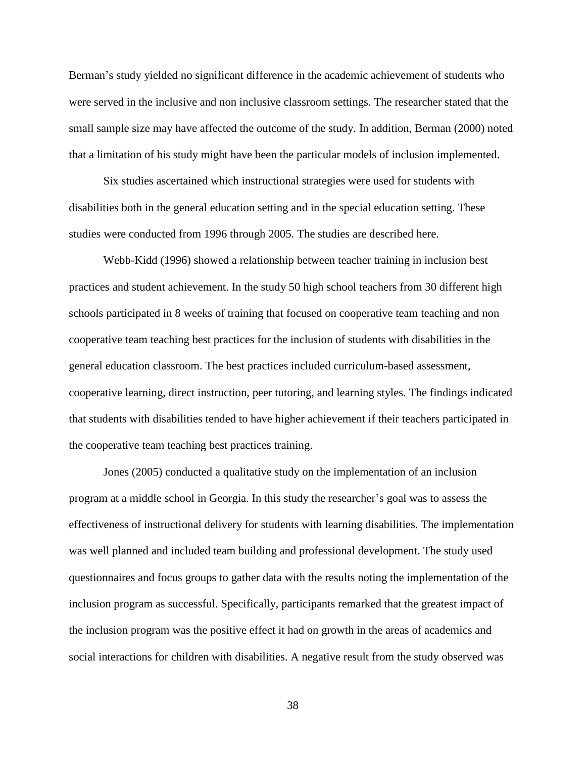Berman's study yielded no significant difference in the academic achievement of students who were served in the inclusive and non inclusive classroom settings. The researcher stated that the small sample size may have affected the outcome of the study. In addition, Berman (2000) noted that a limitation of his study might have been the particular models of inclusion implemented.

Six studies ascertained which instructional strategies were used for students with disabilities both in the general education setting and in the special education setting. These studies were conducted from 1996 through 2005. The studies are described here.

Webb-Kidd (1996) showed a relationship between teacher training in inclusion best practices and student achievement. In the study 50 high school teachers from 30 different high schools participated in 8 weeks of training that focused on cooperative team teaching and non cooperative team teaching best practices for the inclusion of students with disabilities in the general education classroom. The best practices included curriculum-based assessment, cooperative learning, direct instruction, peer tutoring, and learning styles. The findings indicated that students with disabilities tended to have higher achievement if their teachers participated in the cooperative team teaching best practices training.

Jones (2005) conducted a qualitative study on the implementation of an inclusion program at a middle school in Georgia. In this study the researcher's goal was to assess the effectiveness of instructional delivery for students with learning disabilities. The implementation was well planned and included team building and professional development. The study used questionnaires and focus groups to gather data with the results noting the implementation of the inclusion program as successful. Specifically, participants remarked that the greatest impact of the inclusion program was the positive effect it had on growth in the areas of academics and social interactions for children with disabilities. A negative result from the study observed was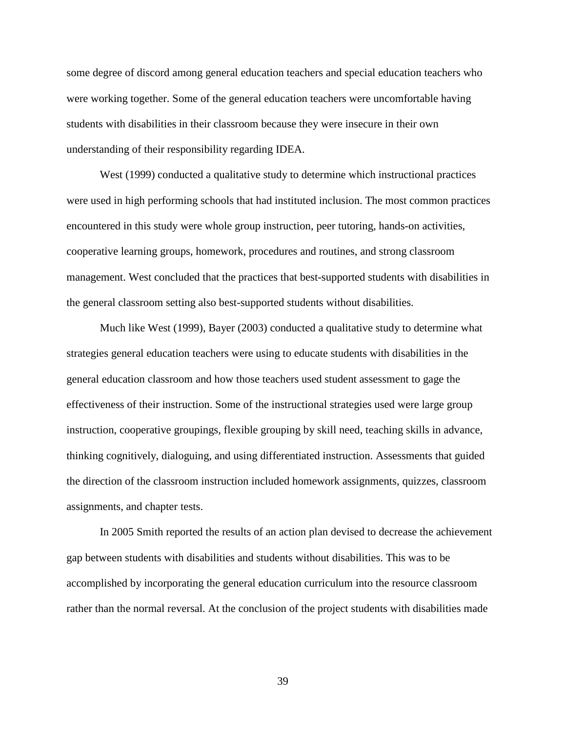some degree of discord among general education teachers and special education teachers who were working together. Some of the general education teachers were uncomfortable having students with disabilities in their classroom because they were insecure in their own understanding of their responsibility regarding IDEA.

West (1999) conducted a qualitative study to determine which instructional practices were used in high performing schools that had instituted inclusion. The most common practices encountered in this study were whole group instruction, peer tutoring, hands-on activities, cooperative learning groups, homework, procedures and routines, and strong classroom management. West concluded that the practices that best-supported students with disabilities in the general classroom setting also best-supported students without disabilities.

Much like West (1999), Bayer (2003) conducted a qualitative study to determine what strategies general education teachers were using to educate students with disabilities in the general education classroom and how those teachers used student assessment to gage the effectiveness of their instruction. Some of the instructional strategies used were large group instruction, cooperative groupings, flexible grouping by skill need, teaching skills in advance, thinking cognitively, dialoguing, and using differentiated instruction. Assessments that guided the direction of the classroom instruction included homework assignments, quizzes, classroom assignments, and chapter tests.

In 2005 Smith reported the results of an action plan devised to decrease the achievement gap between students with disabilities and students without disabilities. This was to be accomplished by incorporating the general education curriculum into the resource classroom rather than the normal reversal. At the conclusion of the project students with disabilities made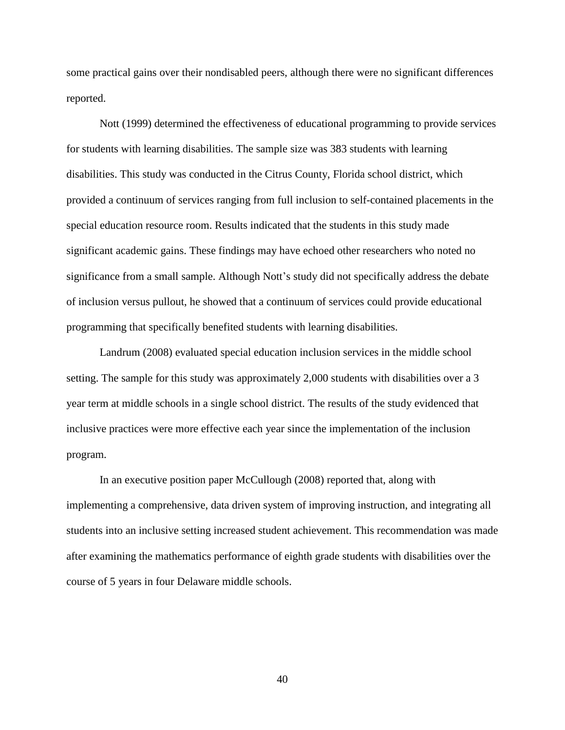some practical gains over their nondisabled peers, although there were no significant differences reported.

Nott (1999) determined the effectiveness of educational programming to provide services for students with learning disabilities. The sample size was 383 students with learning disabilities. This study was conducted in the Citrus County, Florida school district, which provided a continuum of services ranging from full inclusion to self-contained placements in the special education resource room. Results indicated that the students in this study made significant academic gains. These findings may have echoed other researchers who noted no significance from a small sample. Although Nott's study did not specifically address the debate of inclusion versus pullout, he showed that a continuum of services could provide educational programming that specifically benefited students with learning disabilities.

Landrum (2008) evaluated special education inclusion services in the middle school setting. The sample for this study was approximately 2,000 students with disabilities over a 3 year term at middle schools in a single school district. The results of the study evidenced that inclusive practices were more effective each year since the implementation of the inclusion program.

In an executive position paper McCullough (2008) reported that, along with implementing a comprehensive, data driven system of improving instruction, and integrating all students into an inclusive setting increased student achievement. This recommendation was made after examining the mathematics performance of eighth grade students with disabilities over the course of 5 years in four Delaware middle schools.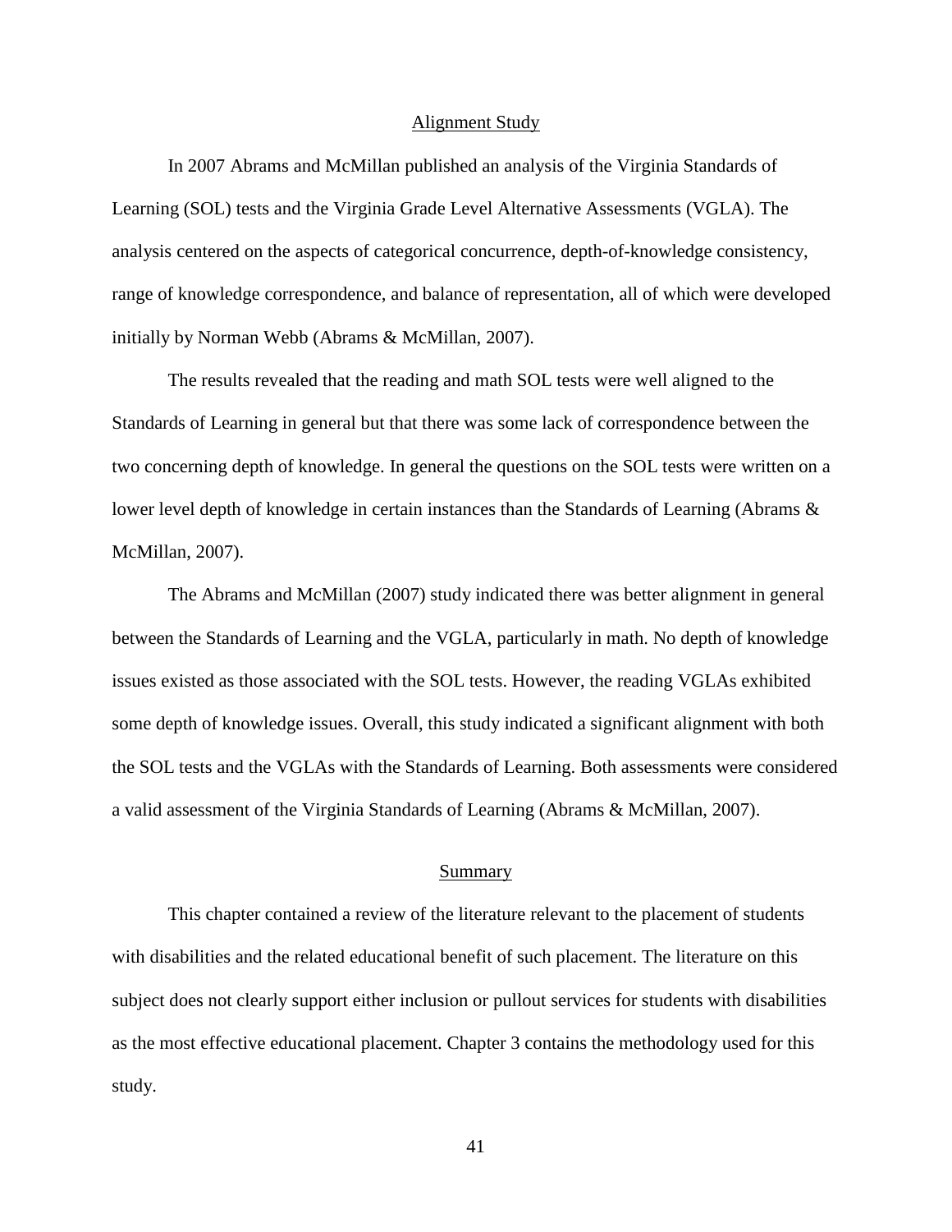## Alignment Study

In 2007 Abrams and McMillan published an analysis of the Virginia Standards of Learning (SOL) tests and the Virginia Grade Level Alternative Assessments (VGLA). The analysis centered on the aspects of categorical concurrence, depth-of-knowledge consistency, range of knowledge correspondence, and balance of representation, all of which were developed initially by Norman Webb (Abrams & McMillan, 2007).

The results revealed that the reading and math SOL tests were well aligned to the Standards of Learning in general but that there was some lack of correspondence between the two concerning depth of knowledge. In general the questions on the SOL tests were written on a lower level depth of knowledge in certain instances than the Standards of Learning (Abrams & McMillan, 2007).

The Abrams and McMillan (2007) study indicated there was better alignment in general between the Standards of Learning and the VGLA, particularly in math. No depth of knowledge issues existed as those associated with the SOL tests. However, the reading VGLAs exhibited some depth of knowledge issues. Overall, this study indicated a significant alignment with both the SOL tests and the VGLAs with the Standards of Learning. Both assessments were considered a valid assessment of the Virginia Standards of Learning (Abrams & McMillan, 2007).

## Summary

This chapter contained a review of the literature relevant to the placement of students with disabilities and the related educational benefit of such placement. The literature on this subject does not clearly support either inclusion or pullout services for students with disabilities as the most effective educational placement. Chapter 3 contains the methodology used for this study.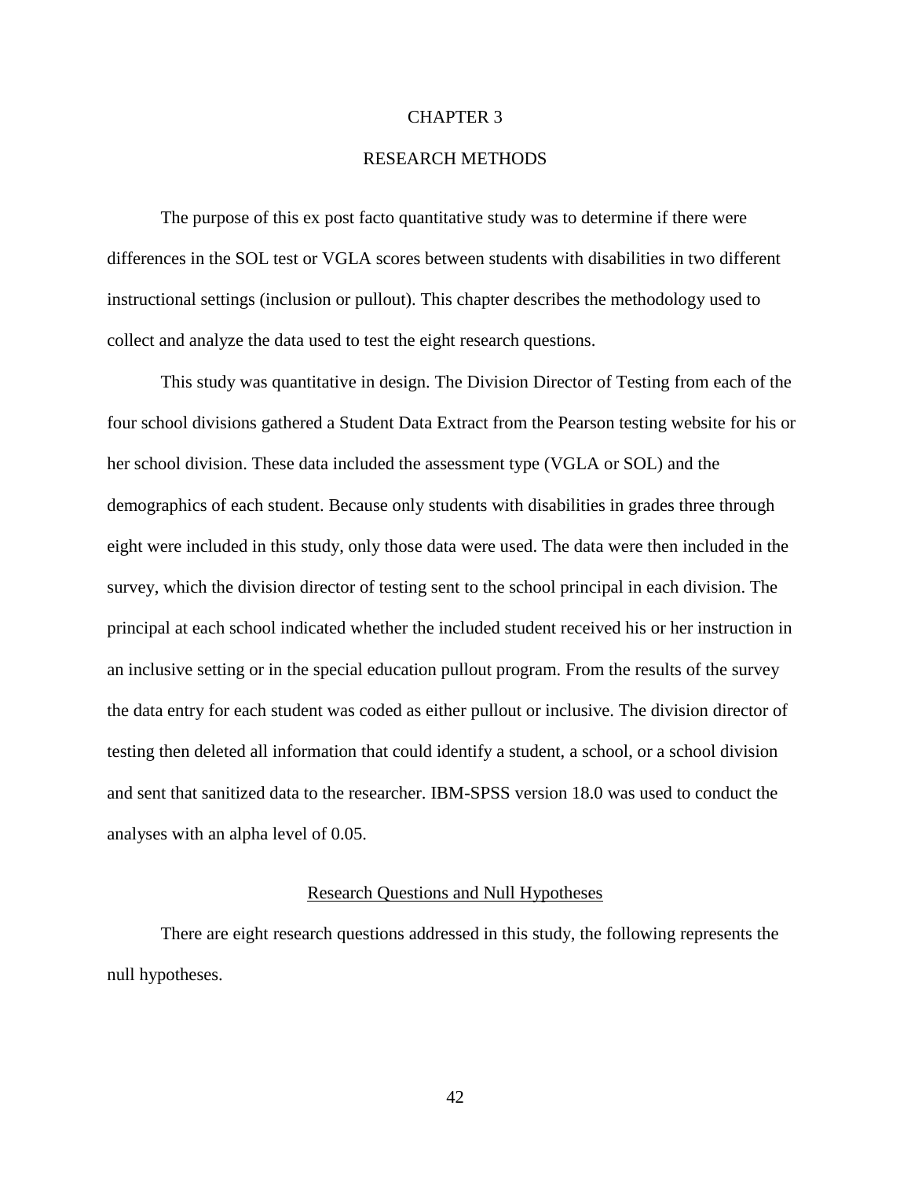# CHAPTER 3

# RESEARCH METHODS

The purpose of this ex post facto quantitative study was to determine if there were differences in the SOL test or VGLA scores between students with disabilities in two different instructional settings (inclusion or pullout). This chapter describes the methodology used to collect and analyze the data used to test the eight research questions.

This study was quantitative in design. The Division Director of Testing from each of the four school divisions gathered a Student Data Extract from the Pearson testing website for his or her school division. These data included the assessment type (VGLA or SOL) and the demographics of each student. Because only students with disabilities in grades three through eight were included in this study, only those data were used. The data were then included in the survey, which the division director of testing sent to the school principal in each division. The principal at each school indicated whether the included student received his or her instruction in an inclusive setting or in the special education pullout program. From the results of the survey the data entry for each student was coded as either pullout or inclusive. The division director of testing then deleted all information that could identify a student, a school, or a school division and sent that sanitized data to the researcher. IBM-SPSS version 18.0 was used to conduct the analyses with an alpha level of 0.05.

## Research Questions and Null Hypotheses

There are eight research questions addressed in this study, the following represents the null hypotheses.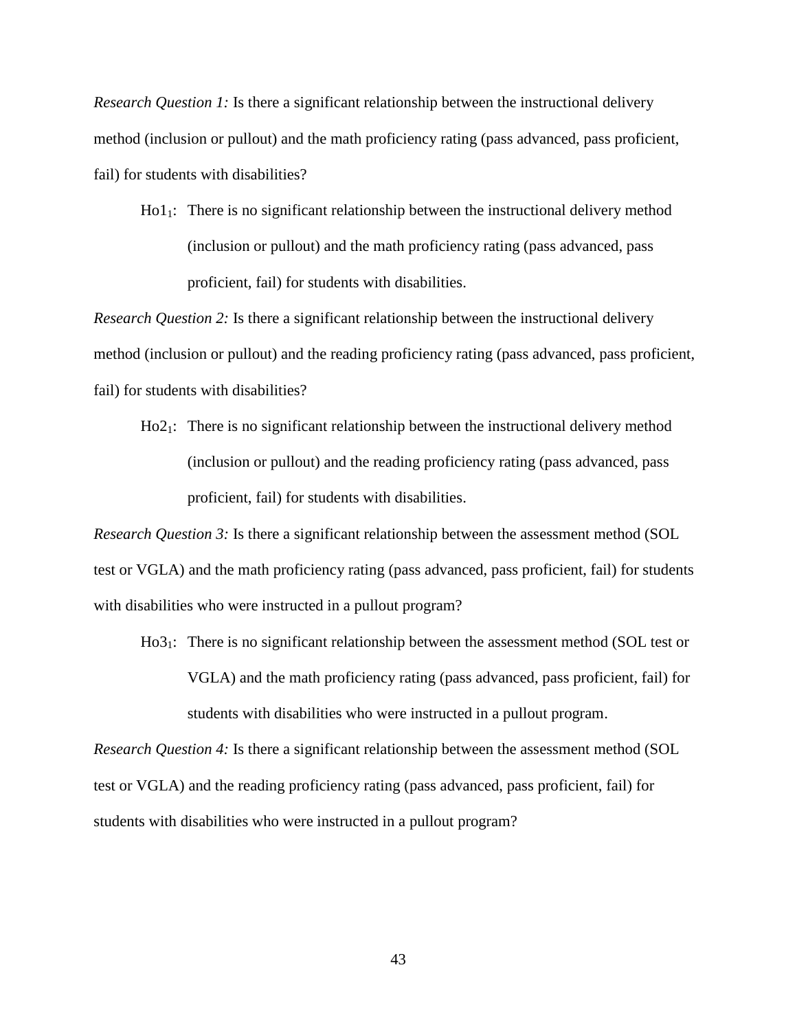*Research Question 1:* Is there a significant relationship between the instructional delivery method (inclusion or pullout) and the math proficiency rating (pass advanced, pass proficient, fail) for students with disabilities?

$Ho1_1$: There is no significant relationship between the instructional delivery method (inclusion or pullout) and the math proficiency rating (pass advanced, pass proficient, fail) for students with disabilities.

*Research Question 2:* Is there a significant relationship between the instructional delivery method (inclusion or pullout) and the reading proficiency rating (pass advanced, pass proficient, fail) for students with disabilities?

$Ho2_1$: There is no significant relationship between the instructional delivery method (inclusion or pullout) and the reading proficiency rating (pass advanced, pass proficient, fail) for students with disabilities.

*Research Question 3:* Is there a significant relationship between the assessment method (SOL test or VGLA) and the math proficiency rating (pass advanced, pass proficient, fail) for students with disabilities who were instructed in a pullout program?

$Ho3_1$: There is no significant relationship between the assessment method (SOL test or VGLA) and the math proficiency rating (pass advanced, pass proficient, fail) for students with disabilities who were instructed in a pullout program.

*Research Question 4:* Is there a significant relationship between the assessment method (SOL test or VGLA) and the reading proficiency rating (pass advanced, pass proficient, fail) for students with disabilities who were instructed in a pullout program?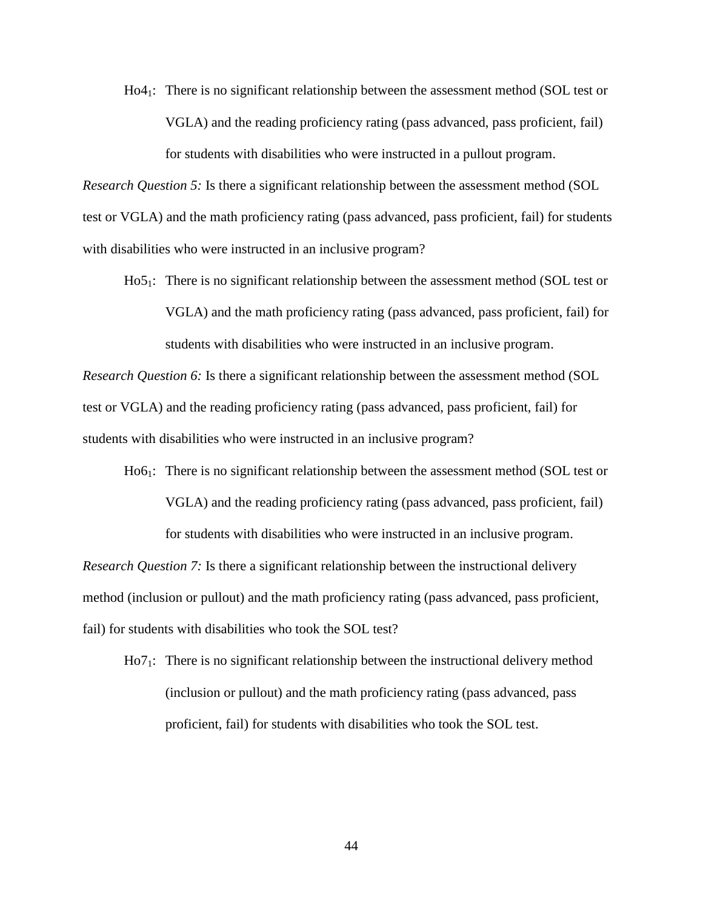$Ho4_1$: There is no significant relationship between the assessment method (SOL test or VGLA) and the reading proficiency rating (pass advanced, pass proficient, fail) for students with disabilities who were instructed in a pullout program.

*Research Question 5:* Is there a significant relationship between the assessment method (SOL test or VGLA) and the math proficiency rating (pass advanced, pass proficient, fail) for students with disabilities who were instructed in an inclusive program?

$Ho5_1$: There is no significant relationship between the assessment method (SOL test or VGLA) and the math proficiency rating (pass advanced, pass proficient, fail) for students with disabilities who were instructed in an inclusive program.

*Research Question 6:* Is there a significant relationship between the assessment method (SOL test or VGLA) and the reading proficiency rating (pass advanced, pass proficient, fail) for students with disabilities who were instructed in an inclusive program?

$Ho6_1$: There is no significant relationship between the assessment method (SOL test or VGLA) and the reading proficiency rating (pass advanced, pass proficient, fail) for students with disabilities who were instructed in an inclusive program.

*Research Question 7:* Is there a significant relationship between the instructional delivery method (inclusion or pullout) and the math proficiency rating (pass advanced, pass proficient, fail) for students with disabilities who took the SOL test?

$Ho7_1$: There is no significant relationship between the instructional delivery method (inclusion or pullout) and the math proficiency rating (pass advanced, pass proficient, fail) for students with disabilities who took the SOL test.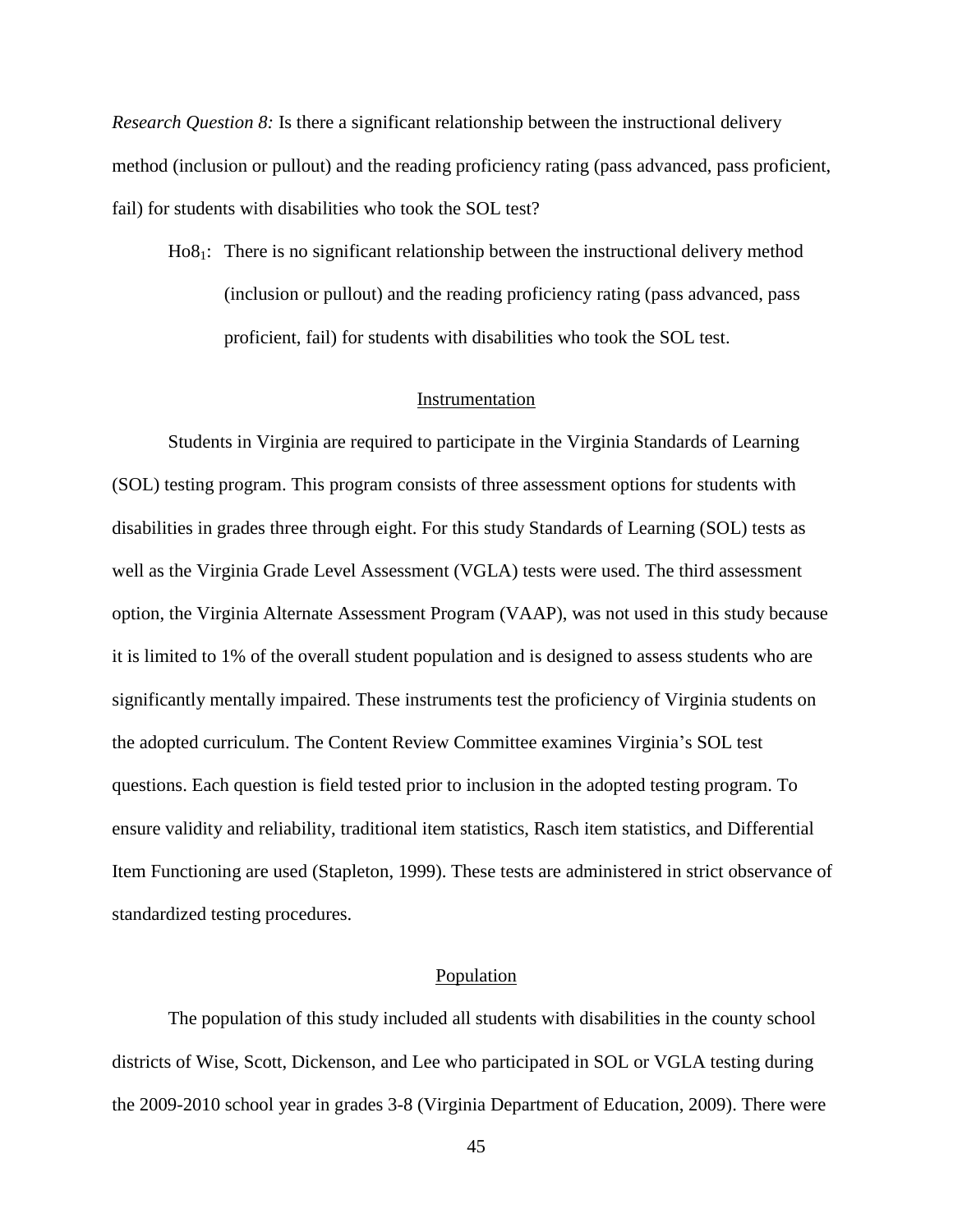*Research Question 8:* Is there a significant relationship between the instructional delivery method (inclusion or pullout) and the reading proficiency rating (pass advanced, pass proficient, fail) for students with disabilities who took the SOL test?

$Ho8_1$: There is no significant relationship between the instructional delivery method (inclusion or pullout) and the reading proficiency rating (pass advanced, pass proficient, fail) for students with disabilities who took the SOL test.

## Instrumentation

Students in Virginia are required to participate in the Virginia Standards of Learning (SOL) testing program. This program consists of three assessment options for students with disabilities in grades three through eight. For this study Standards of Learning (SOL) tests as well as the Virginia Grade Level Assessment (VGLA) tests were used. The third assessment option, the Virginia Alternate Assessment Program (VAAP), was not used in this study because it is limited to 1% of the overall student population and is designed to assess students who are significantly mentally impaired. These instruments test the proficiency of Virginia students on the adopted curriculum. The Content Review Committee examines Virginia's SOL test questions. Each question is field tested prior to inclusion in the adopted testing program. To ensure validity and reliability, traditional item statistics, Rasch item statistics, and Differential Item Functioning are used (Stapleton, 1999). These tests are administered in strict observance of standardized testing procedures.

## Population

The population of this study included all students with disabilities in the county school districts of Wise, Scott, Dickenson, and Lee who participated in SOL or VGLA testing during the 2009-2010 school year in grades 3-8 (Virginia Department of Education, 2009). There were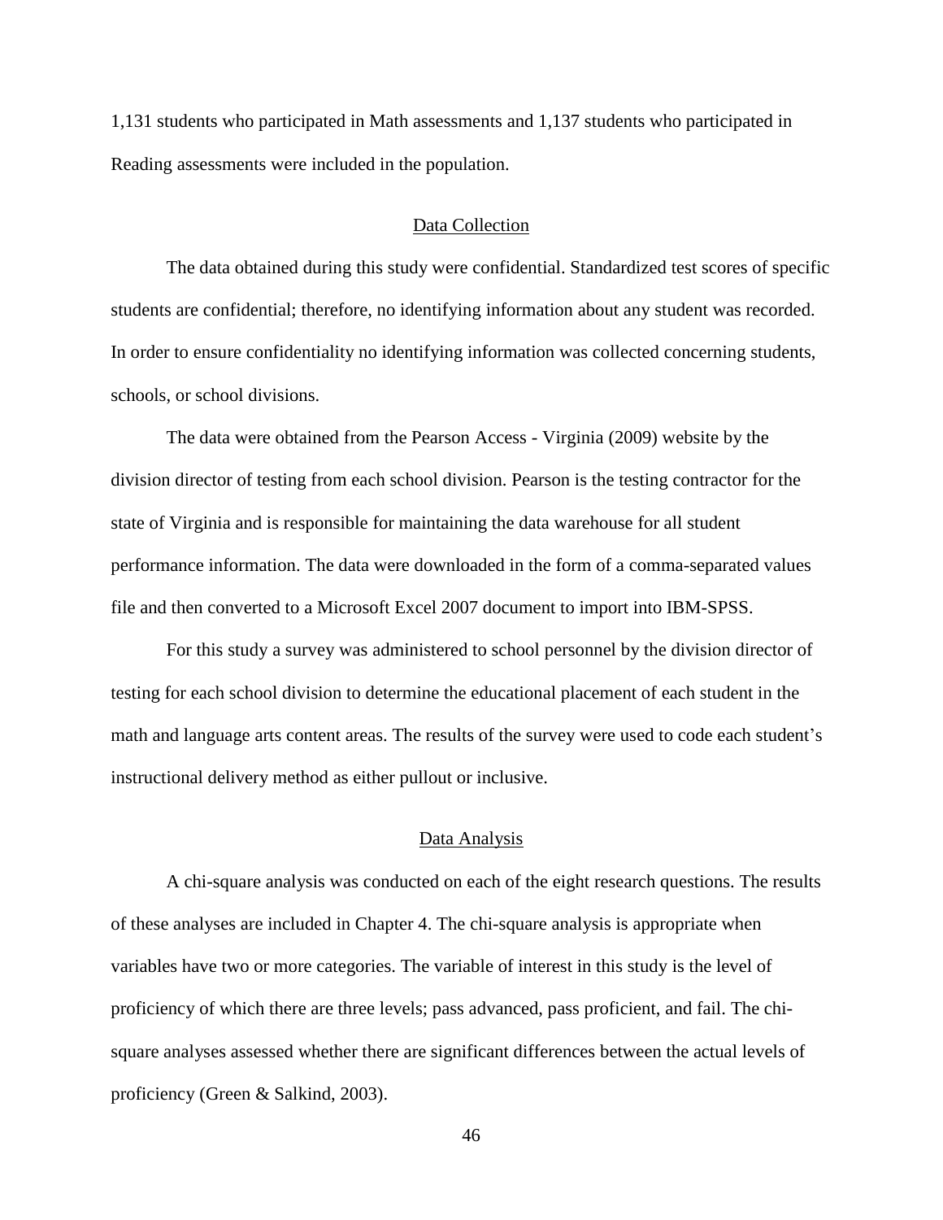1,131 students who participated in Math assessments and 1,137 students who participated in Reading assessments were included in the population.

## Data Collection

The data obtained during this study were confidential. Standardized test scores of specific students are confidential; therefore, no identifying information about any student was recorded. In order to ensure confidentiality no identifying information was collected concerning students, schools, or school divisions.

The data were obtained from the Pearson Access - Virginia (2009) website by the division director of testing from each school division. Pearson is the testing contractor for the state of Virginia and is responsible for maintaining the data warehouse for all student performance information. The data were downloaded in the form of a comma-separated values file and then converted to a Microsoft Excel 2007 document to import into IBM-SPSS.

For this study a survey was administered to school personnel by the division director of testing for each school division to determine the educational placement of each student in the math and language arts content areas. The results of the survey were used to code each student's instructional delivery method as either pullout or inclusive.

## Data Analysis

A chi-square analysis was conducted on each of the eight research questions. The results of these analyses are included in Chapter 4. The chi-square analysis is appropriate when variables have two or more categories. The variable of interest in this study is the level of proficiency of which there are three levels; pass advanced, pass proficient, and fail. The chi-square analyses assessed whether there are significant differences between the actual levels of proficiency (Green & Salkind, 2003).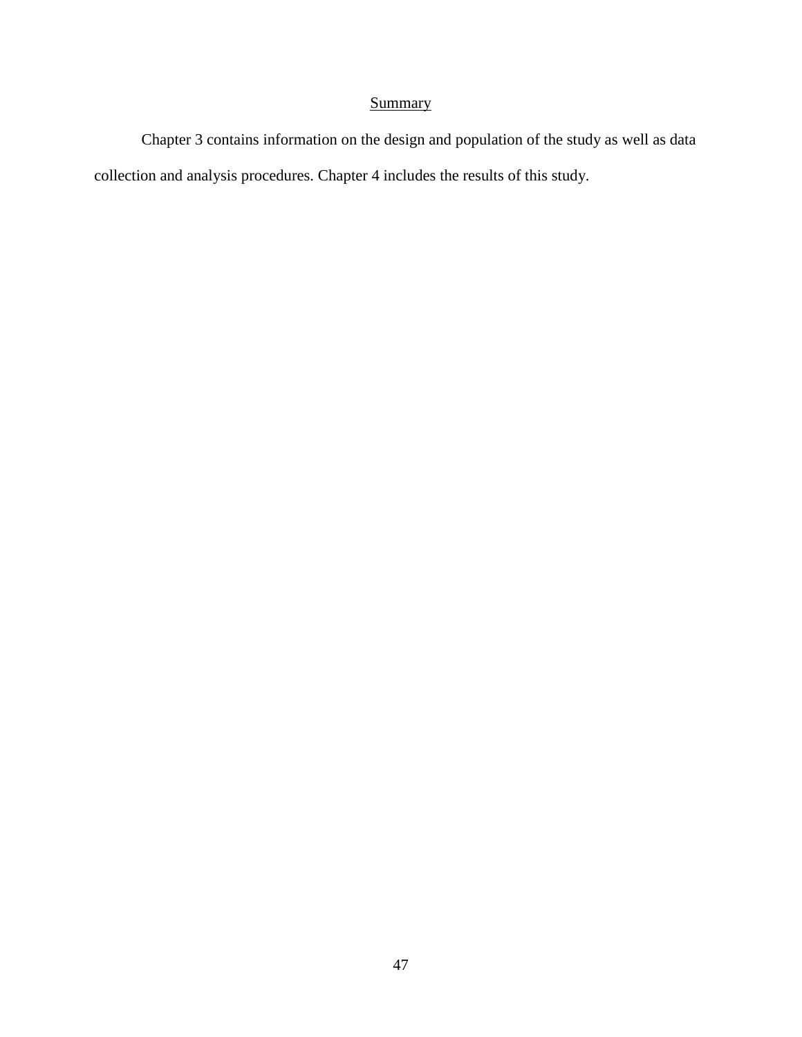## Summary

Chapter 3 contains information on the design and population of the study as well as data collection and analysis procedures. Chapter 4 includes the results of this study.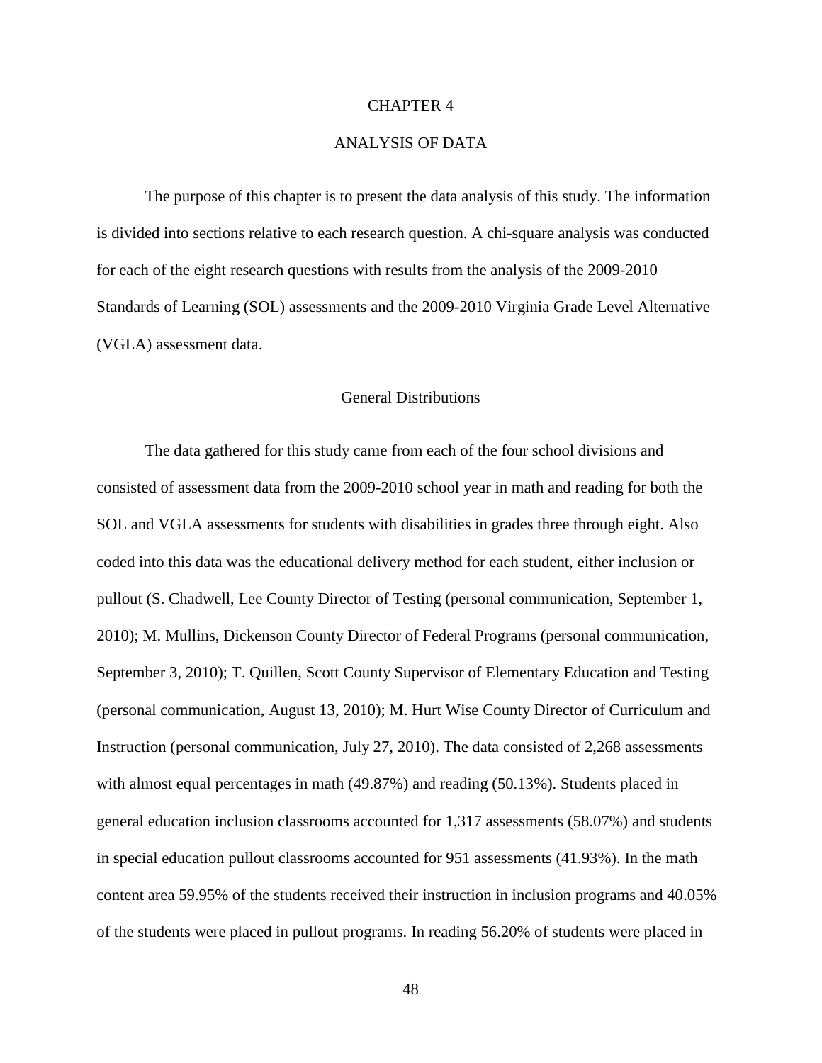#### CHAPTER 4

#### ANALYSIS OF DATA

The purpose of this chapter is to present the data analysis of this study. The information is divided into sections relative to each research question. A chi-square analysis was conducted for each of the eight research questions with results from the analysis of the 2009-2010 Standards of Learning (SOL) assessments and the 2009-2010 Virginia Grade Level Alternative (VGLA) assessment data.

## General Distributions

The data gathered for this study came from each of the four school divisions and consisted of assessment data from the 2009-2010 school year in math and reading for both the SOL and VGLA assessments for students with disabilities in grades three through eight. Also coded into this data was the educational delivery method for each student, either inclusion or pullout (S. Chadwell, Lee County Director of Testing (personal communication, September 1, 2010); M. Mullins, Dickenson County Director of Federal Programs (personal communication, September 3, 2010); T. Quillen, Scott County Supervisor of Elementary Education and Testing (personal communication, August 13, 2010); M. Hurt Wise County Director of Curriculum and Instruction (personal communication, July 27, 2010). The data consisted of 2,268 assessments with almost equal percentages in math (49.87%) and reading (50.13%). Students placed in general education inclusion classrooms accounted for 1,317 assessments (58.07%) and students in special education pullout classrooms accounted for 951 assessments (41.93%). In the math content area 59.95% of the students received their instruction in inclusion programs and 40.05% of the students were placed in pullout programs. In reading 56.20% of students were placed in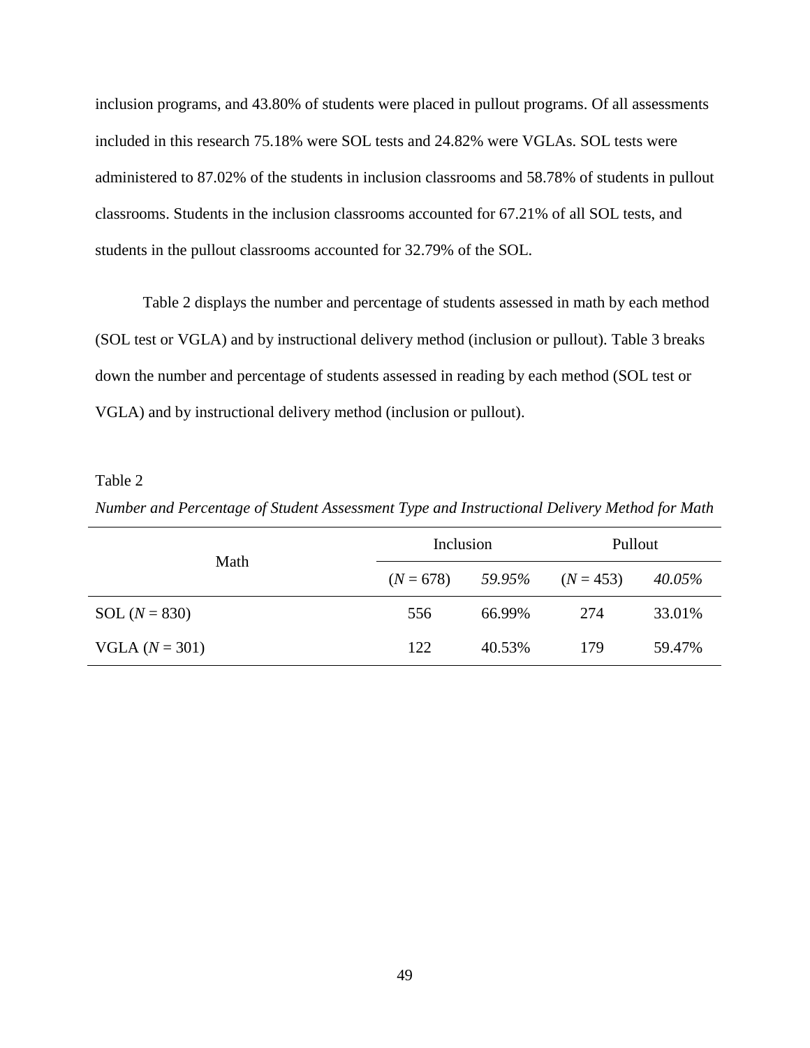inclusion programs, and 43.80% of students were placed in pullout programs. Of all assessments included in this research 75.18% were SOL tests and 24.82% were VGLAs. SOL tests were administered to 87.02% of the students in inclusion classrooms and 58.78% of students in pullout classrooms. Students in the inclusion classrooms accounted for 67.21% of all SOL tests, and students in the pullout classrooms accounted for 32.79% of the SOL.

Table 2 displays the number and percentage of students assessed in math by each method (SOL test or VGLA) and by instructional delivery method (inclusion or pullout). Table 3 breaks down the number and percentage of students assessed in reading by each method (SOL test or VGLA) and by instructional delivery method (inclusion or pullout).

Table 2

*Number and Percentage of Student Assessment Type and Instructional Delivery Method for Math*

| Math | Inclusion | | Pullout | |
|---|---|---|---|---|
| | (*N* = 678) | *59.95%* | (*N* = 453) | *40.05%* |
| SOL (*N* = 830) | 556 | 66.99% | 274 | 33.01% |
| VGLA (*N* = 301) | 122 | 40.53% | 179 | 59.47% |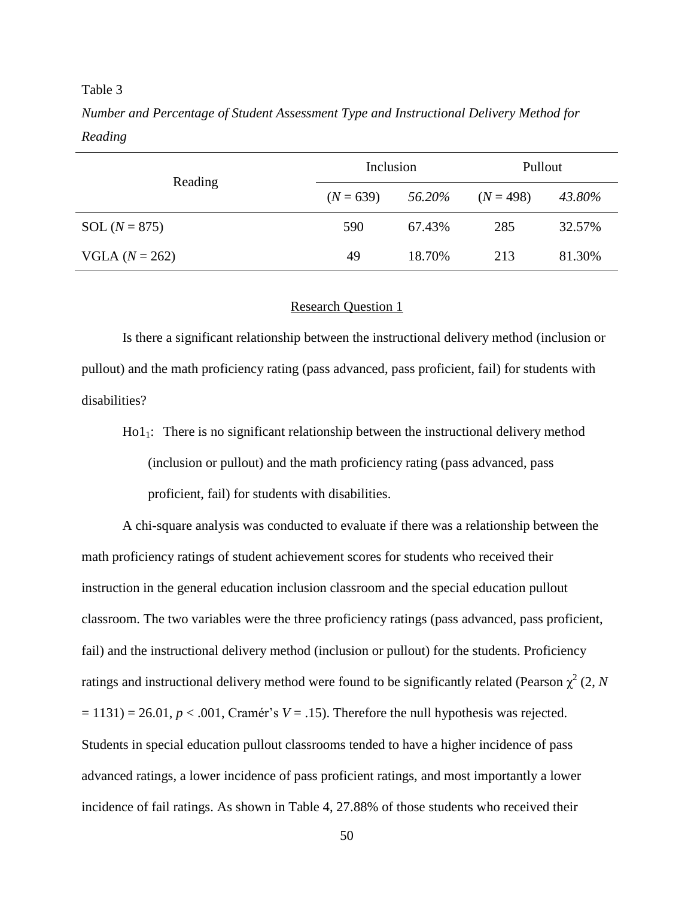Table 3

*Number and Percentage of Student Assessment Type and Instructional Delivery Method for Reading*

| Reading | Inclusion | | Pullout | |
|---|---|---|---|---|
| | ($N$ = 639) | *56.20%* | ($N$ = 498) | *43.80%* |
| SOL ($N$ = 875) | 590 | 67.43% | 285 | 32.57% |
| VGLA ($N$ = 262) | 49 | 18.70% | 213 | 81.30% |

Research Question 1

Is there a significant relationship between the instructional delivery method (inclusion or pullout) and the math proficiency rating (pass advanced, pass proficient, fail) for students with disabilities?

> Ho1$_1$: There is no significant relationship between the instructional delivery method (inclusion or pullout) and the math proficiency rating (pass advanced, pass proficient, fail) for students with disabilities.

A chi-square analysis was conducted to evaluate if there was a relationship between the math proficiency ratings of student achievement scores for students who received their instruction in the general education inclusion classroom and the special education pullout classroom. The two variables were the three proficiency ratings (pass advanced, pass proficient, fail) and the instructional delivery method (inclusion or pullout) for the students. Proficiency ratings and instructional delivery method were found to be significantly related (Pearson $\chi^2$ (2, $N$ = 1131) = 26.01, $p < .001$, Cramér's $V$ = .15). Therefore the null hypothesis was rejected. Students in special education pullout classrooms tended to have a higher incidence of pass advanced ratings, a lower incidence of pass proficient ratings, and most importantly a lower incidence of fail ratings. As shown in Table 4, 27.88% of those students who received their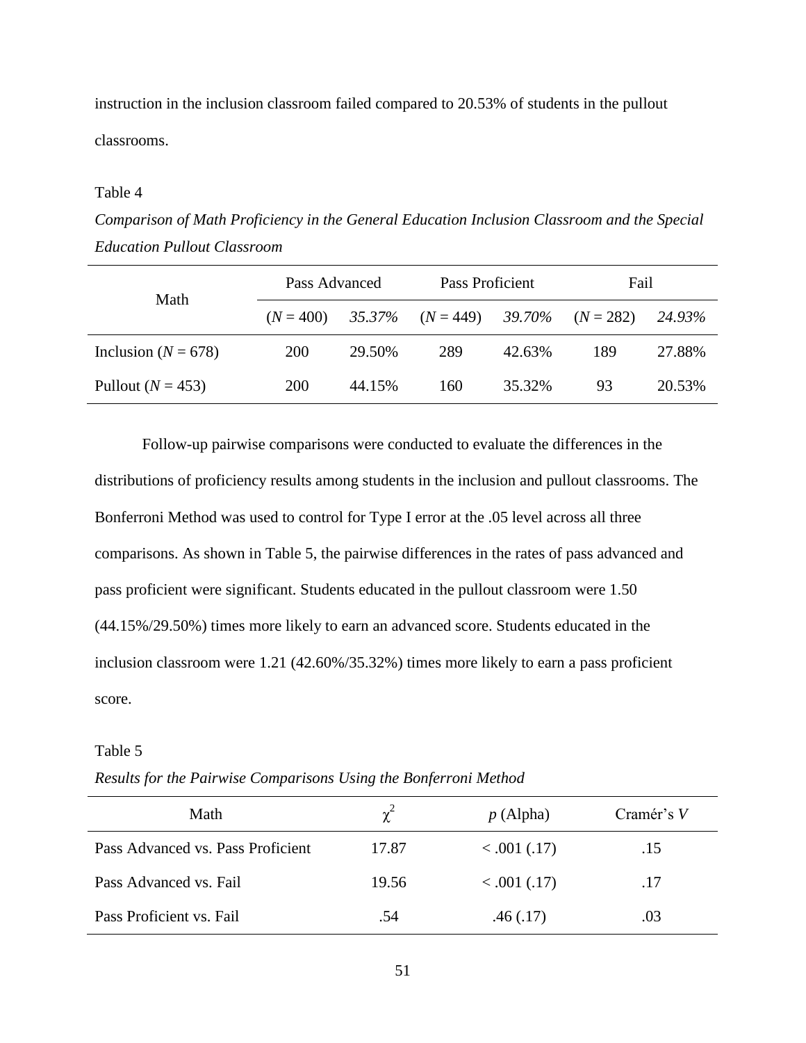instruction in the inclusion classroom failed compared to 20.53% of students in the pullout classrooms.

Table 4

*Comparison of Math Proficiency in the General Education Inclusion Classroom and the Special Education Pullout Classroom*

| Math | Pass Advanced | | Pass Proficient | | Fail | |
|---|---|---|---|---|---|---|
| | ($N$ = 400) | *35.37%* | ($N$ = 449) | *39.70%* | ($N$ = 282) | *24.93%* |
| Inclusion ($N$ = 678) | 200 | 29.50% | 289 | 42.63% | 189 | 27.88% |
| Pullout ($N$ = 453) | 200 | 44.15% | 160 | 35.32% | 93 | 20.53% |

Follow-up pairwise comparisons were conducted to evaluate the differences in the distributions of proficiency results among students in the inclusion and pullout classrooms. The Bonferroni Method was used to control for Type I error at the .05 level across all three comparisons. As shown in Table 5, the pairwise differences in the rates of pass advanced and pass proficient were significant. Students educated in the pullout classroom were 1.50 (44.15%/29.50%) times more likely to earn an advanced score. Students educated in the inclusion classroom were 1.21 (42.60%/35.32%) times more likely to earn a pass proficient score.

Table 5

*Results for the Pairwise Comparisons Using the Bonferroni Method*

| Math | $\chi^2$ | $p$ (Alpha) | Cramér's $V$ |
|---|---|---|---|
| Pass Advanced vs. Pass Proficient | 17.87 | < .001 (.17) | .15 |
| Pass Advanced vs. Fail | 19.56 | < .001 (.17) | .17 |
| Pass Proficient vs. Fail | .54 | .46 (.17) | .03 |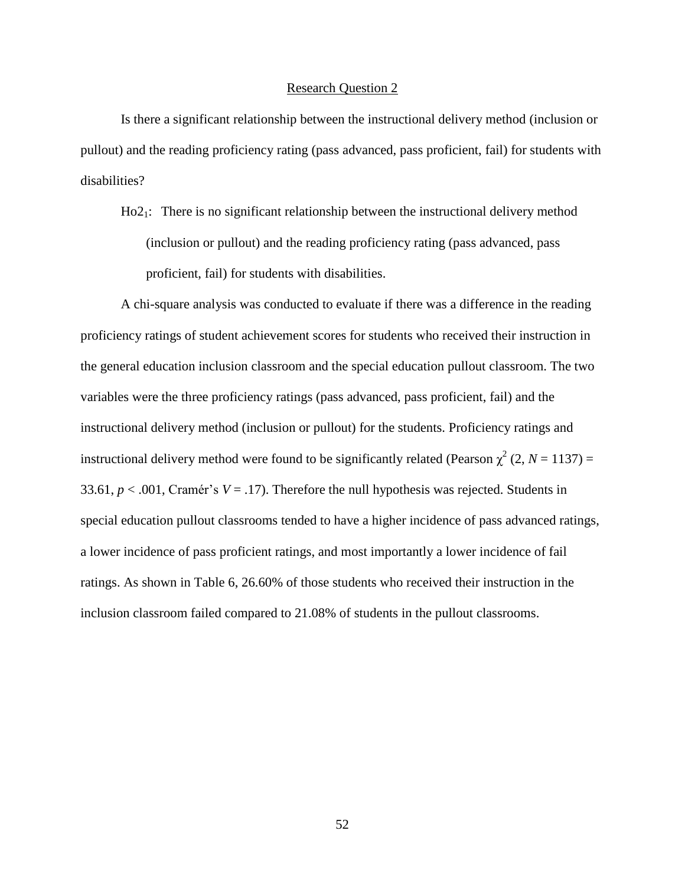## Research Question 2

Is there a significant relationship between the instructional delivery method (inclusion or pullout) and the reading proficiency rating (pass advanced, pass proficient, fail) for students with disabilities?

> $Ho2_1$: There is no significant relationship between the instructional delivery method (inclusion or pullout) and the reading proficiency rating (pass advanced, pass proficient, fail) for students with disabilities.

A chi-square analysis was conducted to evaluate if there was a difference in the reading proficiency ratings of student achievement scores for students who received their instruction in the general education inclusion classroom and the special education pullout classroom. The two variables were the three proficiency ratings (pass advanced, pass proficient, fail) and the instructional delivery method (inclusion or pullout) for the students. Proficiency ratings and instructional delivery method were found to be significantly related (Pearson $\chi^2$ $(2, N = 1137) = 33.61$, $p < .001$, Cramér's $V = .17$). Therefore the null hypothesis was rejected. Students in special education pullout classrooms tended to have a higher incidence of pass advanced ratings, a lower incidence of pass proficient ratings, and most importantly a lower incidence of fail ratings. As shown in Table 6, 26.60% of those students who received their instruction in the inclusion classroom failed compared to 21.08% of students in the pullout classrooms.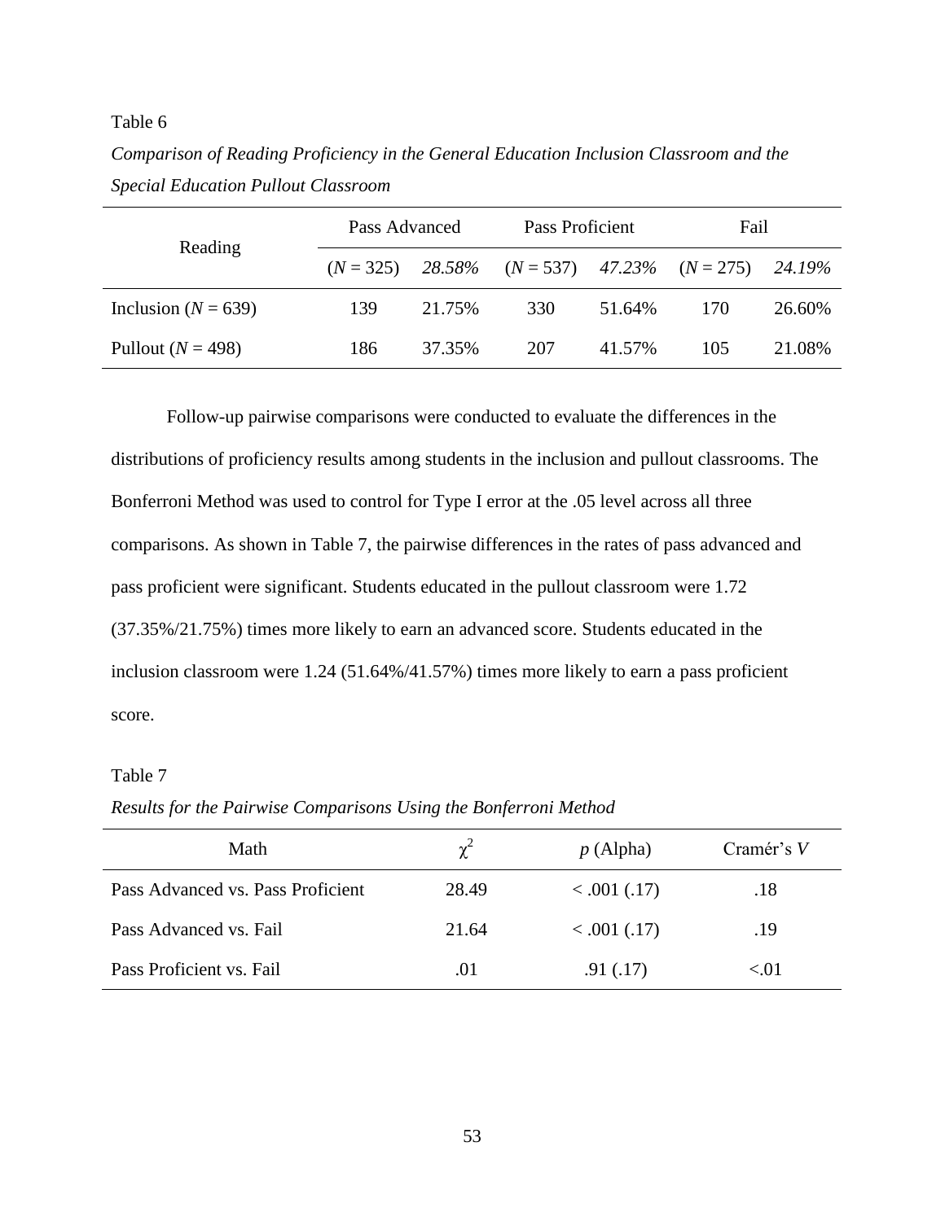Table 6

*Comparison of Reading Proficiency in the General Education Inclusion Classroom and the Special Education Pullout Classroom*

| Reading | Pass Advanced | | Pass Proficient | | Fail | |
|---|---|---|---|---|---|---|
| | ($N$ = 325) | *28.58%* | ($N$ = 537) | *47.23%* | ($N$ = 275) | *24.19%* |
| Inclusion ($N$ = 639) | 139 | 21.75% | 330 | 51.64% | 170 | 26.60% |
| Pullout ($N$ = 498) | 186 | 37.35% | 207 | 41.57% | 105 | 21.08% |

Follow-up pairwise comparisons were conducted to evaluate the differences in the distributions of proficiency results among students in the inclusion and pullout classrooms. The Bonferroni Method was used to control for Type I error at the .05 level across all three comparisons. As shown in Table 7, the pairwise differences in the rates of pass advanced and pass proficient were significant. Students educated in the pullout classroom were 1.72 (37.35%/21.75%) times more likely to earn an advanced score. Students educated in the inclusion classroom were 1.24 (51.64%/41.57%) times more likely to earn a pass proficient score.

Table 7

*Results for the Pairwise Comparisons Using the Bonferroni Method*

| Math | $\chi^2$ | $p$ (Alpha) | Cramér's $V$ |
|---|---|---|---|
| Pass Advanced vs. Pass Proficient | 28.49 | < .001 (.17) | .18 |
| Pass Advanced vs. Fail | 21.64 | < .001 (.17) | .19 |
| Pass Proficient vs. Fail | .01 | .91 (.17) | <.01 |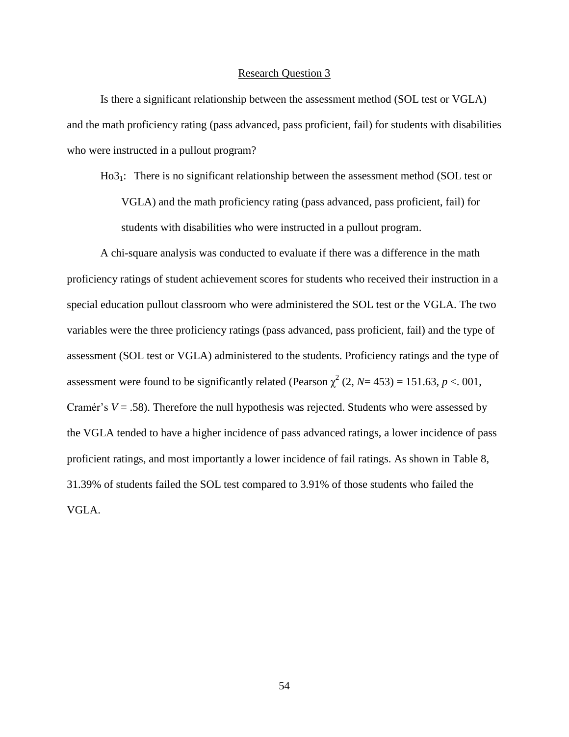## Research Question 3

Is there a significant relationship between the assessment method (SOL test or VGLA) and the math proficiency rating (pass advanced, pass proficient, fail) for students with disabilities who were instructed in a pullout program?

$Ho3_1$: There is no significant relationship between the assessment method (SOL test or VGLA) and the math proficiency rating (pass advanced, pass proficient, fail) for students with disabilities who were instructed in a pullout program.

A chi-square analysis was conducted to evaluate if there was a difference in the math proficiency ratings of student achievement scores for students who received their instruction in a special education pullout classroom who were administered the SOL test or the VGLA. The two variables were the three proficiency ratings (pass advanced, pass proficient, fail) and the type of assessment (SOL test or VGLA) administered to the students. Proficiency ratings and the type of assessment were found to be significantly related (Pearson $\chi^2$ (2, $N$= 453) = 151.63, $p$ <. 001, Cramér's $V$ = .58). Therefore the null hypothesis was rejected. Students who were assessed by the VGLA tended to have a higher incidence of pass advanced ratings, a lower incidence of pass proficient ratings, and most importantly a lower incidence of fail ratings. As shown in Table 8, 31.39% of students failed the SOL test compared to 3.91% of those students who failed the VGLA.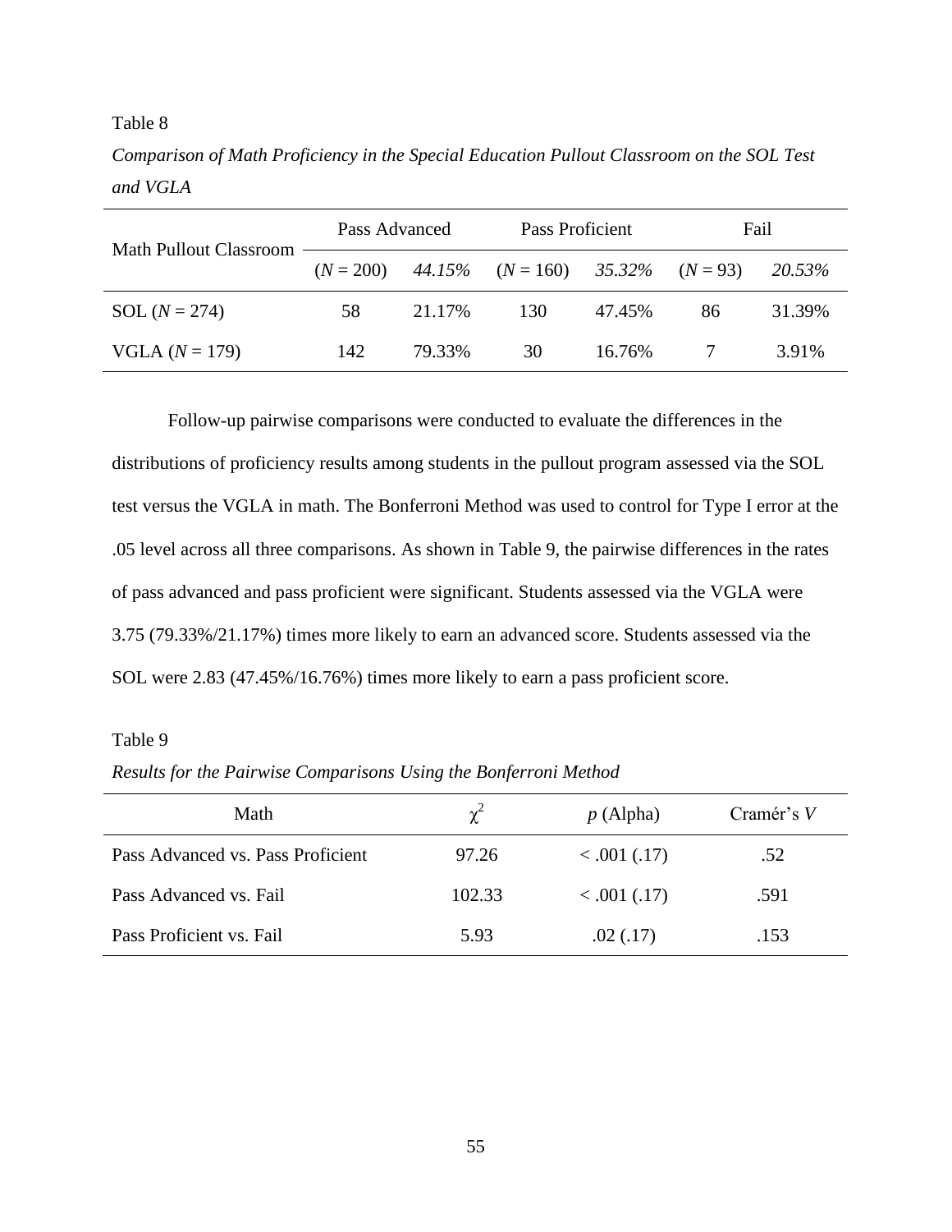Table 8

*Comparison of Math Proficiency in the Special Education Pullout Classroom on the SOL Test and VGLA*

| Math Pullout Classroom | Pass Advanced | | Pass Proficient | | Fail | |
|---|---|---|---|---|---|---|
| | ($N$ = 200) | *44.15%* | ($N$ = 160) | *35.32%* | ($N$ = 93) | *20.53%* |
| SOL ($N$ = 274) | 58 | 21.17% | 130 | 47.45% | 86 | 31.39% |
| VGLA ($N$ = 179) | 142 | 79.33% | 30 | 16.76% | 7 | 3.91% |

Follow-up pairwise comparisons were conducted to evaluate the differences in the distributions of proficiency results among students in the pullout program assessed via the SOL test versus the VGLA in math. The Bonferroni Method was used to control for Type I error at the .05 level across all three comparisons. As shown in Table 9, the pairwise differences in the rates of pass advanced and pass proficient were significant. Students assessed via the VGLA were 3.75 (79.33%/21.17%) times more likely to earn an advanced score. Students assessed via the SOL were 2.83 (47.45%/16.76%) times more likely to earn a pass proficient score.

Table 9

*Results for the Pairwise Comparisons Using the Bonferroni Method*

| Math | $\chi^2$ | $p$ (Alpha) | Cramér's $V$ |
|---|---|---|---|
| Pass Advanced vs. Pass Proficient | 97.26 | < .001 (.17) | .52 |
| Pass Advanced vs. Fail | 102.33 | < .001 (.17) | .591 |
| Pass Proficient vs. Fail | 5.93 | .02 (.17) | .153 |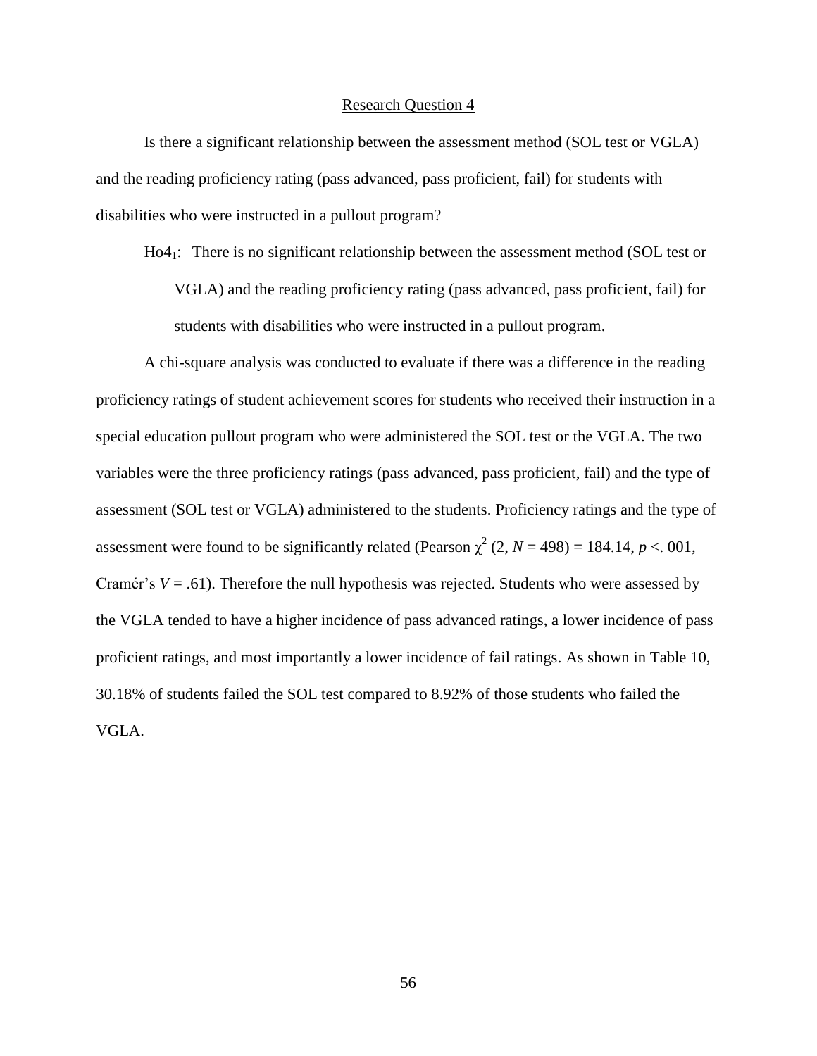## Research Question 4

Is there a significant relationship between the assessment method (SOL test or VGLA) and the reading proficiency rating (pass advanced, pass proficient, fail) for students with disabilities who were instructed in a pullout program?

$Ho4_1$: There is no significant relationship between the assessment method (SOL test or VGLA) and the reading proficiency rating (pass advanced, pass proficient, fail) for students with disabilities who were instructed in a pullout program.

A chi-square analysis was conducted to evaluate if there was a difference in the reading proficiency ratings of student achievement scores for students who received their instruction in a special education pullout program who were administered the SOL test or the VGLA. The two variables were the three proficiency ratings (pass advanced, pass proficient, fail) and the type of assessment (SOL test or VGLA) administered to the students. Proficiency ratings and the type of assessment were found to be significantly related (Pearson $\chi^2$ (2, $N$ = 498) = 184.14, $p$ <. 001, Cramér's $V$ = .61). Therefore the null hypothesis was rejected. Students who were assessed by the VGLA tended to have a higher incidence of pass advanced ratings, a lower incidence of pass proficient ratings, and most importantly a lower incidence of fail ratings. As shown in Table 10, 30.18% of students failed the SOL test compared to 8.92% of those students who failed the VGLA.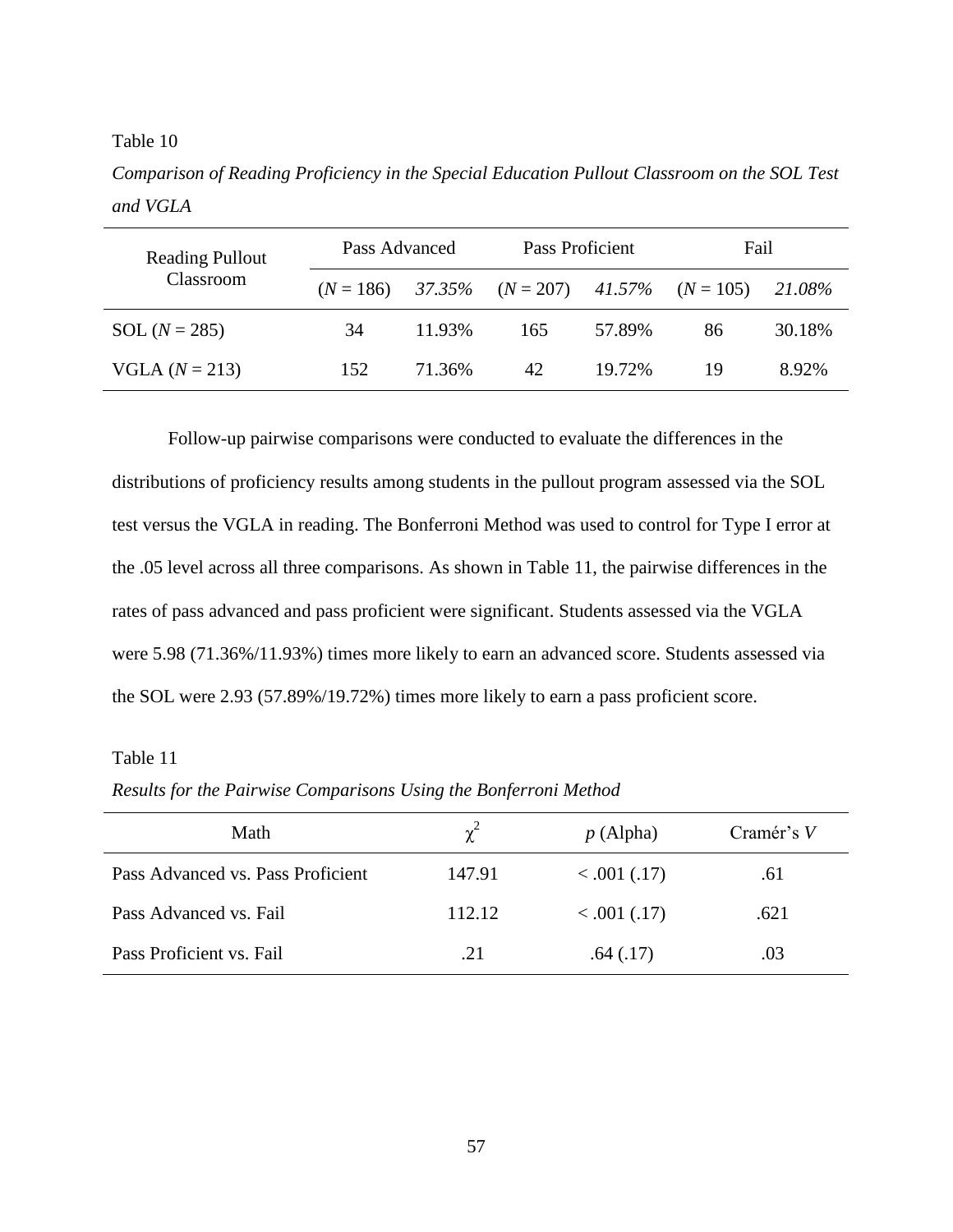Table 10

*Comparison of Reading Proficiency in the Special Education Pullout Classroom on the SOL Test and VGLA*

| Reading Pullout Classroom | Pass Advanced | | Pass Proficient | | Fail | |
|---|---|---|---|---|---|---|
| | (*N* = 186) | *37.35%* | (*N* = 207) | *41.57%* | (*N* = 105) | *21.08%* |
| SOL (*N* = 285) | 34 | 11.93% | 165 | 57.89% | 86 | 30.18% |
| VGLA (*N* = 213) | 152 | 71.36% | 42 | 19.72% | 19 | 8.92% |

Follow-up pairwise comparisons were conducted to evaluate the differences in the distributions of proficiency results among students in the pullout program assessed via the SOL test versus the VGLA in reading. The Bonferroni Method was used to control for Type I error at the .05 level across all three comparisons. As shown in Table 11, the pairwise differences in the rates of pass advanced and pass proficient were significant. Students assessed via the VGLA were 5.98 (71.36%/11.93%) times more likely to earn an advanced score. Students assessed via the SOL were 2.93 (57.89%/19.72%) times more likely to earn a pass proficient score.

Table 11

*Results for the Pairwise Comparisons Using the Bonferroni Method*

| Math | $\chi^2$ | *p* (Alpha) | Cramér's *V* |
|---|---|---|---|
| Pass Advanced vs. Pass Proficient | 147.91 | < .001 (.17) | .61 |
| Pass Advanced vs. Fail | 112.12 | < .001 (.17) | .621 |
| Pass Proficient vs. Fail | .21 | .64 (.17) | .03 |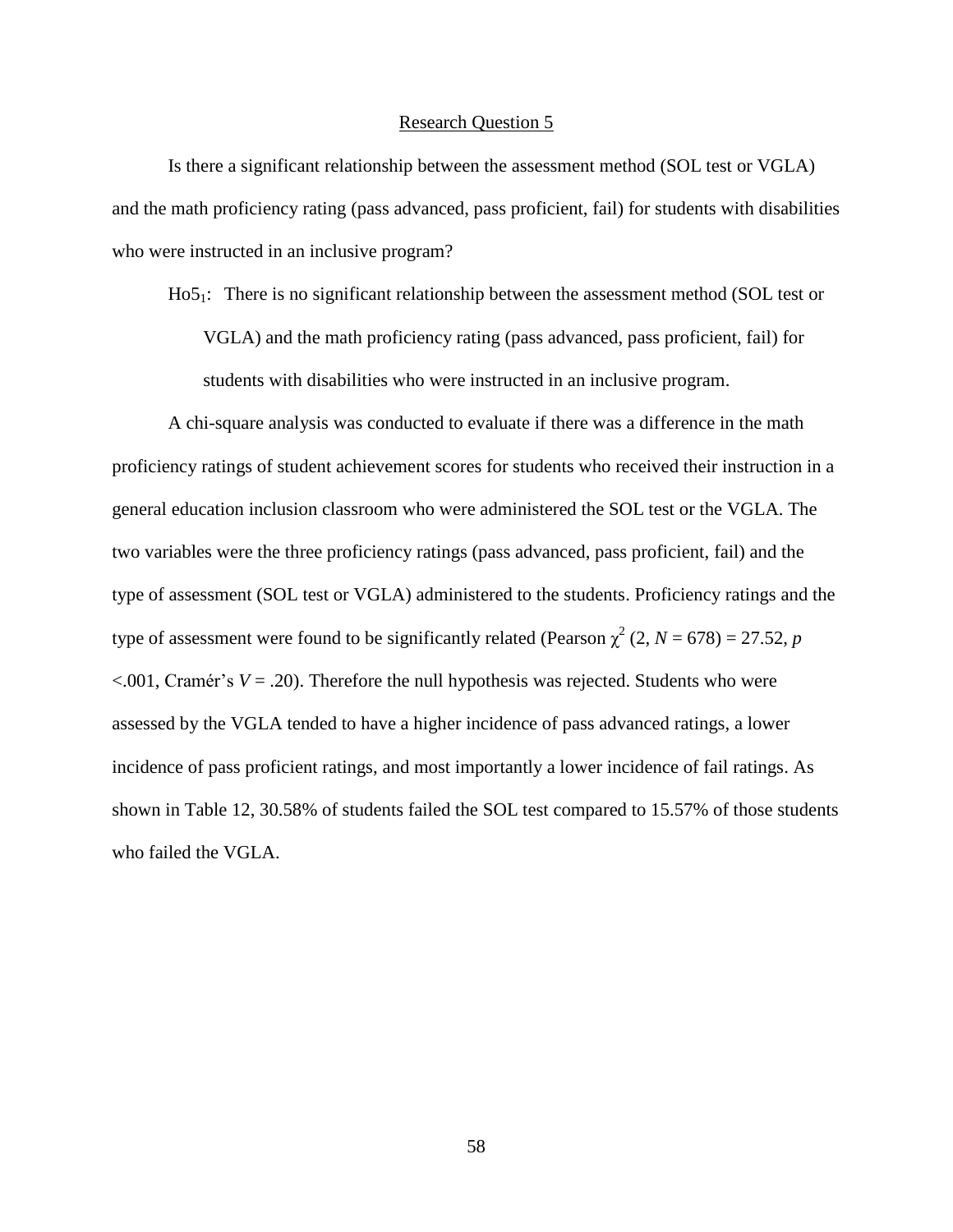## Research Question 5

Is there a significant relationship between the assessment method (SOL test or VGLA) and the math proficiency rating (pass advanced, pass proficient, fail) for students with disabilities who were instructed in an inclusive program?

$Ho5_1$: There is no significant relationship between the assessment method (SOL test or VGLA) and the math proficiency rating (pass advanced, pass proficient, fail) for students with disabilities who were instructed in an inclusive program.

A chi-square analysis was conducted to evaluate if there was a difference in the math proficiency ratings of student achievement scores for students who received their instruction in a general education inclusion classroom who were administered the SOL test or the VGLA. The two variables were the three proficiency ratings (pass advanced, pass proficient, fail) and the type of assessment (SOL test or VGLA) administered to the students. Proficiency ratings and the type of assessment were found to be significantly related (Pearson $\chi^2$ (2, $N$ = 678) = 27.52, $p$ <.001, Cramér's $V$ = .20). Therefore the null hypothesis was rejected. Students who were assessed by the VGLA tended to have a higher incidence of pass advanced ratings, a lower incidence of pass proficient ratings, and most importantly a lower incidence of fail ratings. As shown in Table 12, 30.58% of students failed the SOL test compared to 15.57% of those students who failed the VGLA.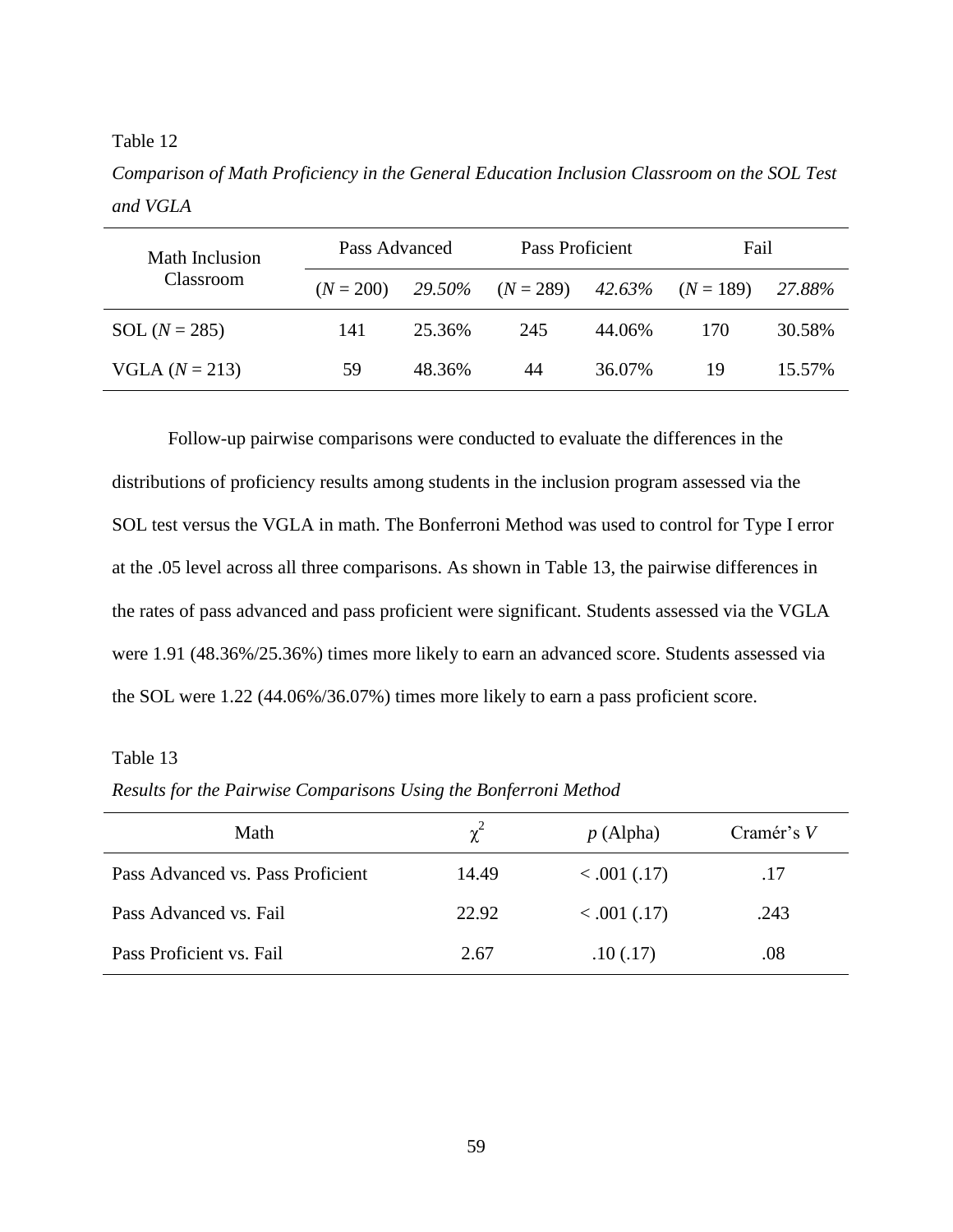Table 12

*Comparison of Math Proficiency in the General Education Inclusion Classroom on the SOL Test and VGLA*

| Math Inclusion Classroom | Pass Advanced | | Pass Proficient | | Fail | |
|---|---|---|---|---|---|---|
| | (*N* = 200) | *29.50%* | (*N* = 289) | *42.63%* | (*N* = 189) | *27.88%* |
| SOL (*N* = 285) | 141 | 25.36% | 245 | 44.06% | 170 | 30.58% |
| VGLA (*N* = 213) | 59 | 48.36% | 44 | 36.07% | 19 | 15.57% |

Follow-up pairwise comparisons were conducted to evaluate the differences in the distributions of proficiency results among students in the inclusion program assessed via the SOL test versus the VGLA in math. The Bonferroni Method was used to control for Type I error at the .05 level across all three comparisons. As shown in Table 13, the pairwise differences in the rates of pass advanced and pass proficient were significant. Students assessed via the VGLA were 1.91 (48.36%/25.36%) times more likely to earn an advanced score. Students assessed via the SOL were 1.22 (44.06%/36.07%) times more likely to earn a pass proficient score.

Table 13

*Results for the Pairwise Comparisons Using the Bonferroni Method*

| Math | $\chi^2$ | *p* (Alpha) | Cramér's *V* |
|---|---|---|---|
| Pass Advanced vs. Pass Proficient | 14.49 | < .001 (.17) | .17 |
| Pass Advanced vs. Fail | 22.92 | < .001 (.17) | .243 |
| Pass Proficient vs. Fail | 2.67 | .10 (.17) | .08 |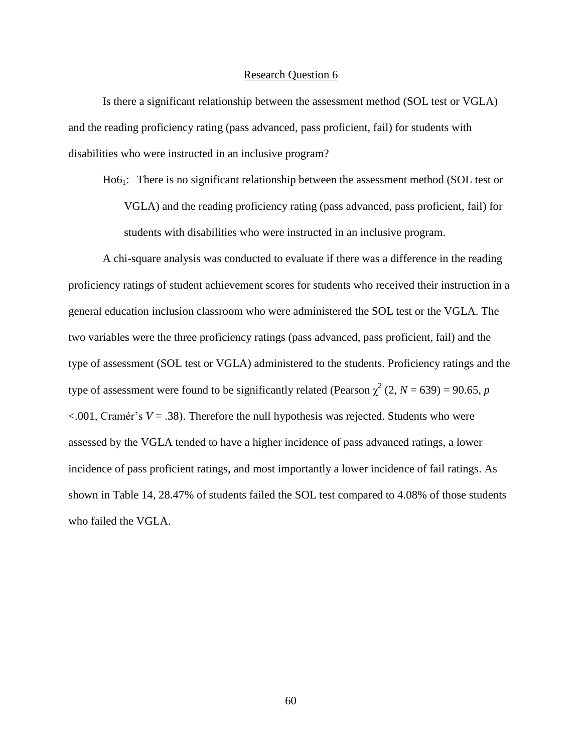## Research Question 6

Is there a significant relationship between the assessment method (SOL test or VGLA) and the reading proficiency rating (pass advanced, pass proficient, fail) for students with disabilities who were instructed in an inclusive program?

$Ho6_1$: There is no significant relationship between the assessment method (SOL test or VGLA) and the reading proficiency rating (pass advanced, pass proficient, fail) for students with disabilities who were instructed in an inclusive program.

A chi-square analysis was conducted to evaluate if there was a difference in the reading proficiency ratings of student achievement scores for students who received their instruction in a general education inclusion classroom who were administered the SOL test or the VGLA. The two variables were the three proficiency ratings (pass advanced, pass proficient, fail) and the type of assessment (SOL test or VGLA) administered to the students. Proficiency ratings and the type of assessment were found to be significantly related (Pearson $\chi^2$ (2, $N$ = 639) = 90.65, $p$ <.001, Cramér's $V$ = .38). Therefore the null hypothesis was rejected. Students who were assessed by the VGLA tended to have a higher incidence of pass advanced ratings, a lower incidence of pass proficient ratings, and most importantly a lower incidence of fail ratings. As shown in Table 14, 28.47% of students failed the SOL test compared to 4.08% of those students who failed the VGLA.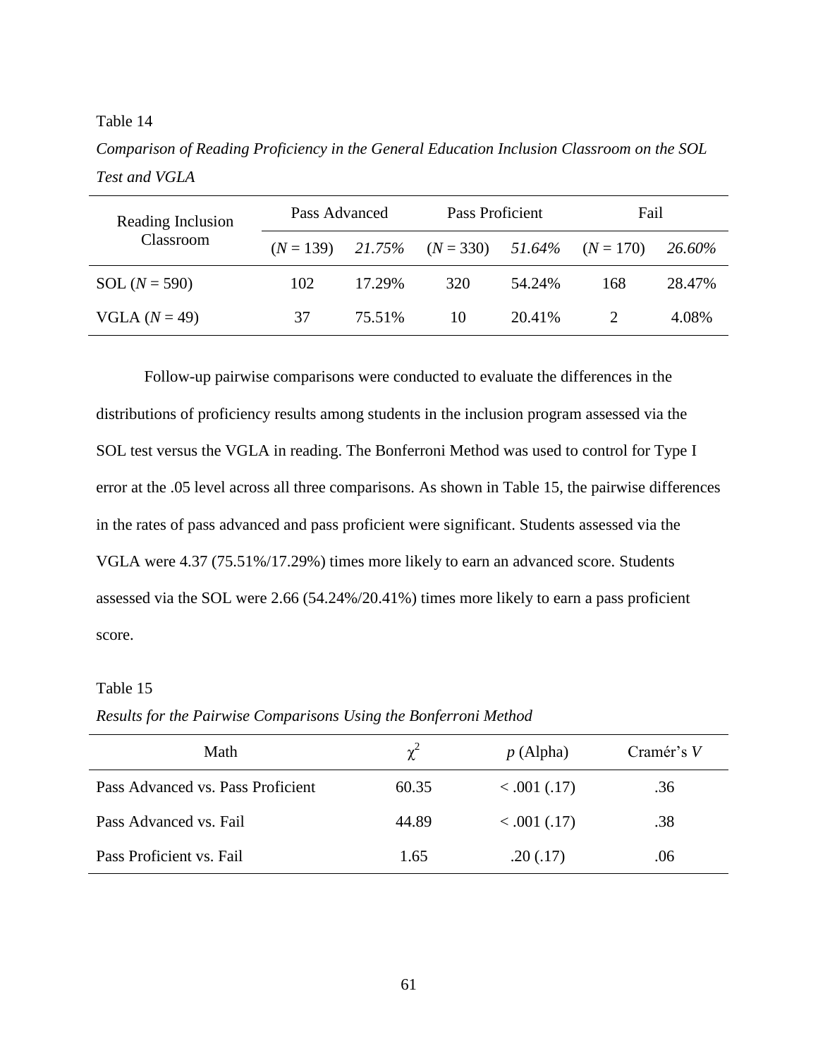Table 14

*Comparison of Reading Proficiency in the General Education Inclusion Classroom on the SOL Test and VGLA*

| Reading Inclusion Classroom | Pass Advanced | | Pass Proficient | | Fail | |
|---|---|---|---|---|---|---|
| | (*N* = 139) | *21.75%* | (*N* = 330) | *51.64%* | (*N* = 170) | *26.60%* |
| SOL (*N* = 590) | 102 | 17.29% | 320 | 54.24% | 168 | 28.47% |
| VGLA (*N* = 49) | 37 | 75.51% | 10 | 20.41% | 2 | 4.08% |

Follow-up pairwise comparisons were conducted to evaluate the differences in the distributions of proficiency results among students in the inclusion program assessed via the SOL test versus the VGLA in reading. The Bonferroni Method was used to control for Type I error at the .05 level across all three comparisons. As shown in Table 15, the pairwise differences in the rates of pass advanced and pass proficient were significant. Students assessed via the VGLA were 4.37 (75.51%/17.29%) times more likely to earn an advanced score. Students assessed via the SOL were 2.66 (54.24%/20.41%) times more likely to earn a pass proficient score.

Table 15

*Results for the Pairwise Comparisons Using the Bonferroni Method*

| Math | $\chi^2$ | *p* (Alpha) | Cramér's *V* |
|---|---|---|---|
| Pass Advanced vs. Pass Proficient | 60.35 | < .001 (.17) | .36 |
| Pass Advanced vs. Fail | 44.89 | < .001 (.17) | .38 |
| Pass Proficient vs. Fail | 1.65 | .20 (.17) | .06 |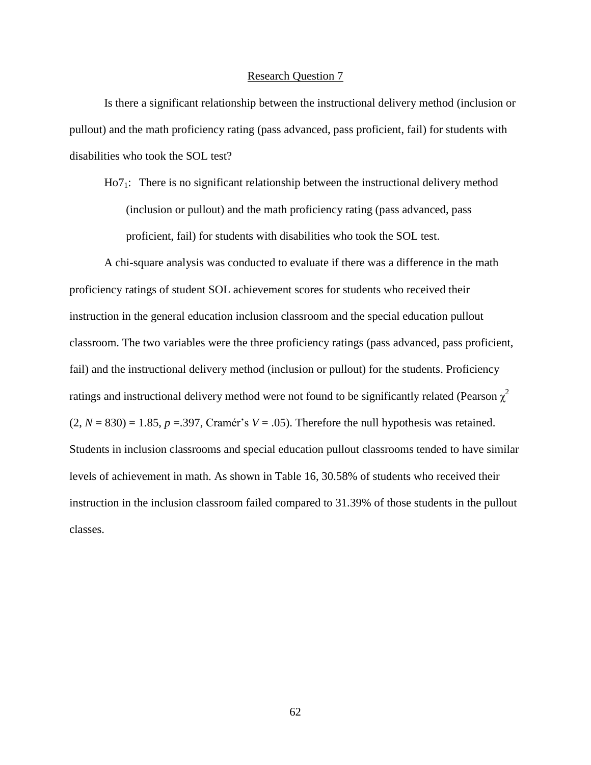## Research Question 7

Is there a significant relationship between the instructional delivery method (inclusion or pullout) and the math proficiency rating (pass advanced, pass proficient, fail) for students with disabilities who took the SOL test?

$Ho7_1$: There is no significant relationship between the instructional delivery method (inclusion or pullout) and the math proficiency rating (pass advanced, pass proficient, fail) for students with disabilities who took the SOL test.

A chi-square analysis was conducted to evaluate if there was a difference in the math proficiency ratings of student SOL achievement scores for students who received their instruction in the general education inclusion classroom and the special education pullout classroom. The two variables were the three proficiency ratings (pass advanced, pass proficient, fail) and the instructional delivery method (inclusion or pullout) for the students. Proficiency ratings and instructional delivery method were not found to be significantly related (Pearson $\chi^2$ (2, $N$ = 830) = 1.85, $p$ =.397, Cramér's $V$ = .05). Therefore the null hypothesis was retained. Students in inclusion classrooms and special education pullout classrooms tended to have similar levels of achievement in math. As shown in Table 16, 30.58% of students who received their instruction in the inclusion classroom failed compared to 31.39% of those students in the pullout classes.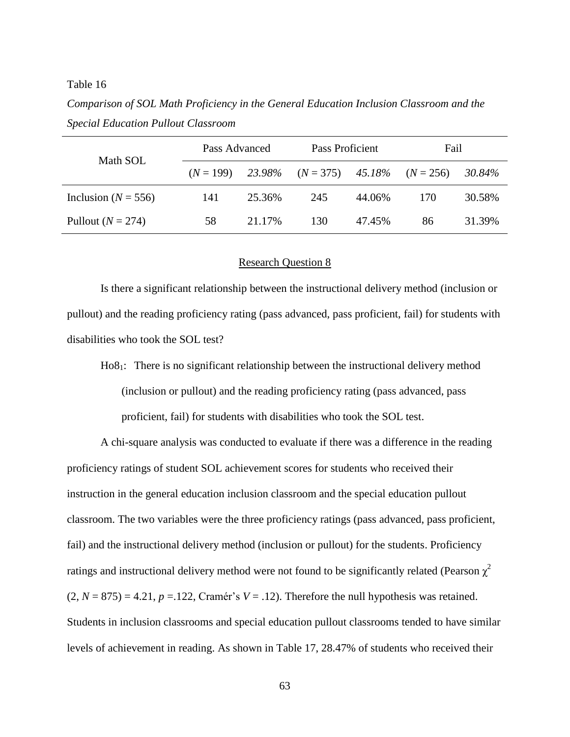Table 16

*Comparison of SOL Math Proficiency in the General Education Inclusion Classroom and the Special Education Pullout Classroom*

| Math SOL | Pass Advanced | | Pass Proficient | | Fail | |
|---|---|---|---|---|---|---|
| | ($N$ = 199) | *23.98%* | ($N$ = 375) | *45.18%* | ($N$ = 256) | *30.84%* |
| Inclusion ($N$ = 556) | 141 | 25.36% | 245 | 44.06% | 170 | 30.58% |
| Pullout ($N$ = 274) | 58 | 21.17% | 130 | 47.45% | 86 | 31.39% |

<u>Research Question 8</u>

Is there a significant relationship between the instructional delivery method (inclusion or pullout) and the reading proficiency rating (pass advanced, pass proficient, fail) for students with disabilities who took the SOL test?

$Ho8_1$: There is no significant relationship between the instructional delivery method (inclusion or pullout) and the reading proficiency rating (pass advanced, pass proficient, fail) for students with disabilities who took the SOL test.

A chi-square analysis was conducted to evaluate if there was a difference in the reading proficiency ratings of student SOL achievement scores for students who received their instruction in the general education inclusion classroom and the special education pullout classroom. The two variables were the three proficiency ratings (pass advanced, pass proficient, fail) and the instructional delivery method (inclusion or pullout) for the students. Proficiency ratings and instructional delivery method were not found to be significantly related (Pearson $\chi^2$ (2, $N$ = 875) = 4.21, $p$ =.122, Cramér's $V$ = .12). Therefore the null hypothesis was retained. Students in inclusion classrooms and special education pullout classrooms tended to have similar levels of achievement in reading. As shown in Table 17, 28.47% of students who received their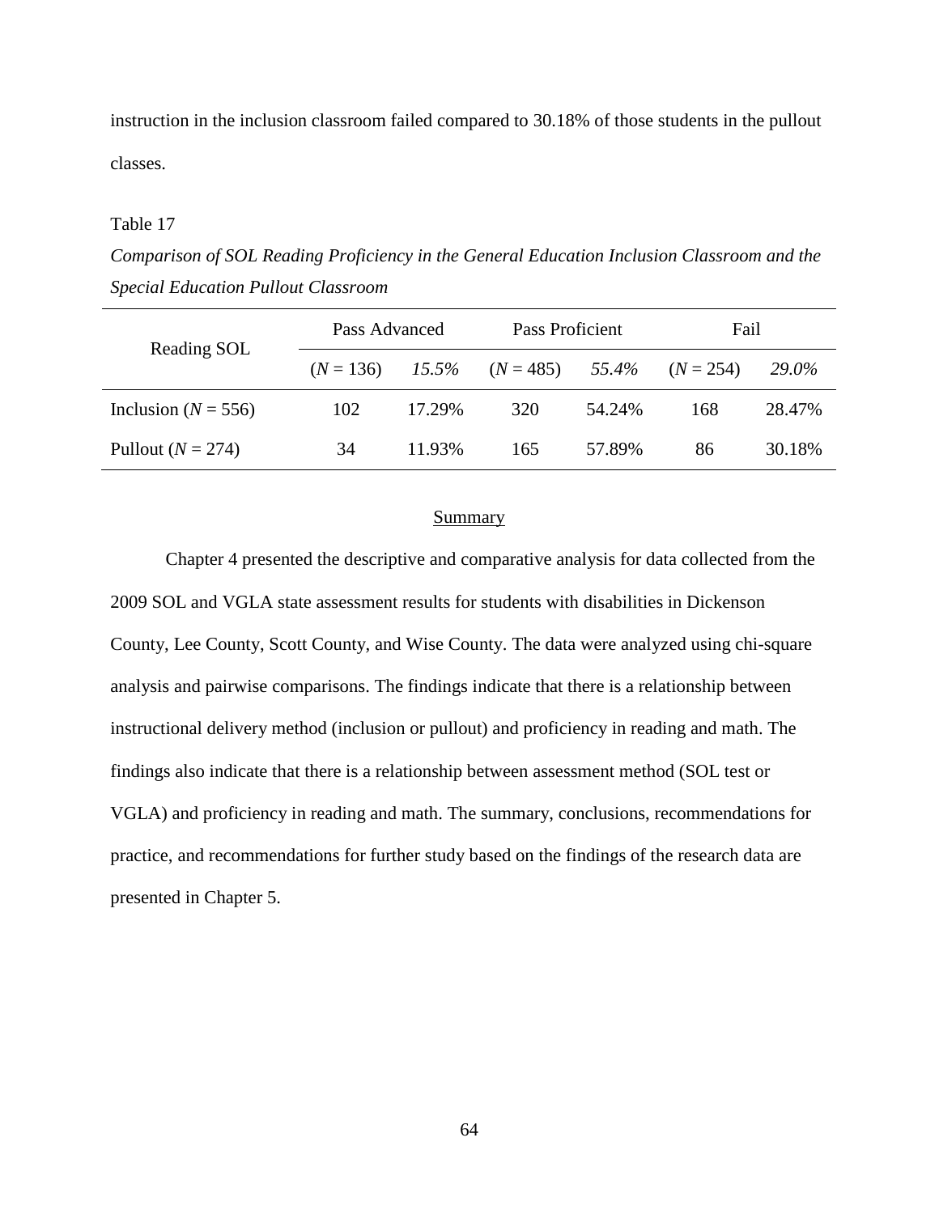instruction in the inclusion classroom failed compared to 30.18% of those students in the pullout classes.

Table 17

*Comparison of SOL Reading Proficiency in the General Education Inclusion Classroom and the Special Education Pullout Classroom*

| Reading SOL | Pass Advanced | | Pass Proficient | | Fail | |
|---|---|---|---|---|---|---|
| | (*N* = 136) | *15.5%* | (*N* = 485) | *55.4%* | (*N* = 254) | *29.0%* |
| Inclusion (*N* = 556) | 102 | 17.29% | 320 | 54.24% | 168 | 28.47% |
| Pullout (*N* = 274) | 34 | 11.93% | 165 | 57.89% | 86 | 30.18% |

## Summary

Chapter 4 presented the descriptive and comparative analysis for data collected from the 2009 SOL and VGLA state assessment results for students with disabilities in Dickenson County, Lee County, Scott County, and Wise County. The data were analyzed using chi-square analysis and pairwise comparisons. The findings indicate that there is a relationship between instructional delivery method (inclusion or pullout) and proficiency in reading and math. The findings also indicate that there is a relationship between assessment method (SOL test or VGLA) and proficiency in reading and math. The summary, conclusions, recommendations for practice, and recommendations for further study based on the findings of the research data are presented in Chapter 5.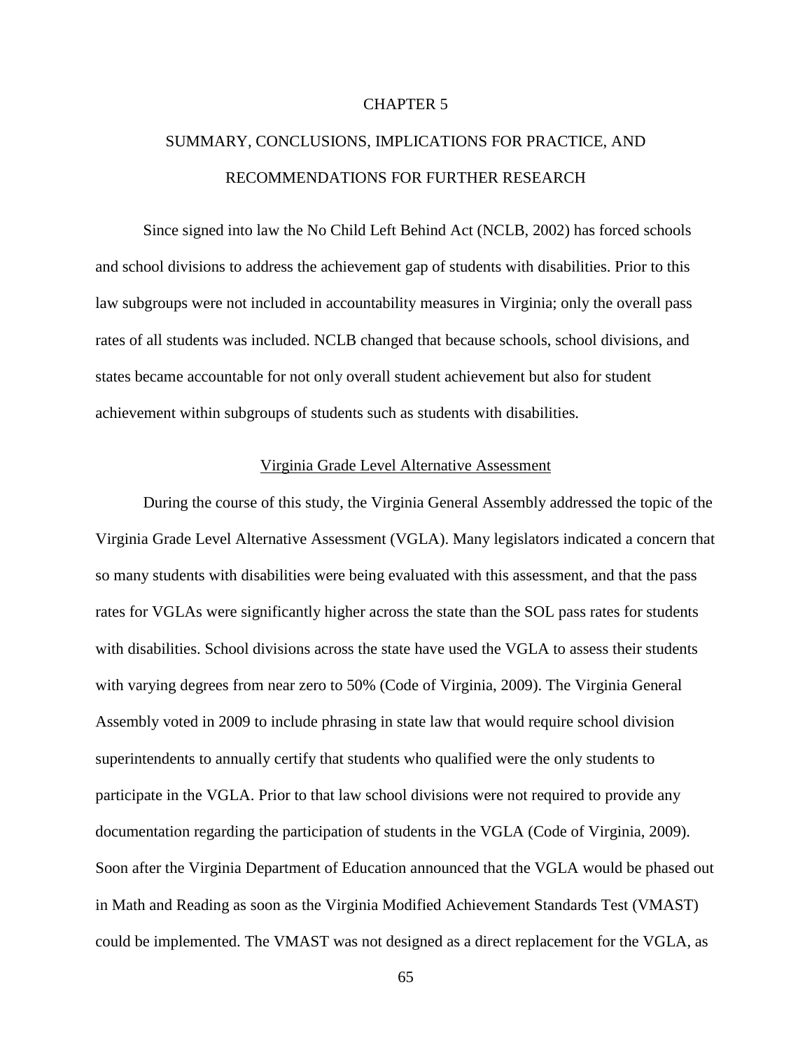# CHAPTER 5

# SUMMARY, CONCLUSIONS, IMPLICATIONS FOR PRACTICE, AND RECOMMENDATIONS FOR FURTHER RESEARCH

Since signed into law the No Child Left Behind Act (NCLB, 2002) has forced schools and school divisions to address the achievement gap of students with disabilities. Prior to this law subgroups were not included in accountability measures in Virginia; only the overall pass rates of all students was included. NCLB changed that because schools, school divisions, and states became accountable for not only overall student achievement but also for student achievement within subgroups of students such as students with disabilities.

## Virginia Grade Level Alternative Assessment

During the course of this study, the Virginia General Assembly addressed the topic of the Virginia Grade Level Alternative Assessment (VGLA). Many legislators indicated a concern that so many students with disabilities were being evaluated with this assessment, and that the pass rates for VGLAs were significantly higher across the state than the SOL pass rates for students with disabilities. School divisions across the state have used the VGLA to assess their students with varying degrees from near zero to 50% (Code of Virginia, 2009). The Virginia General Assembly voted in 2009 to include phrasing in state law that would require school division superintendents to annually certify that students who qualified were the only students to participate in the VGLA. Prior to that law school divisions were not required to provide any documentation regarding the participation of students in the VGLA (Code of Virginia, 2009). Soon after the Virginia Department of Education announced that the VGLA would be phased out in Math and Reading as soon as the Virginia Modified Achievement Standards Test (VMAST) could be implemented. The VMAST was not designed as a direct replacement for the VGLA, as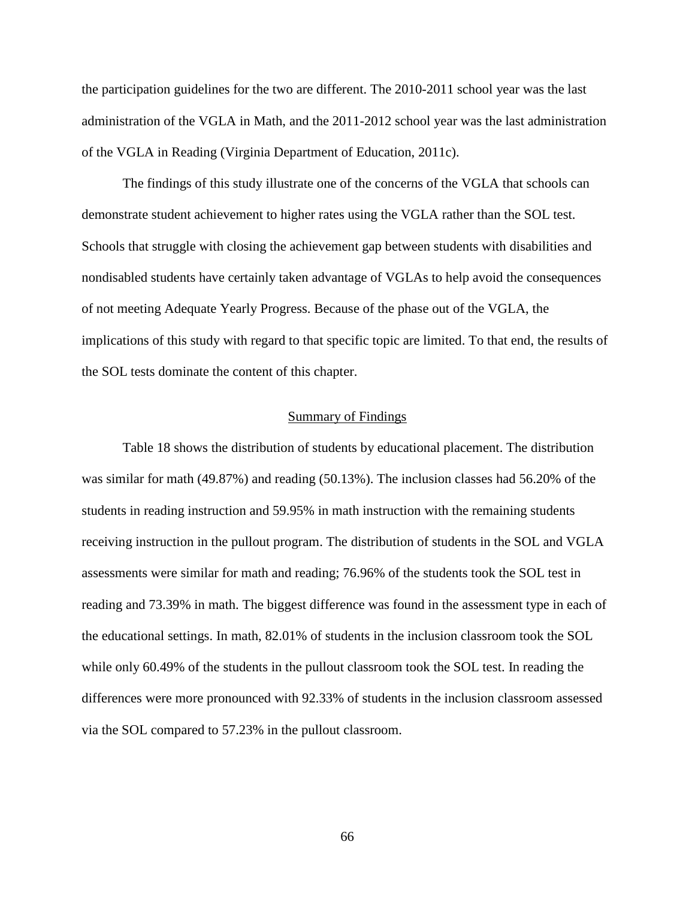the participation guidelines for the two are different. The 2010-2011 school year was the last administration of the VGLA in Math, and the 2011-2012 school year was the last administration of the VGLA in Reading (Virginia Department of Education, 2011c).

The findings of this study illustrate one of the concerns of the VGLA that schools can demonstrate student achievement to higher rates using the VGLA rather than the SOL test. Schools that struggle with closing the achievement gap between students with disabilities and nondisabled students have certainly taken advantage of VGLAs to help avoid the consequences of not meeting Adequate Yearly Progress. Because of the phase out of the VGLA, the implications of this study with regard to that specific topic are limited. To that end, the results of the SOL tests dominate the content of this chapter.

## Summary of Findings

Table 18 shows the distribution of students by educational placement. The distribution was similar for math (49.87%) and reading (50.13%). The inclusion classes had 56.20% of the students in reading instruction and 59.95% in math instruction with the remaining students receiving instruction in the pullout program. The distribution of students in the SOL and VGLA assessments were similar for math and reading; 76.96% of the students took the SOL test in reading and 73.39% in math. The biggest difference was found in the assessment type in each of the educational settings. In math, 82.01% of students in the inclusion classroom took the SOL while only 60.49% of the students in the pullout classroom took the SOL test. In reading the differences were more pronounced with 92.33% of students in the inclusion classroom assessed via the SOL compared to 57.23% in the pullout classroom.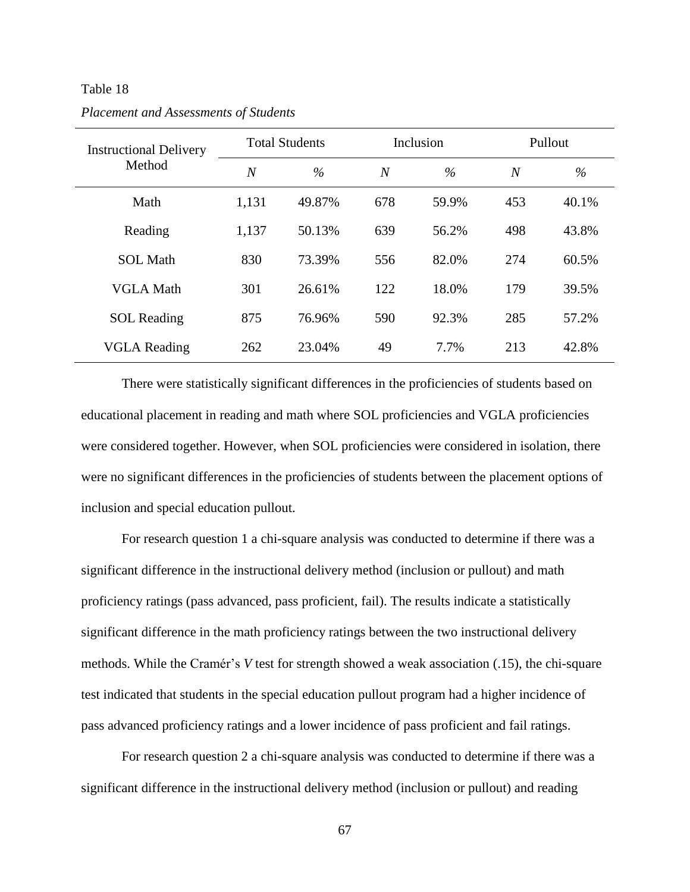Table 18

*Placement and Assessments of Students*

| Instructional Delivery Method | Total Students | | Inclusion | | Pullout | |
|---|---|---|---|---|---|---|
| | *N* | *%* | *N* | *%* | *N* | *%* |
| Math | 1,131 | 49.87% | 678 | 59.9% | 453 | 40.1% |
| Reading | 1,137 | 50.13% | 639 | 56.2% | 498 | 43.8% |
| SOL Math | 830 | 73.39% | 556 | 82.0% | 274 | 60.5% |
| VGLA Math | 301 | 26.61% | 122 | 18.0% | 179 | 39.5% |
| SOL Reading | 875 | 76.96% | 590 | 92.3% | 285 | 57.2% |
| VGLA Reading | 262 | 23.04% | 49 | 7.7% | 213 | 42.8% |

There were statistically significant differences in the proficiencies of students based on educational placement in reading and math where SOL proficiencies and VGLA proficiencies were considered together. However, when SOL proficiencies were considered in isolation, there were no significant differences in the proficiencies of students between the placement options of inclusion and special education pullout.

For research question 1 a chi-square analysis was conducted to determine if there was a significant difference in the instructional delivery method (inclusion or pullout) and math proficiency ratings (pass advanced, pass proficient, fail). The results indicate a statistically significant difference in the math proficiency ratings between the two instructional delivery methods. While the Cramér's *V* test for strength showed a weak association (.15), the chi-square test indicated that students in the special education pullout program had a higher incidence of pass advanced proficiency ratings and a lower incidence of pass proficient and fail ratings.

For research question 2 a chi-square analysis was conducted to determine if there was a significant difference in the instructional delivery method (inclusion or pullout) and reading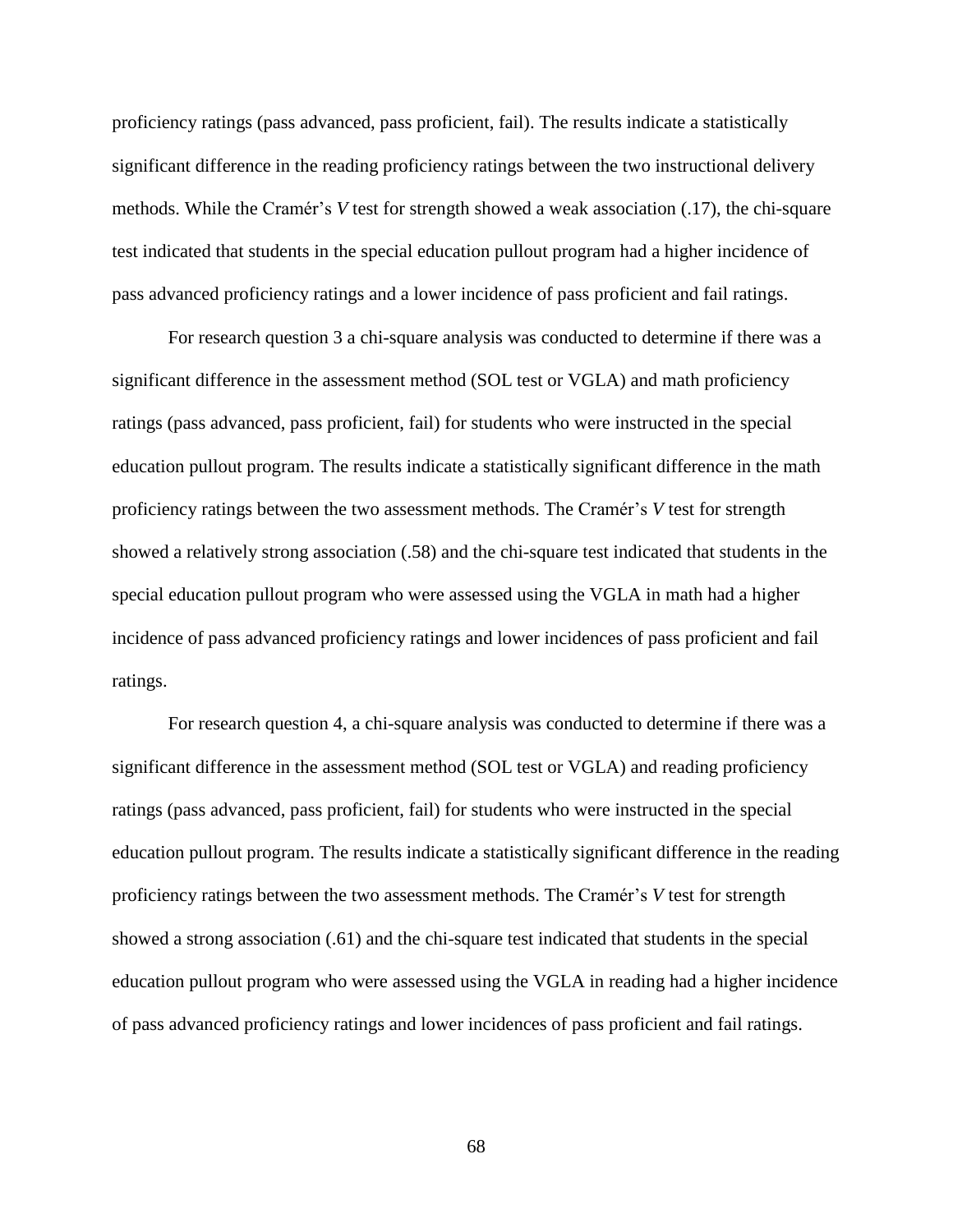proficiency ratings (pass advanced, pass proficient, fail). The results indicate a statistically significant difference in the reading proficiency ratings between the two instructional delivery methods. While the Cramér's *V* test for strength showed a weak association (.17), the chi-square test indicated that students in the special education pullout program had a higher incidence of pass advanced proficiency ratings and a lower incidence of pass proficient and fail ratings.

For research question 3 a chi-square analysis was conducted to determine if there was a significant difference in the assessment method (SOL test or VGLA) and math proficiency ratings (pass advanced, pass proficient, fail) for students who were instructed in the special education pullout program. The results indicate a statistically significant difference in the math proficiency ratings between the two assessment methods. The Cramér's *V* test for strength showed a relatively strong association (.58) and the chi-square test indicated that students in the special education pullout program who were assessed using the VGLA in math had a higher incidence of pass advanced proficiency ratings and lower incidences of pass proficient and fail ratings.

For research question 4, a chi-square analysis was conducted to determine if there was a significant difference in the assessment method (SOL test or VGLA) and reading proficiency ratings (pass advanced, pass proficient, fail) for students who were instructed in the special education pullout program. The results indicate a statistically significant difference in the reading proficiency ratings between the two assessment methods. The Cramér's *V* test for strength showed a strong association (.61) and the chi-square test indicated that students in the special education pullout program who were assessed using the VGLA in reading had a higher incidence of pass advanced proficiency ratings and lower incidences of pass proficient and fail ratings.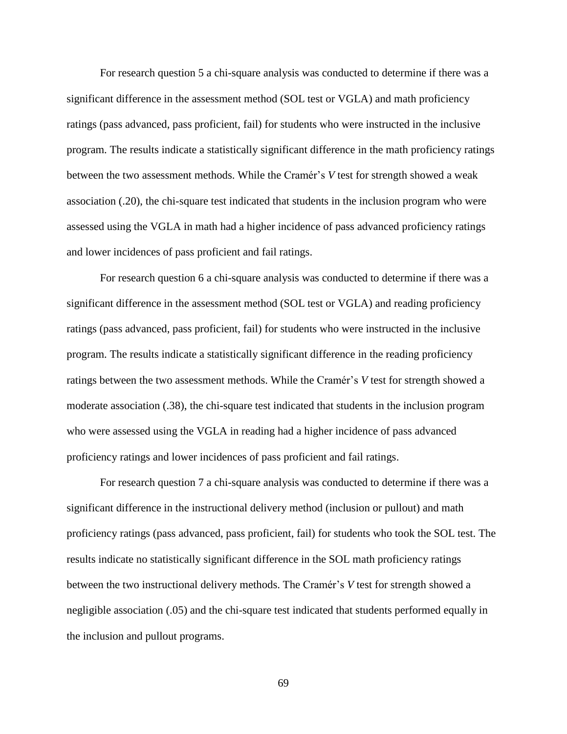For research question 5 a chi-square analysis was conducted to determine if there was a significant difference in the assessment method (SOL test or VGLA) and math proficiency ratings (pass advanced, pass proficient, fail) for students who were instructed in the inclusive program. The results indicate a statistically significant difference in the math proficiency ratings between the two assessment methods. While the Cramér's *V* test for strength showed a weak association (.20), the chi-square test indicated that students in the inclusion program who were assessed using the VGLA in math had a higher incidence of pass advanced proficiency ratings and lower incidences of pass proficient and fail ratings.

For research question 6 a chi-square analysis was conducted to determine if there was a significant difference in the assessment method (SOL test or VGLA) and reading proficiency ratings (pass advanced, pass proficient, fail) for students who were instructed in the inclusive program. The results indicate a statistically significant difference in the reading proficiency ratings between the two assessment methods. While the Cramér's *V* test for strength showed a moderate association (.38), the chi-square test indicated that students in the inclusion program who were assessed using the VGLA in reading had a higher incidence of pass advanced proficiency ratings and lower incidences of pass proficient and fail ratings.

For research question 7 a chi-square analysis was conducted to determine if there was a significant difference in the instructional delivery method (inclusion or pullout) and math proficiency ratings (pass advanced, pass proficient, fail) for students who took the SOL test. The results indicate no statistically significant difference in the SOL math proficiency ratings between the two instructional delivery methods. The Cramér's *V* test for strength showed a negligible association (.05) and the chi-square test indicated that students performed equally in the inclusion and pullout programs.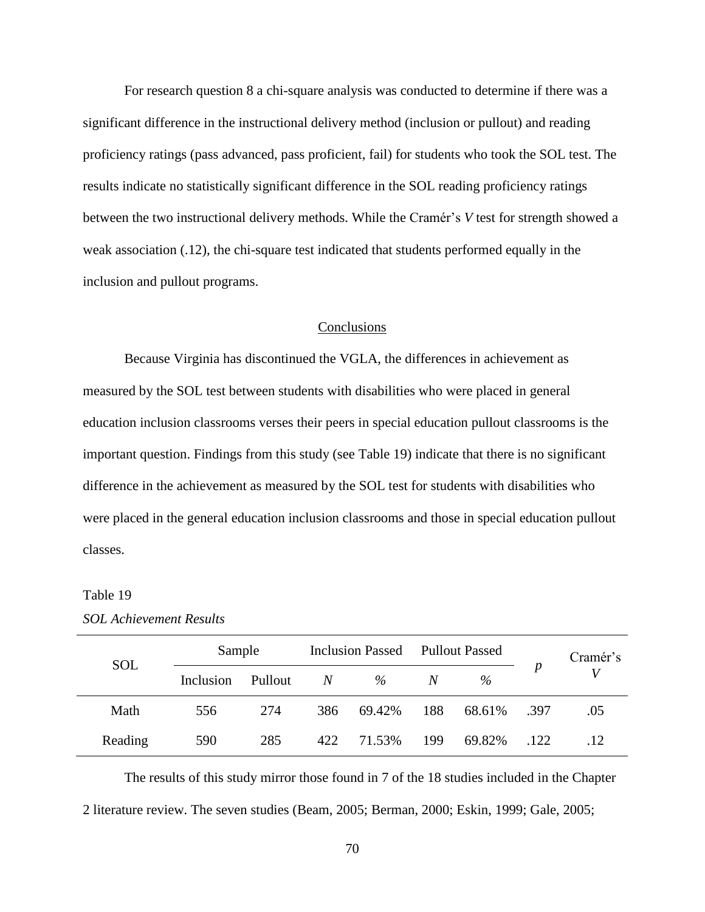For research question 8 a chi-square analysis was conducted to determine if there was a significant difference in the instructional delivery method (inclusion or pullout) and reading proficiency ratings (pass advanced, pass proficient, fail) for students who took the SOL test. The results indicate no statistically significant difference in the SOL reading proficiency ratings between the two instructional delivery methods. While the Cramér's *V* test for strength showed a weak association (.12), the chi-square test indicated that students performed equally in the inclusion and pullout programs.

## Conclusions

Because Virginia has discontinued the VGLA, the differences in achievement as measured by the SOL test between students with disabilities who were placed in general education inclusion classrooms verses their peers in special education pullout classrooms is the important question. Findings from this study (see Table 19) indicate that there is no significant difference in the achievement as measured by the SOL test for students with disabilities who were placed in the general education inclusion classrooms and those in special education pullout classes.

Table 19

*SOL Achievement Results*

| SOL | Sample | | Inclusion Passed | | Pullout Passed | | *p* | Cramér's *V* |
|---|---|---|---|---|---|---|---|---|
| | Inclusion | Pullout | *N* | *%* | *N* | *%* | | |
| Math | 556 | 274 | 386 | 69.42% | 188 | 68.61% | .397 | .05 |
| Reading | 590 | 285 | 422 | 71.53% | 199 | 69.82% | .122 | .12 |

The results of this study mirror those found in 7 of the 18 studies included in the Chapter 2 literature review. The seven studies (Beam, 2005; Berman, 2000; Eskin, 1999; Gale, 2005;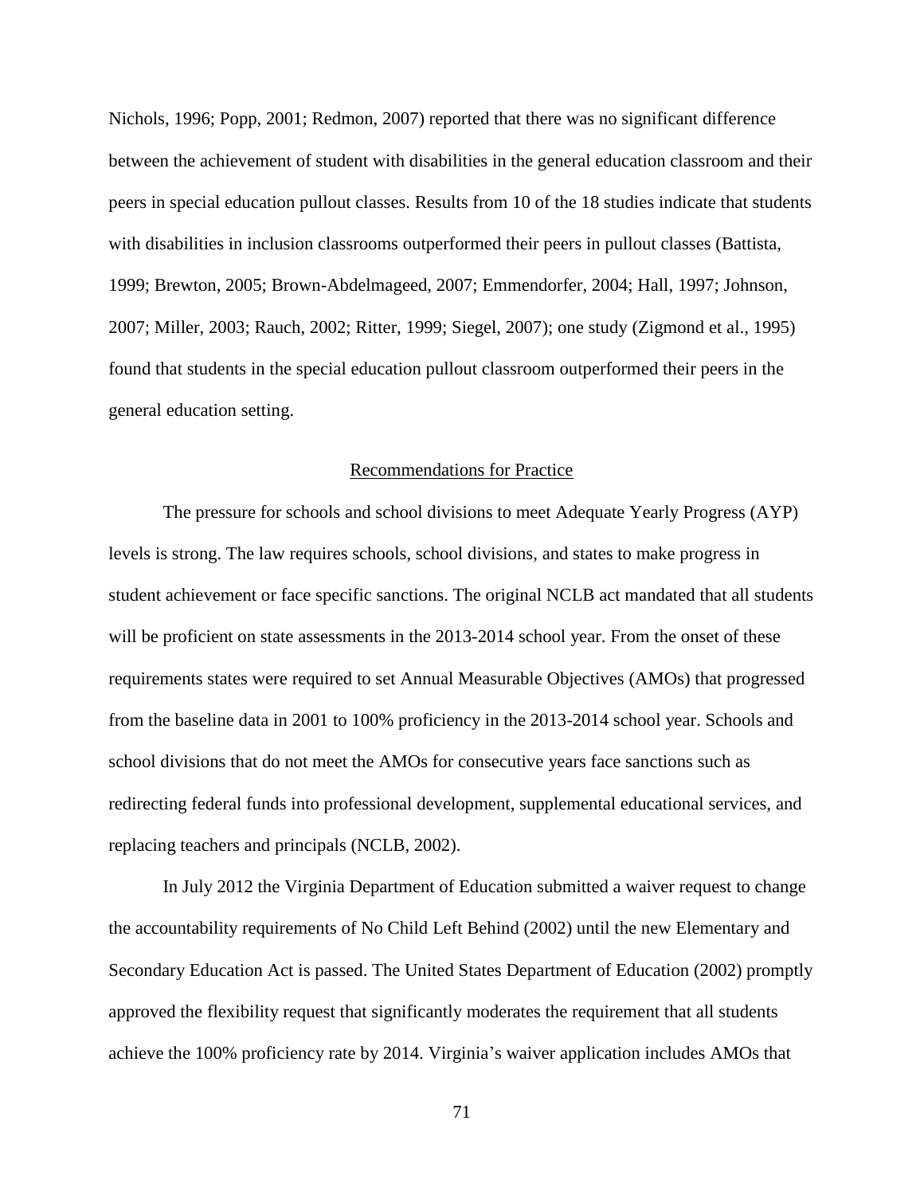Nichols, 1996; Popp, 2001; Redmon, 2007) reported that there was no significant difference between the achievement of student with disabilities in the general education classroom and their peers in special education pullout classes. Results from 10 of the 18 studies indicate that students with disabilities in inclusion classrooms outperformed their peers in pullout classes (Battista, 1999; Brewton, 2005; Brown-Abdelmageed, 2007; Emmendorfer, 2004; Hall, 1997; Johnson, 2007; Miller, 2003; Rauch, 2002; Ritter, 1999; Siegel, 2007); one study (Zigmond et al., 1995) found that students in the special education pullout classroom outperformed their peers in the general education setting.

## Recommendations for Practice

The pressure for schools and school divisions to meet Adequate Yearly Progress (AYP) levels is strong. The law requires schools, school divisions, and states to make progress in student achievement or face specific sanctions. The original NCLB act mandated that all students will be proficient on state assessments in the 2013-2014 school year. From the onset of these requirements states were required to set Annual Measurable Objectives (AMOs) that progressed from the baseline data in 2001 to 100% proficiency in the 2013-2014 school year. Schools and school divisions that do not meet the AMOs for consecutive years face sanctions such as redirecting federal funds into professional development, supplemental educational services, and replacing teachers and principals (NCLB, 2002).

In July 2012 the Virginia Department of Education submitted a waiver request to change the accountability requirements of No Child Left Behind (2002) until the new Elementary and Secondary Education Act is passed. The United States Department of Education (2002) promptly approved the flexibility request that significantly moderates the requirement that all students achieve the 100% proficiency rate by 2014. Virginia's waiver application includes AMOs that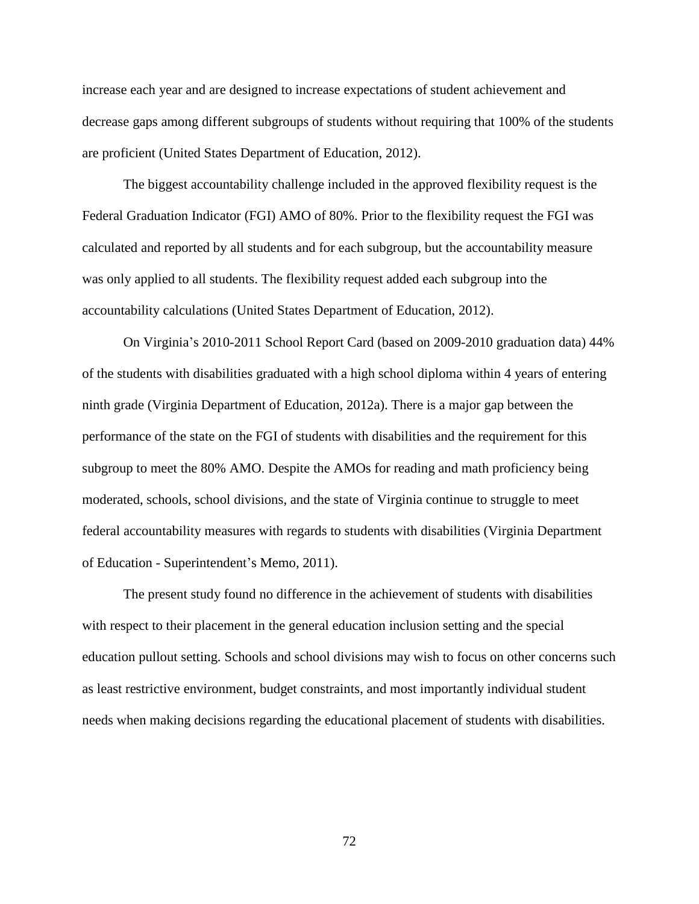increase each year and are designed to increase expectations of student achievement and decrease gaps among different subgroups of students without requiring that 100% of the students are proficient (United States Department of Education, 2012).

The biggest accountability challenge included in the approved flexibility request is the Federal Graduation Indicator (FGI) AMO of 80%. Prior to the flexibility request the FGI was calculated and reported by all students and for each subgroup, but the accountability measure was only applied to all students. The flexibility request added each subgroup into the accountability calculations (United States Department of Education, 2012).

On Virginia's 2010-2011 School Report Card (based on 2009-2010 graduation data) 44% of the students with disabilities graduated with a high school diploma within 4 years of entering ninth grade (Virginia Department of Education, 2012a). There is a major gap between the performance of the state on the FGI of students with disabilities and the requirement for this subgroup to meet the 80% AMO. Despite the AMOs for reading and math proficiency being moderated, schools, school divisions, and the state of Virginia continue to struggle to meet federal accountability measures with regards to students with disabilities (Virginia Department of Education - Superintendent's Memo, 2011).

The present study found no difference in the achievement of students with disabilities with respect to their placement in the general education inclusion setting and the special education pullout setting. Schools and school divisions may wish to focus on other concerns such as least restrictive environment, budget constraints, and most importantly individual student needs when making decisions regarding the educational placement of students with disabilities.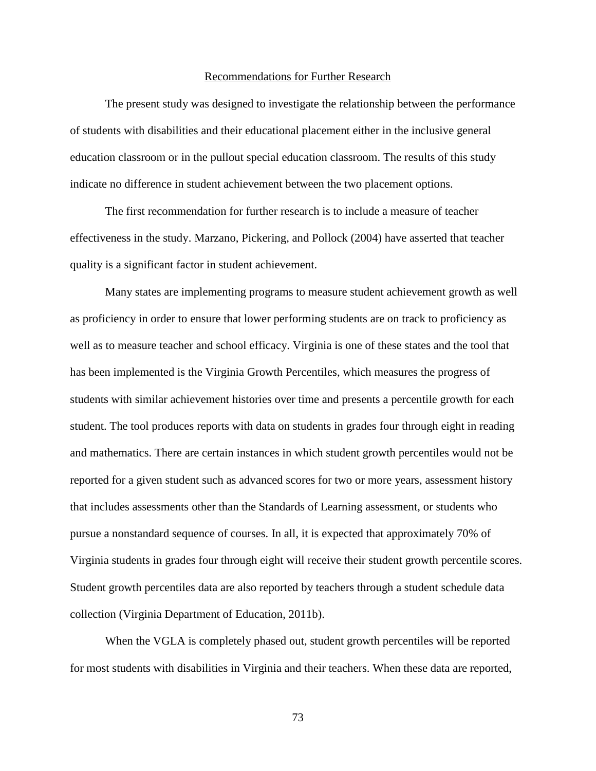## Recommendations for Further Research

The present study was designed to investigate the relationship between the performance of students with disabilities and their educational placement either in the inclusive general education classroom or in the pullout special education classroom. The results of this study indicate no difference in student achievement between the two placement options.

The first recommendation for further research is to include a measure of teacher effectiveness in the study. Marzano, Pickering, and Pollock (2004) have asserted that teacher quality is a significant factor in student achievement.

Many states are implementing programs to measure student achievement growth as well as proficiency in order to ensure that lower performing students are on track to proficiency as well as to measure teacher and school efficacy. Virginia is one of these states and the tool that has been implemented is the Virginia Growth Percentiles, which measures the progress of students with similar achievement histories over time and presents a percentile growth for each student. The tool produces reports with data on students in grades four through eight in reading and mathematics. There are certain instances in which student growth percentiles would not be reported for a given student such as advanced scores for two or more years, assessment history that includes assessments other than the Standards of Learning assessment, or students who pursue a nonstandard sequence of courses. In all, it is expected that approximately 70% of Virginia students in grades four through eight will receive their student growth percentile scores. Student growth percentiles data are also reported by teachers through a student schedule data collection (Virginia Department of Education, 2011b).

When the VGLA is completely phased out, student growth percentiles will be reported for most students with disabilities in Virginia and their teachers. When these data are reported,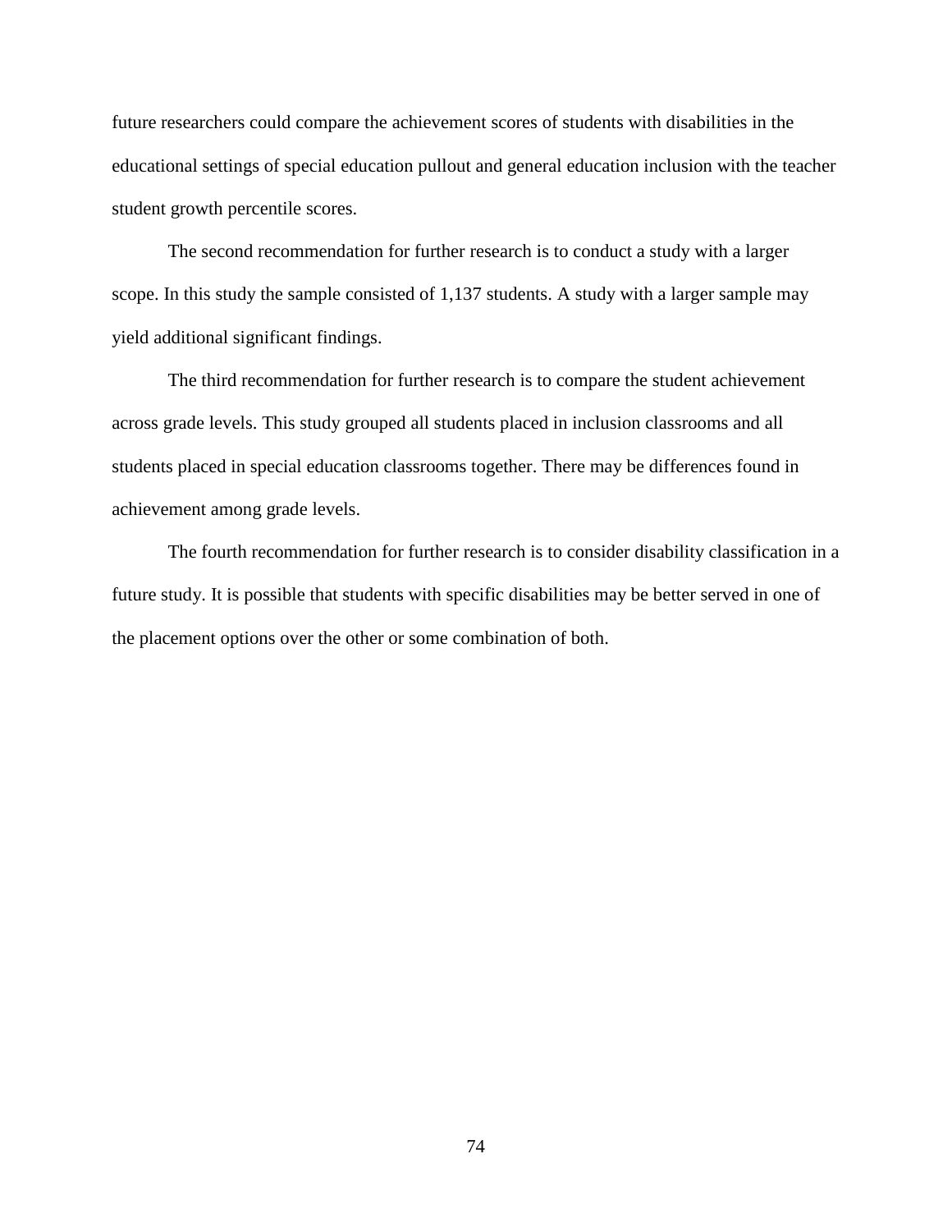future researchers could compare the achievement scores of students with disabilities in the educational settings of special education pullout and general education inclusion with the teacher student growth percentile scores.

The second recommendation for further research is to conduct a study with a larger scope. In this study the sample consisted of 1,137 students. A study with a larger sample may yield additional significant findings.

The third recommendation for further research is to compare the student achievement across grade levels. This study grouped all students placed in inclusion classrooms and all students placed in special education classrooms together. There may be differences found in achievement among grade levels.

The fourth recommendation for further research is to consider disability classification in a future study. It is possible that students with specific disabilities may be better served in one of the placement options over the other or some combination of both.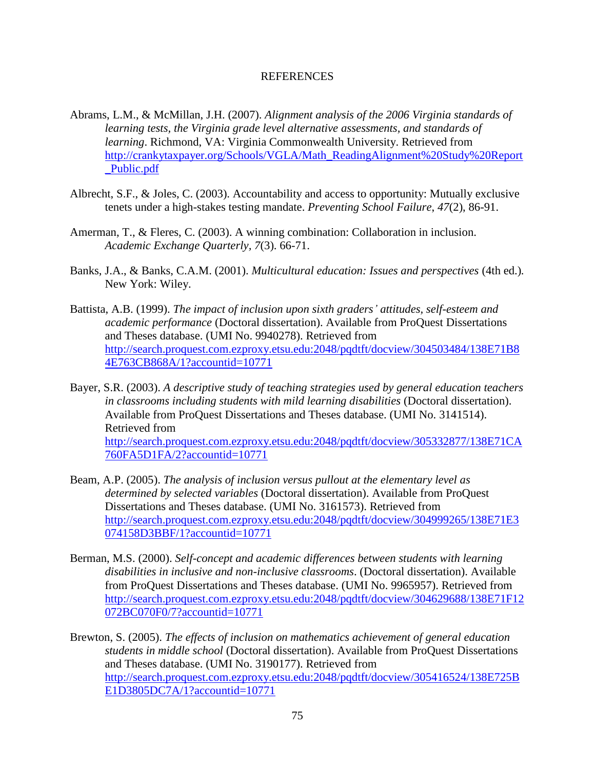# REFERENCES

Abrams, L.M., & McMillan, J.H. (2007). *Alignment analysis of the 2006 Virginia standards of learning tests, the Virginia grade level alternative assessments, and standards of learning*. Richmond, VA: Virginia Commonwealth University. Retrieved from http://crankytaxpayer.org/Schools/VGLA/Math_ReadingAlignment%20Study%20Report_Public.pdf

Albrecht, S.F., & Joles, C. (2003). Accountability and access to opportunity: Mutually exclusive tenets under a high-stakes testing mandate. *Preventing School Failure*, *47*(2), 86-91.

Amerman, T., & Fleres, C. (2003). A winning combination: Collaboration in inclusion. *Academic Exchange Quarterly, 7*(3). 66-71.

Banks, J.A., & Banks, C.A.M. (2001). *Multicultural education: Issues and perspectives* (4th ed.). New York: Wiley.

Battista, A.B. (1999). *The impact of inclusion upon sixth graders' attitudes, self-esteem and academic performance* (Doctoral dissertation). Available from ProQuest Dissertations and Theses database. (UMI No. 9940278). Retrieved from http://search.proquest.com.ezproxy.etsu.edu:2048/pqdtft/docview/304503484/138E71B84E763CB868A/1?accountid=10771

Bayer, S.R. (2003). *A descriptive study of teaching strategies used by general education teachers in classrooms including students with mild learning disabilities* (Doctoral dissertation). Available from ProQuest Dissertations and Theses database. (UMI No. 3141514). Retrieved from http://search.proquest.com.ezproxy.etsu.edu:2048/pqdtft/docview/305332877/138E71CA760FA5D1FA/2?accountid=10771

Beam, A.P. (2005). *The analysis of inclusion versus pullout at the elementary level as determined by selected variables* (Doctoral dissertation). Available from ProQuest Dissertations and Theses database. (UMI No. 3161573). Retrieved from http://search.proquest.com.ezproxy.etsu.edu:2048/pqdtft/docview/304999265/138E71E3074158D3BBF/1?accountid=10771

Berman, M.S. (2000). *Self-concept and academic differences between students with learning disabilities in inclusive and non-inclusive classrooms*. (Doctoral dissertation). Available from ProQuest Dissertations and Theses database. (UMI No. 9965957). Retrieved from http://search.proquest.com.ezproxy.etsu.edu:2048/pqdtft/docview/304629688/138E71F12072BC070F0/7?accountid=10771

Brewton, S. (2005). *The effects of inclusion on mathematics achievement of general education students in middle school* (Doctoral dissertation). Available from ProQuest Dissertations and Theses database. (UMI No. 3190177). Retrieved from http://search.proquest.com.ezproxy.etsu.edu:2048/pqdtft/docview/305416524/138E725BE1D3805DC7A/1?accountid=10771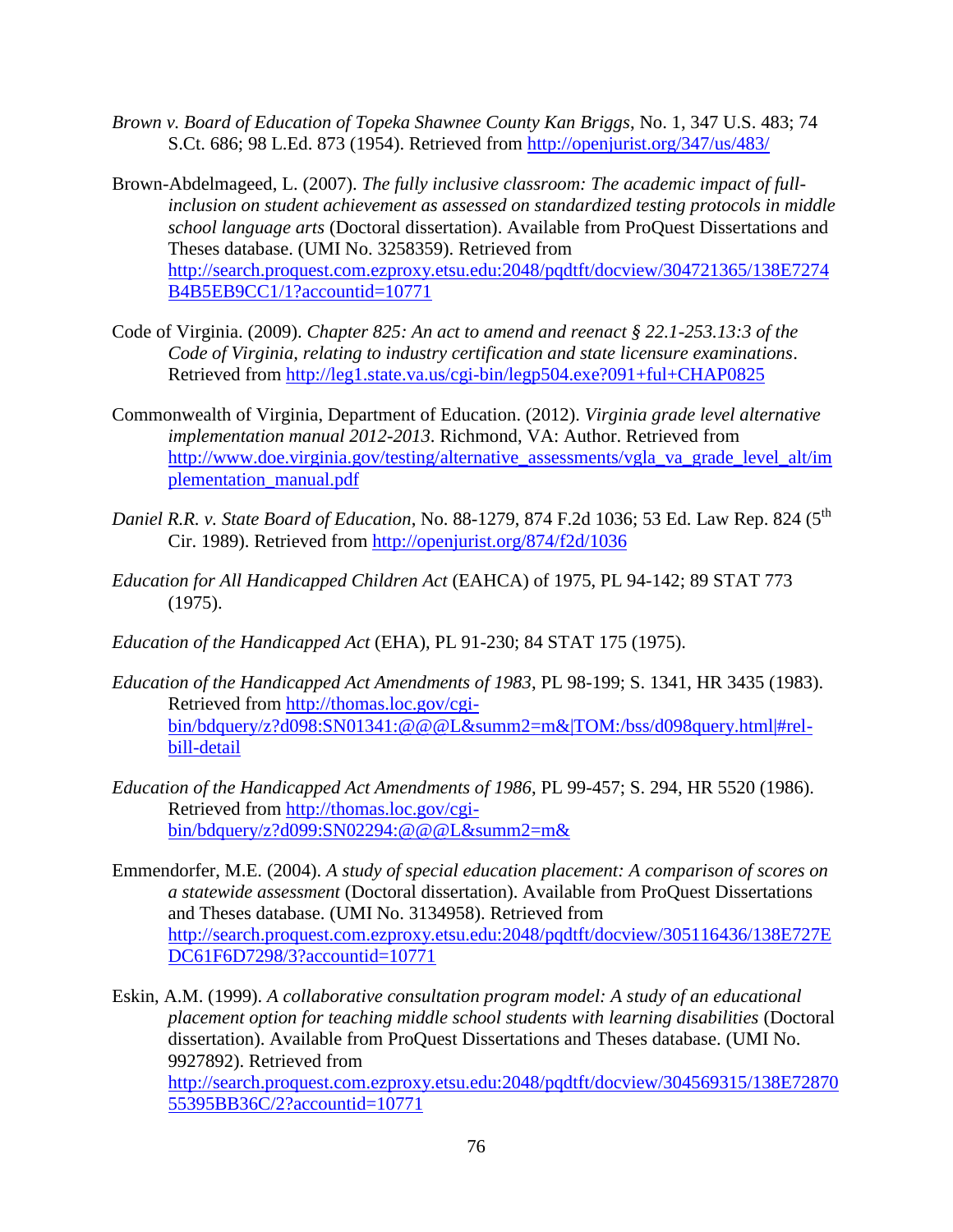*Brown v. Board of Education of Topeka Shawnee County Kan Briggs*, No. 1, 347 U.S. 483; 74 S.Ct. 686; 98 L.Ed. 873 (1954). Retrieved from http://openjurist.org/347/us/483/

Brown-Abdelmageed, L. (2007). *The fully inclusive classroom: The academic impact of full-inclusion on student achievement as assessed on standardized testing protocols in middle school language arts* (Doctoral dissertation). Available from ProQuest Dissertations and Theses database. (UMI No. 3258359). Retrieved from http://search.proquest.com.ezproxy.etsu.edu:2048/pqdtft/docview/304721365/138E7274B4B5EB9CC1/1?accountid=10771

Code of Virginia. (2009). *Chapter 825: An act to amend and reenact § 22.1-253.13:3 of the Code of Virginia, relating to industry certification and state licensure examinations*. Retrieved from http://leg1.state.va.us/cgi-bin/legp504.exe?091+ful+CHAP0825

Commonwealth of Virginia, Department of Education. (2012). *Virginia grade level alternative implementation manual 2012-2013*. Richmond, VA: Author. Retrieved from http://www.doe.virginia.gov/testing/alternative_assessments/vgla_va_grade_level_alt/implementation_manual.pdf

*Daniel R.R. v. State Board of Education*, No. 88-1279, 874 F.2d 1036; 53 Ed. Law Rep. 824 (5th Cir. 1989). Retrieved from http://openjurist.org/874/f2d/1036

*Education for All Handicapped Children Act* (EAHCA) of 1975, PL 94-142; 89 STAT 773 (1975).

*Education of the Handicapped Act* (EHA), PL 91-230; 84 STAT 175 (1975).

*Education of the Handicapped Act Amendments of 1983*, PL 98-199; S. 1341, HR 3435 (1983). Retrieved from http://thomas.loc.gov/cgi-bin/bdquery/z?d098:SN01341:@@@L&summ2=m&|TOM:/bss/d098query.html|#rel-bill-detail

*Education of the Handicapped Act Amendments of 1986*, PL 99-457; S. 294, HR 5520 (1986). Retrieved from http://thomas.loc.gov/cgi-bin/bdquery/z?d099:SN02294:@@@L&summ2=m&

Emmendorfer, M.E. (2004). *A study of special education placement: A comparison of scores on a statewide assessment* (Doctoral dissertation). Available from ProQuest Dissertations and Theses database. (UMI No. 3134958). Retrieved from http://search.proquest.com.ezproxy.etsu.edu:2048/pqdtft/docview/305116436/138E727EDC61F6D7298/3?accountid=10771

Eskin, A.M. (1999). *A collaborative consultation program model: A study of an educational placement option for teaching middle school students with learning disabilities* (Doctoral dissertation). Available from ProQuest Dissertations and Theses database. (UMI No. 9927892). Retrieved from http://search.proquest.com.ezproxy.etsu.edu:2048/pqdtft/docview/304569315/138E7287055395BB36C/2?accountid=10771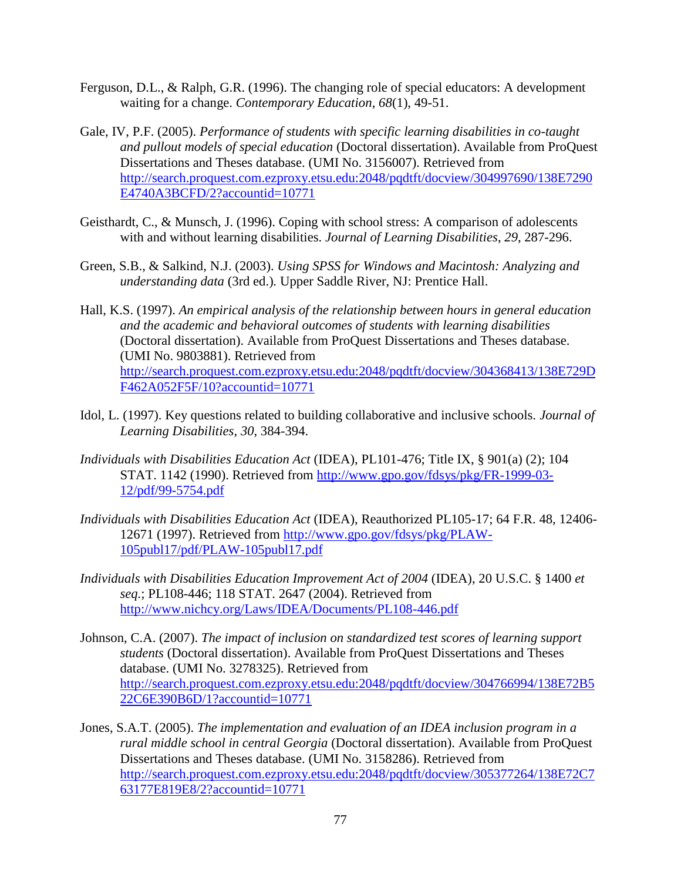Ferguson, D.L., & Ralph, G.R. (1996). The changing role of special educators: A development waiting for a change. *Contemporary Education*, *68*(1), 49-51.

Gale, IV, P.F. (2005). *Performance of students with specific learning disabilities in co-taught and pullout models of special education* (Doctoral dissertation). Available from ProQuest Dissertations and Theses database. (UMI No. 3156007). Retrieved from http://search.proquest.com.ezproxy.etsu.edu:2048/pqdtft/docview/304997690/138E7290E4740A3BCFD/2?accountid=10771

Geisthardt, C., & Munsch, J. (1996). Coping with school stress: A comparison of adolescents with and without learning disabilities. *Journal of Learning Disabilities*, *29*, 287-296.

Green, S.B., & Salkind, N.J. (2003). *Using SPSS for Windows and Macintosh: Analyzing and understanding data* (3rd ed.)*.* Upper Saddle River, NJ: Prentice Hall.

Hall, K.S. (1997). *An empirical analysis of the relationship between hours in general education and the academic and behavioral outcomes of students with learning disabilities* (Doctoral dissertation). Available from ProQuest Dissertations and Theses database. (UMI No. 9803881). Retrieved from http://search.proquest.com.ezproxy.etsu.edu:2048/pqdtft/docview/304368413/138E729DF462A052F5F/10?accountid=10771

Idol, L. (1997). Key questions related to building collaborative and inclusive schools. *Journal of Learning Disabilities*, *30*, 384-394.

*Individuals with Disabilities Education Act* (IDEA), PL101-476; Title IX, § 901(a) (2); 104 STAT. 1142 (1990). Retrieved from http://www.gpo.gov/fdsys/pkg/FR-1999-03-12/pdf/99-5754.pdf

*Individuals with Disabilities Education Act* (IDEA), Reauthorized PL105-17; 64 F.R. 48, 12406-12671 (1997). Retrieved from http://www.gpo.gov/fdsys/pkg/PLAW-105publ17/pdf/PLAW-105publ17.pdf

*Individuals with Disabilities Education Improvement Act of 2004* (IDEA), 20 U.S.C. § 1400 *et seq.*; PL108-446; 118 STAT. 2647 (2004). Retrieved from http://www.nichcy.org/Laws/IDEA/Documents/PL108-446.pdf

Johnson, C.A. (2007). *The impact of inclusion on standardized test scores of learning support students* (Doctoral dissertation). Available from ProQuest Dissertations and Theses database. (UMI No. 3278325). Retrieved from http://search.proquest.com.ezproxy.etsu.edu:2048/pqdtft/docview/304766994/138E72B522C6E390B6D/1?accountid=10771

Jones, S.A.T. (2005). *The implementation and evaluation of an IDEA inclusion program in a rural middle school in central Georgia* (Doctoral dissertation). Available from ProQuest Dissertations and Theses database. (UMI No. 3158286). Retrieved from http://search.proquest.com.ezproxy.etsu.edu:2048/pqdtft/docview/305377264/138E72C763177E819E8/2?accountid=10771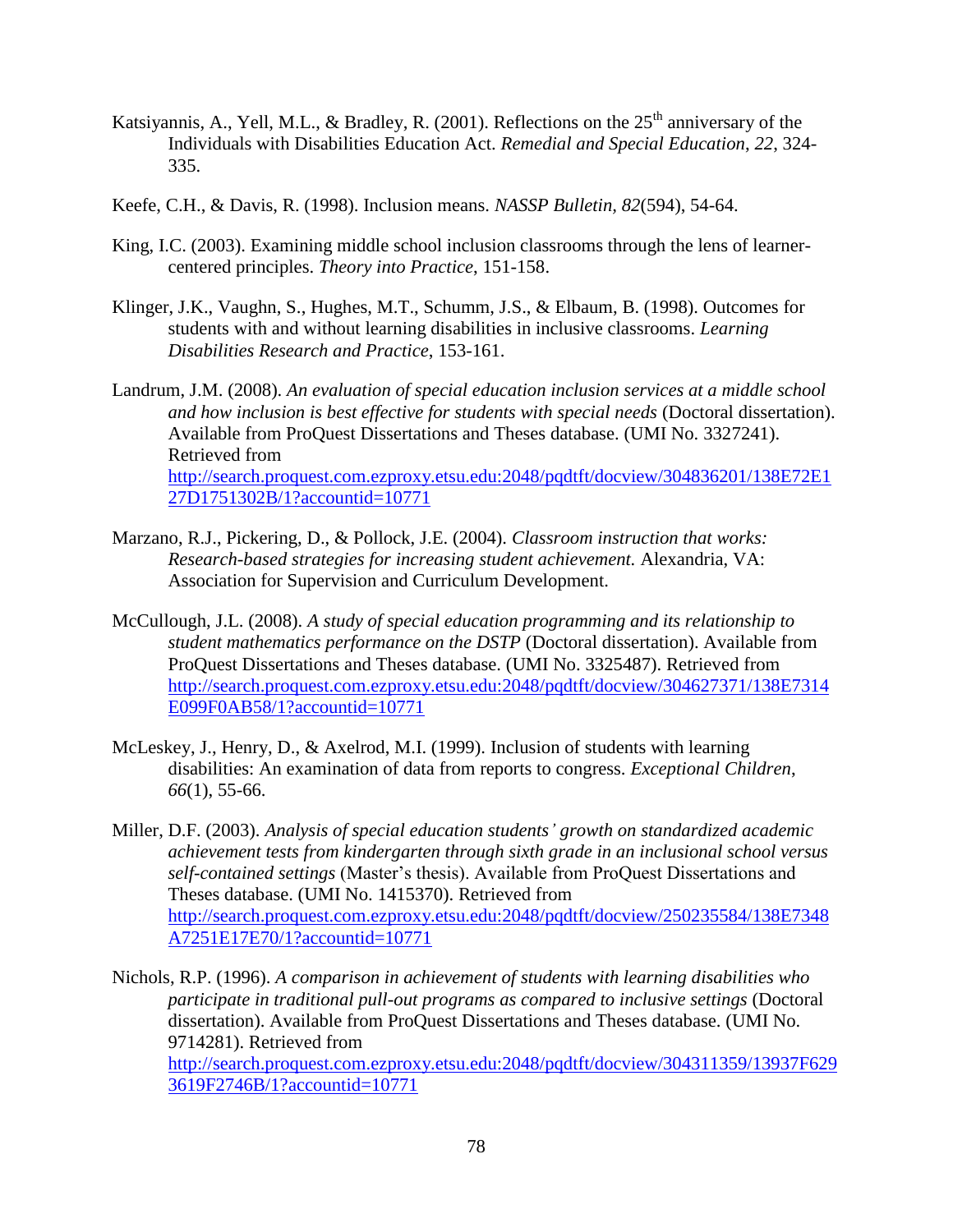Katsiyannis, A., Yell, M.L., & Bradley, R. (2001). Reflections on the 25th anniversary of the Individuals with Disabilities Education Act. *Remedial and Special Education, 22*, 324-335.

Keefe, C.H., & Davis, R. (1998). Inclusion means. *NASSP Bulletin, 82*(594), 54-64.

King, I.C. (2003). Examining middle school inclusion classrooms through the lens of learner-centered principles. *Theory into Practice*, 151-158.

Klinger, J.K., Vaughn, S., Hughes, M.T., Schumm, J.S., & Elbaum, B. (1998). Outcomes for students with and without learning disabilities in inclusive classrooms. *Learning Disabilities Research and Practice*, 153-161.

Landrum, J.M. (2008). *An evaluation of special education inclusion services at a middle school and how inclusion is best effective for students with special needs* (Doctoral dissertation). Available from ProQuest Dissertations and Theses database. (UMI No. 3327241). Retrieved from http://search.proquest.com.ezproxy.etsu.edu:2048/pqdtft/docview/304836201/138E72E127D1751302B/1?accountid=10771

Marzano, R.J., Pickering, D., & Pollock, J.E. (2004). *Classroom instruction that works: Research-based strategies for increasing student achievement.* Alexandria, VA: Association for Supervision and Curriculum Development.

McCullough, J.L. (2008). *A study of special education programming and its relationship to student mathematics performance on the DSTP* (Doctoral dissertation). Available from ProQuest Dissertations and Theses database. (UMI No. 3325487). Retrieved from http://search.proquest.com.ezproxy.etsu.edu:2048/pqdtft/docview/304627371/138E7314E099F0AB58/1?accountid=10771

McLeskey, J., Henry, D., & Axelrod, M.I. (1999). Inclusion of students with learning disabilities: An examination of data from reports to congress. *Exceptional Children, 66*(1), 55-66.

Miller, D.F. (2003). *Analysis of special education students' growth on standardized academic achievement tests from kindergarten through sixth grade in an inclusional school versus self-contained settings* (Master's thesis). Available from ProQuest Dissertations and Theses database. (UMI No. 1415370). Retrieved from http://search.proquest.com.ezproxy.etsu.edu:2048/pqdtft/docview/250235584/138E7348A7251E17E70/1?accountid=10771

Nichols, R.P. (1996). *A comparison in achievement of students with learning disabilities who participate in traditional pull-out programs as compared to inclusive settings* (Doctoral dissertation). Available from ProQuest Dissertations and Theses database. (UMI No. 9714281). Retrieved from http://search.proquest.com.ezproxy.etsu.edu:2048/pqdtft/docview/304311359/13937F6293619F2746B/1?accountid=10771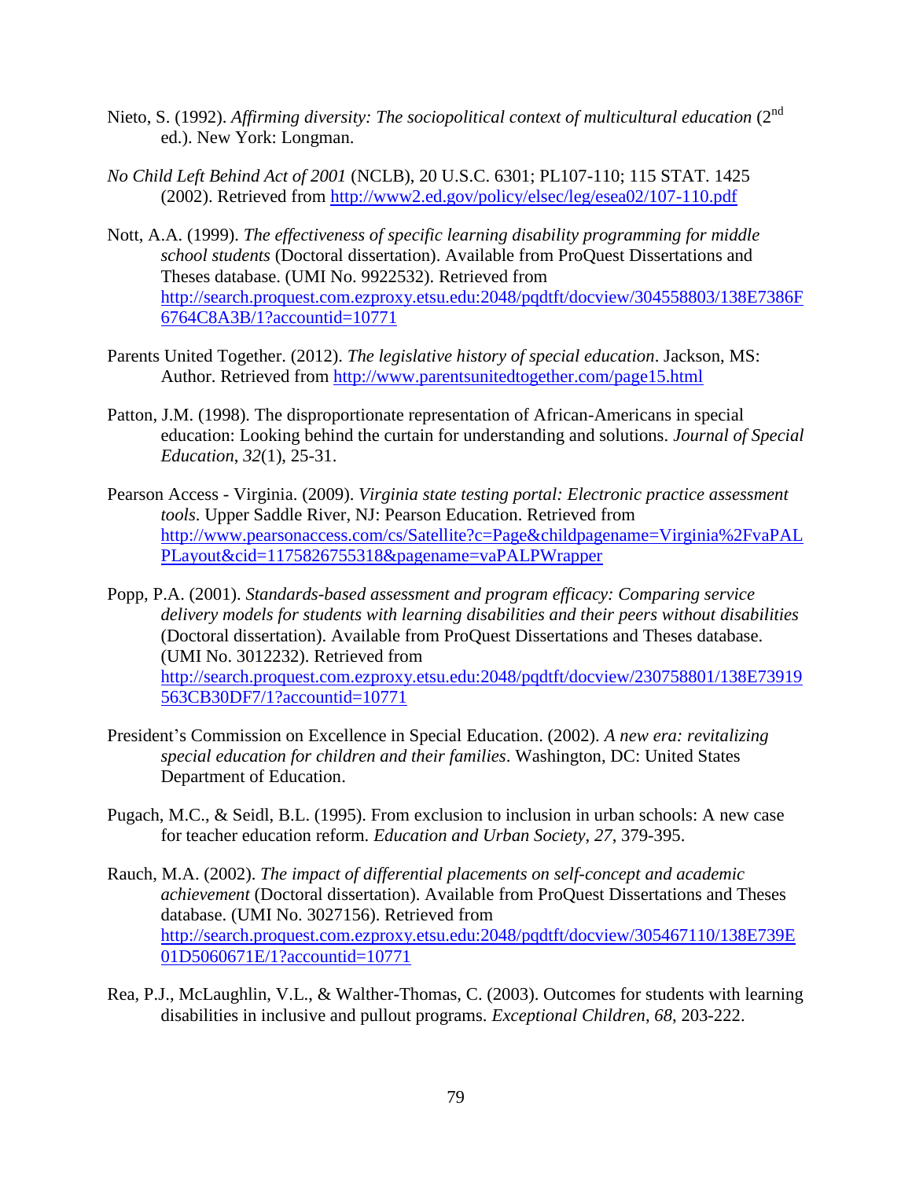Nieto, S. (1992). *Affirming diversity: The sociopolitical context of multicultural education* (2nd ed.). New York: Longman.

*No Child Left Behind Act of 2001* (NCLB), 20 U.S.C. 6301; PL107-110; 115 STAT. 1425 (2002). Retrieved from http://www2.ed.gov/policy/elsec/leg/esea02/107-110.pdf

Nott, A.A. (1999). *The effectiveness of specific learning disability programming for middle school students* (Doctoral dissertation). Available from ProQuest Dissertations and Theses database. (UMI No. 9922532). Retrieved from http://search.proquest.com.ezproxy.etsu.edu:2048/pqdtft/docview/304558803/138E7386F6764C8A3B/1?accountid=10771

Parents United Together. (2012). *The legislative history of special education*. Jackson, MS: Author. Retrieved from http://www.parentsunitedtogether.com/page15.html

Patton, J.M. (1998). The disproportionate representation of African-Americans in special education: Looking behind the curtain for understanding and solutions. *Journal of Special Education*, *32*(1), 25-31.

Pearson Access - Virginia. (2009). *Virginia state testing portal: Electronic practice assessment tools*. Upper Saddle River, NJ: Pearson Education. Retrieved from http://www.pearsonaccess.com/cs/Satellite?c=Page&childpagename=Virginia%2FvaPALPLayout&cid=1175826755318&pagename=vaPALPWrapper

Popp, P.A. (2001). *Standards-based assessment and program efficacy: Comparing service delivery models for students with learning disabilities and their peers without disabilities* (Doctoral dissertation). Available from ProQuest Dissertations and Theses database. (UMI No. 3012232). Retrieved from http://search.proquest.com.ezproxy.etsu.edu:2048/pqdtft/docview/230758801/138E73919563CB30DF7/1?accountid=10771

President's Commission on Excellence in Special Education. (2002). *A new era: revitalizing special education for children and their families*. Washington, DC: United States Department of Education.

Pugach, M.C., & Seidl, B.L. (1995). From exclusion to inclusion in urban schools: A new case for teacher education reform. *Education and Urban Society*, *27*, 379-395.

Rauch, M.A. (2002). *The impact of differential placements on self-concept and academic achievement* (Doctoral dissertation). Available from ProQuest Dissertations and Theses database. (UMI No. 3027156). Retrieved from http://search.proquest.com.ezproxy.etsu.edu:2048/pqdtft/docview/305467110/138E739E01D5060671E/1?accountid=10771

Rea, P.J., McLaughlin, V.L., & Walther-Thomas, C. (2003). Outcomes for students with learning disabilities in inclusive and pullout programs. *Exceptional Children*, *68*, 203-222.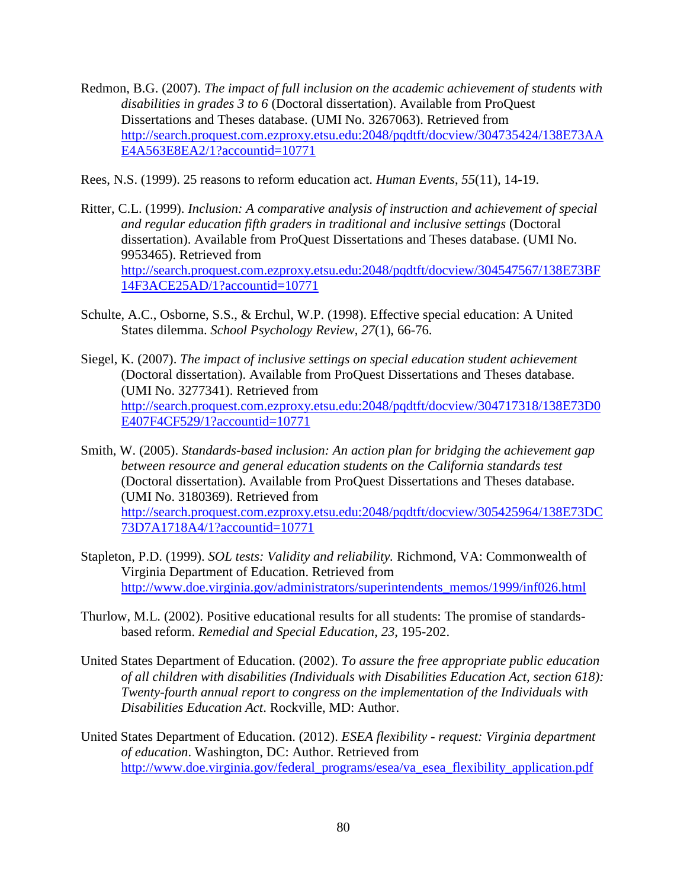Redmon, B.G. (2007). *The impact of full inclusion on the academic achievement of students with disabilities in grades 3 to 6* (Doctoral dissertation). Available from ProQuest Dissertations and Theses database. (UMI No. 3267063). Retrieved from http://search.proquest.com.ezproxy.etsu.edu:2048/pqdtft/docview/304735424/138E73AAE4A563E8EA2/1?accountid=10771

Rees, N.S. (1999). 25 reasons to reform education act. *Human Events*, *55*(11), 14-19.

Ritter, C.L. (1999). *Inclusion: A comparative analysis of instruction and achievement of special and regular education fifth graders in traditional and inclusive settings* (Doctoral dissertation). Available from ProQuest Dissertations and Theses database. (UMI No. 9953465). Retrieved from http://search.proquest.com.ezproxy.etsu.edu:2048/pqdtft/docview/304547567/138E73BF14F3ACE25AD/1?accountid=10771

Schulte, A.C., Osborne, S.S., & Erchul, W.P. (1998). Effective special education: A United States dilemma. *School Psychology Review*, *27*(1), 66-76.

Siegel, K. (2007). *The impact of inclusive settings on special education student achievement* (Doctoral dissertation). Available from ProQuest Dissertations and Theses database. (UMI No. 3277341). Retrieved from http://search.proquest.com.ezproxy.etsu.edu:2048/pqdtft/docview/304717318/138E73D0E407F4CF529/1?accountid=10771

Smith, W. (2005). *Standards-based inclusion: An action plan for bridging the achievement gap between resource and general education students on the California standards test* (Doctoral dissertation). Available from ProQuest Dissertations and Theses database. (UMI No. 3180369). Retrieved from http://search.proquest.com.ezproxy.etsu.edu:2048/pqdtft/docview/305425964/138E73DC73D7A1718A4/1?accountid=10771

Stapleton, P.D. (1999). *SOL tests: Validity and reliability.* Richmond, VA: Commonwealth of Virginia Department of Education. Retrieved from http://www.doe.virginia.gov/administrators/superintendents_memos/1999/inf026.html

Thurlow, M.L. (2002). Positive educational results for all students: The promise of standards-based reform. *Remedial and Special Education*, *23*, 195-202.

United States Department of Education. (2002). *To assure the free appropriate public education of all children with disabilities (Individuals with Disabilities Education Act, section 618): Twenty-fourth annual report to congress on the implementation of the Individuals with Disabilities Education Act*. Rockville, MD: Author.

United States Department of Education. (2012). *ESEA flexibility - request: Virginia department of education*. Washington, DC: Author. Retrieved from http://www.doe.virginia.gov/federal_programs/esea/va_esea_flexibility_application.pdf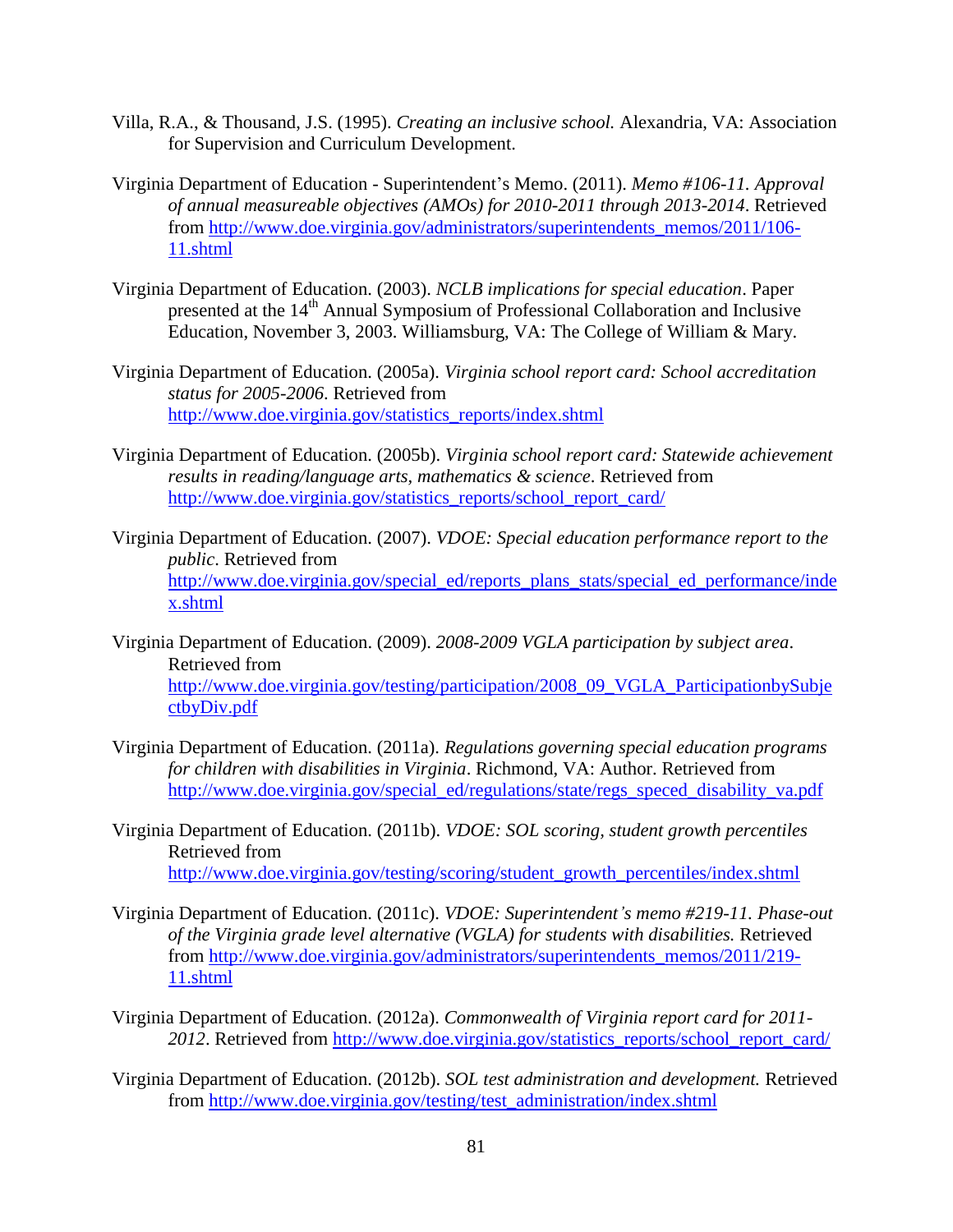Villa, R.A., & Thousand, J.S. (1995). *Creating an inclusive school.* Alexandria, VA: Association for Supervision and Curriculum Development.

Virginia Department of Education - Superintendent's Memo. (2011). *Memo #106-11. Approval of annual measureable objectives (AMOs) for 2010-2011 through 2013-2014*. Retrieved from http://www.doe.virginia.gov/administrators/superintendents_memos/2011/106-11.shtml

Virginia Department of Education. (2003). *NCLB implications for special education*. Paper presented at the 14th Annual Symposium of Professional Collaboration and Inclusive Education, November 3, 2003. Williamsburg, VA: The College of William & Mary.

Virginia Department of Education. (2005a). *Virginia school report card: School accreditation status for 2005-2006*. Retrieved from http://www.doe.virginia.gov/statistics_reports/index.shtml

Virginia Department of Education. (2005b). *Virginia school report card: Statewide achievement results in reading/language arts, mathematics & science*. Retrieved from http://www.doe.virginia.gov/statistics_reports/school_report_card/

Virginia Department of Education. (2007). *VDOE: Special education performance report to the public*. Retrieved from http://www.doe.virginia.gov/special_ed/reports_plans_stats/special_ed_performance/index.shtml

Virginia Department of Education. (2009). *2008-2009 VGLA participation by subject area*. Retrieved from http://www.doe.virginia.gov/testing/participation/2008_09_VGLA_ParticipationbySubjectbyDiv.pdf

Virginia Department of Education. (2011a). *Regulations governing special education programs for children with disabilities in Virginia*. Richmond, VA: Author. Retrieved from http://www.doe.virginia.gov/special_ed/regulations/state/regs_speced_disability_va.pdf

Virginia Department of Education. (2011b). *VDOE: SOL scoring, student growth percentiles* Retrieved from http://www.doe.virginia.gov/testing/scoring/student_growth_percentiles/index.shtml

Virginia Department of Education. (2011c). *VDOE: Superintendent's memo #219-11. Phase-out of the Virginia grade level alternative (VGLA) for students with disabilities.* Retrieved from http://www.doe.virginia.gov/administrators/superintendents_memos/2011/219-11.shtml

Virginia Department of Education. (2012a). *Commonwealth of Virginia report card for 2011-2012*. Retrieved from http://www.doe.virginia.gov/statistics_reports/school_report_card/

Virginia Department of Education. (2012b). *SOL test administration and development.* Retrieved from http://www.doe.virginia.gov/testing/test_administration/index.shtml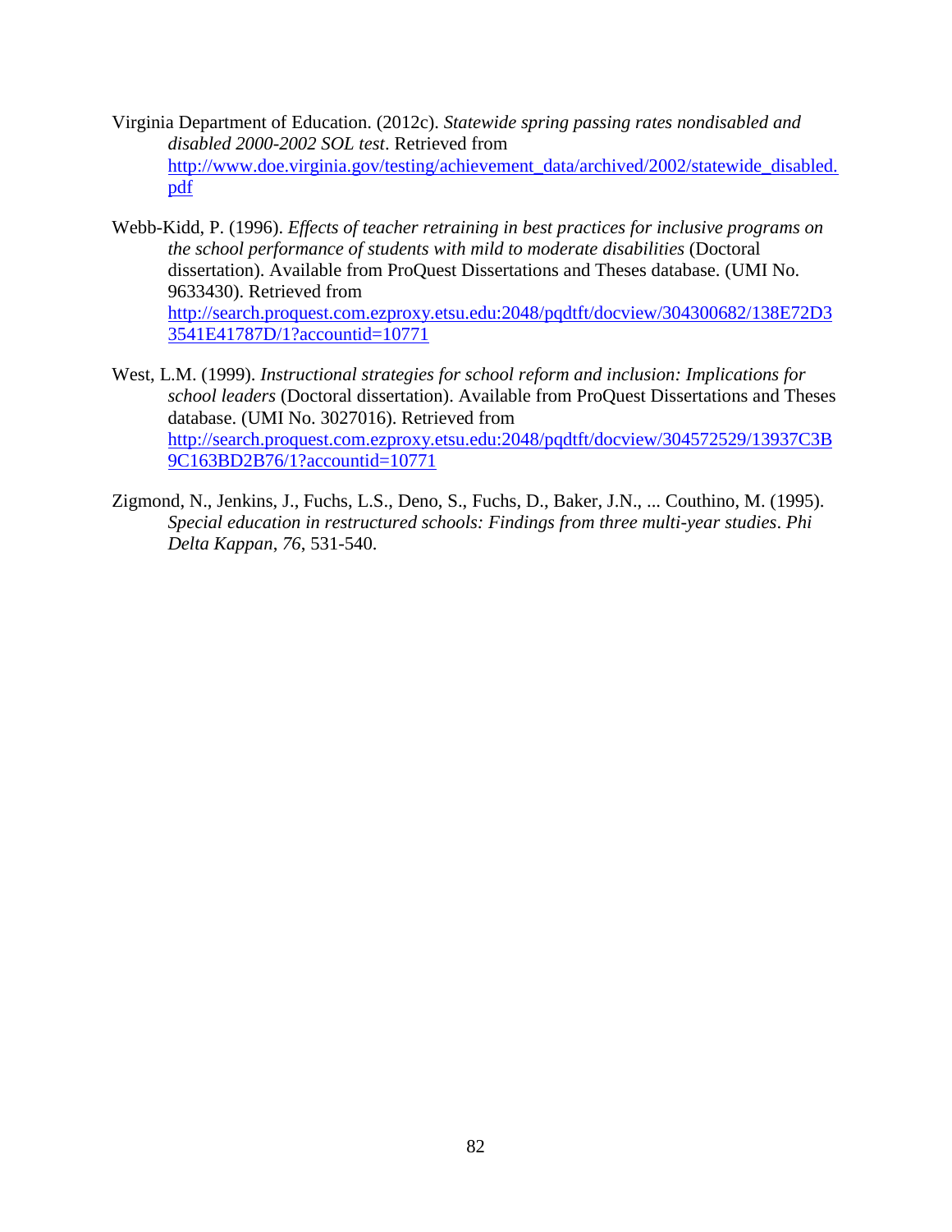Virginia Department of Education. (2012c). *Statewide spring passing rates nondisabled and disabled 2000-2002 SOL test*. Retrieved from http://www.doe.virginia.gov/testing/achievement_data/archived/2002/statewide_disabled.pdf

Webb-Kidd, P. (1996). *Effects of teacher retraining in best practices for inclusive programs on the school performance of students with mild to moderate disabilities* (Doctoral dissertation). Available from ProQuest Dissertations and Theses database. (UMI No. 9633430). Retrieved from http://search.proquest.com.ezproxy.etsu.edu:2048/pqdtft/docview/304300682/138E72D33541E41787D/1?accountid=10771

West, L.M. (1999). *Instructional strategies for school reform and inclusion: Implications for school leaders* (Doctoral dissertation). Available from ProQuest Dissertations and Theses database. (UMI No. 3027016). Retrieved from http://search.proquest.com.ezproxy.etsu.edu:2048/pqdtft/docview/304572529/13937C3B9C163BD2B76/1?accountid=10771

Zigmond, N., Jenkins, J., Fuchs, L.S., Deno, S., Fuchs, D., Baker, J.N., ... Couthino, M. (1995). *Special education in restructured schools: Findings from three multi-year studies*. *Phi Delta Kappan*, *76*, 531-540.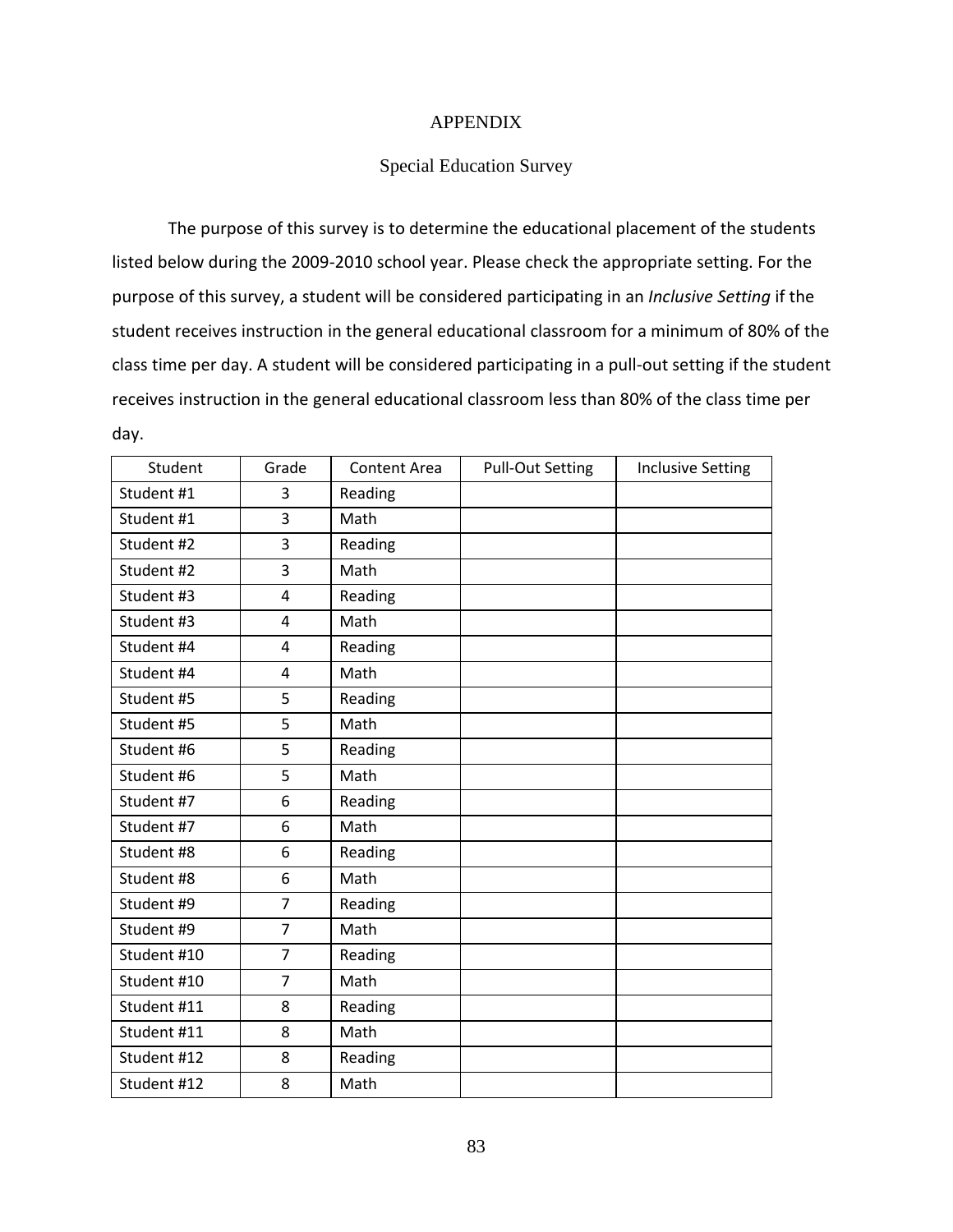# APPENDIX

## Special Education Survey

The purpose of this survey is to determine the educational placement of the students listed below during the 2009-2010 school year. Please check the appropriate setting. For the purpose of this survey, a student will be considered participating in an *Inclusive Setting* if the student receives instruction in the general educational classroom for a minimum of 80% of the class time per day. A student will be considered participating in a pull-out setting if the student receives instruction in the general educational classroom less than 80% of the class time per day.

| Student | Grade | Content Area | Pull-Out Setting | Inclusive Setting |
|---|---|---|---|---|
| Student #1 | 3 | Reading | | |
| Student #1 | 3 | Math | | |
| Student #2 | 3 | Reading | | |
| Student #2 | 3 | Math | | |
| Student #3 | 4 | Reading | | |
| Student #3 | 4 | Math | | |
| Student #4 | 4 | Reading | | |
| Student #4 | 4 | Math | | |
| Student #5 | 5 | Reading | | |
| Student #5 | 5 | Math | | |
| Student #6 | 5 | Reading | | |
| Student #6 | 5 | Math | | |
| Student #7 | 6 | Reading | | |
| Student #7 | 6 | Math | | |
| Student #8 | 6 | Reading | | |
| Student #8 | 6 | Math | | |
| Student #9 | 7 | Reading | | |
| Student #9 | 7 | Math | | |
| Student #10 | 7 | Reading | | |
| Student #10 | 7 | Math | | |
| Student #11 | 8 | Reading | | |
| Student #11 | 8 | Math | | |
| Student #12 | 8 | Reading | | |
| Student #12 | 8 | Math | | |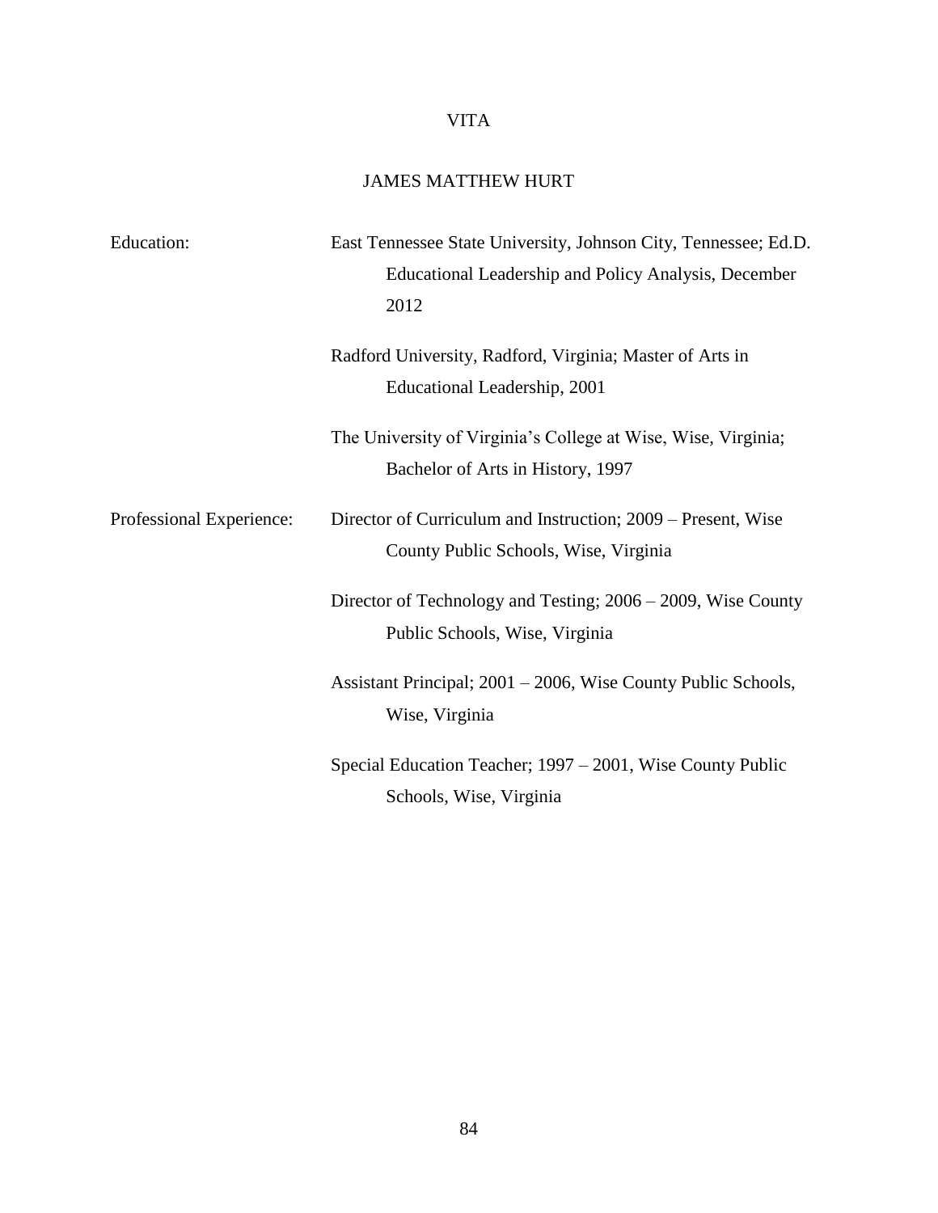# VITA

## JAMES MATTHEW HURT

**Education:**

East Tennessee State University, Johnson City, Tennessee; Ed.D. Educational Leadership and Policy Analysis, December 2012

Radford University, Radford, Virginia; Master of Arts in Educational Leadership, 2001

The University of Virginia's College at Wise, Wise, Virginia; Bachelor of Arts in History, 1997

**Professional Experience:**

Director of Curriculum and Instruction; 2009 – Present, Wise County Public Schools, Wise, Virginia

Director of Technology and Testing; 2006 – 2009, Wise County Public Schools, Wise, Virginia

Assistant Principal; 2001 – 2006, Wise County Public Schools, Wise, Virginia

Special Education Teacher; 1997 – 2001, Wise County Public Schools, Wise, Virginia